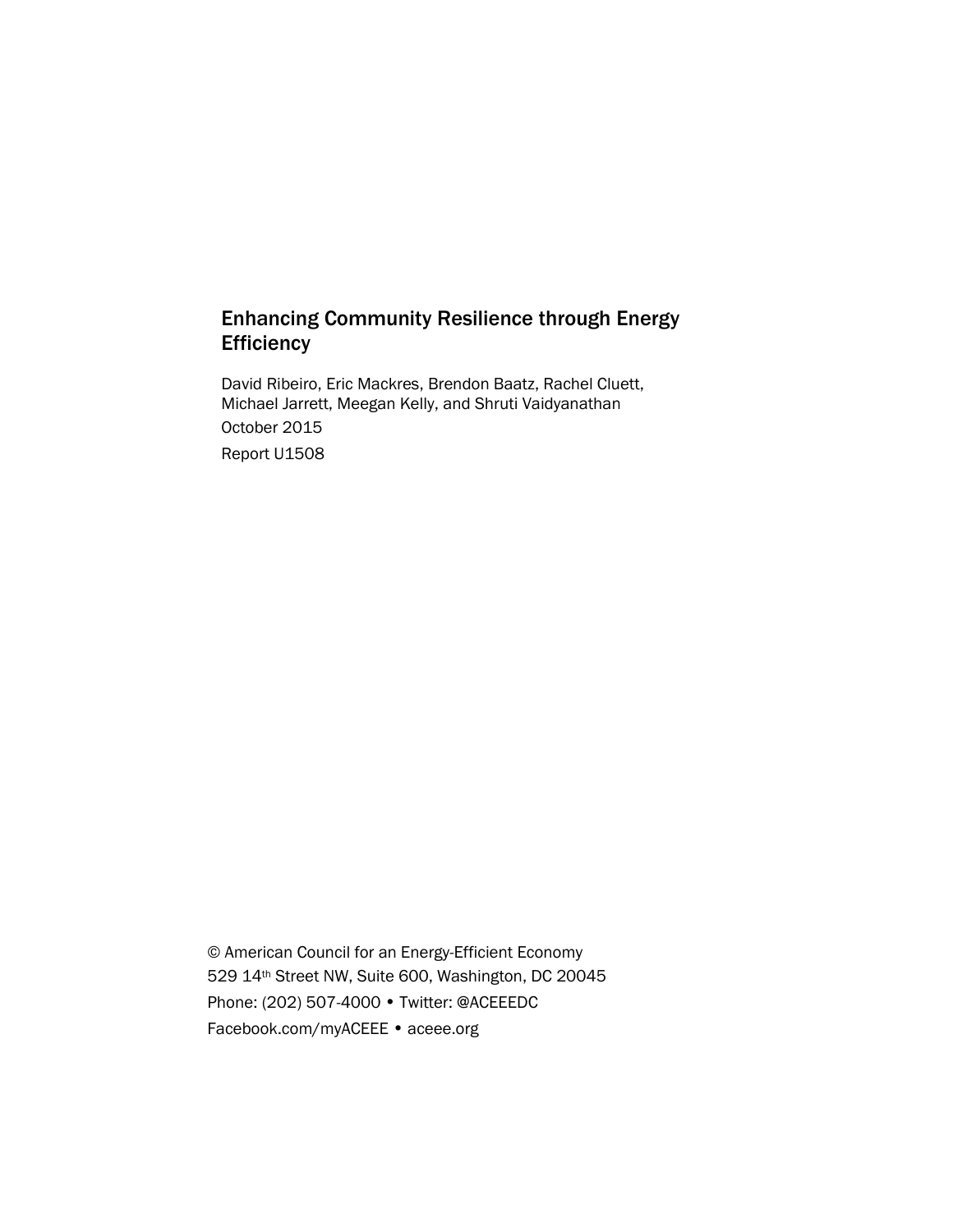# Enhancing Community Resilience through Energy Efficiency

David Ribeiro, Eric Mackres, Brendon Baatz, Rachel Cluett, Michael Jarrett, Meegan Kelly, and Shruti Vaidyanathan

October 2015

Report U1508

© American Council for an Energy-Efficient Economy

529 14th Street NW, Suite 600, Washington, DC 20045

Phone: (202) 507-4000 • Twitter: @ACEEEDC

Facebook.com/myACEEE • aceee.org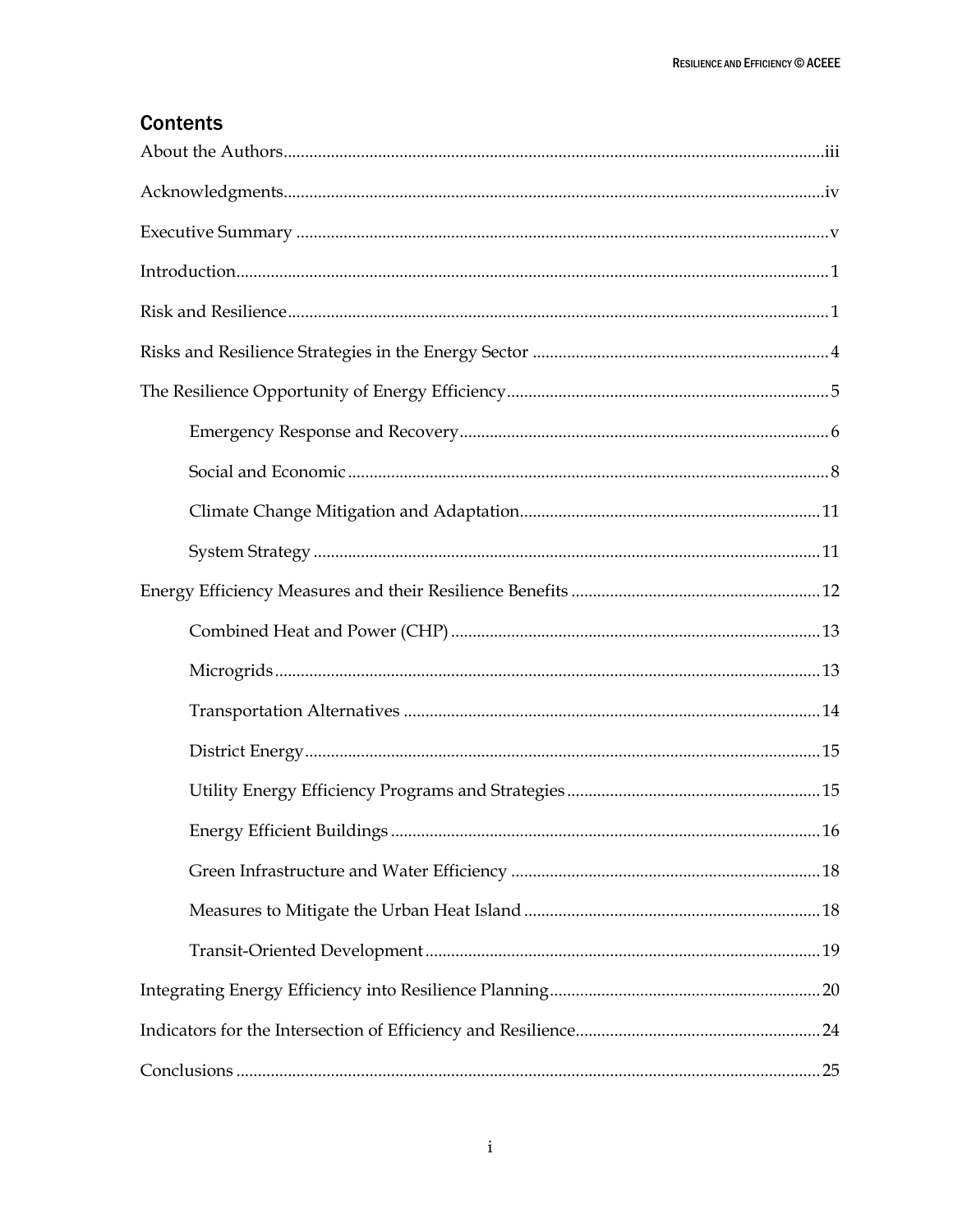## Contents

About the Authors ... iii

Acknowledgments ... iv

Executive Summary ... v

Introduction ... 1

Risk and Resilience ... 1

Risks and Resilience Strategies in the Energy Sector ... 4

The Resilience Opportunity of Energy Efficiency ... 5

- Emergency Response and Recovery ... 6
- Social and Economic ... 8
- Climate Change Mitigation and Adaptation ... 11
- System Strategy ... 11

Energy Efficiency Measures and their Resilience Benefits ... 12

- Combined Heat and Power (CHP) ... 13
- Microgrids ... 13
- Transportation Alternatives ... 14
- District Energy ... 15
- Utility Energy Efficiency Programs and Strategies ... 15
- Energy Efficient Buildings ... 16
- Green Infrastructure and Water Efficiency ... 18
- Measures to Mitigate the Urban Heat Island ... 18
- Transit-Oriented Development ... 19

Integrating Energy Efficiency into Resilience Planning ... 20

Indicators for the Intersection of Efficiency and Resilience ... 24

Conclusions ... 25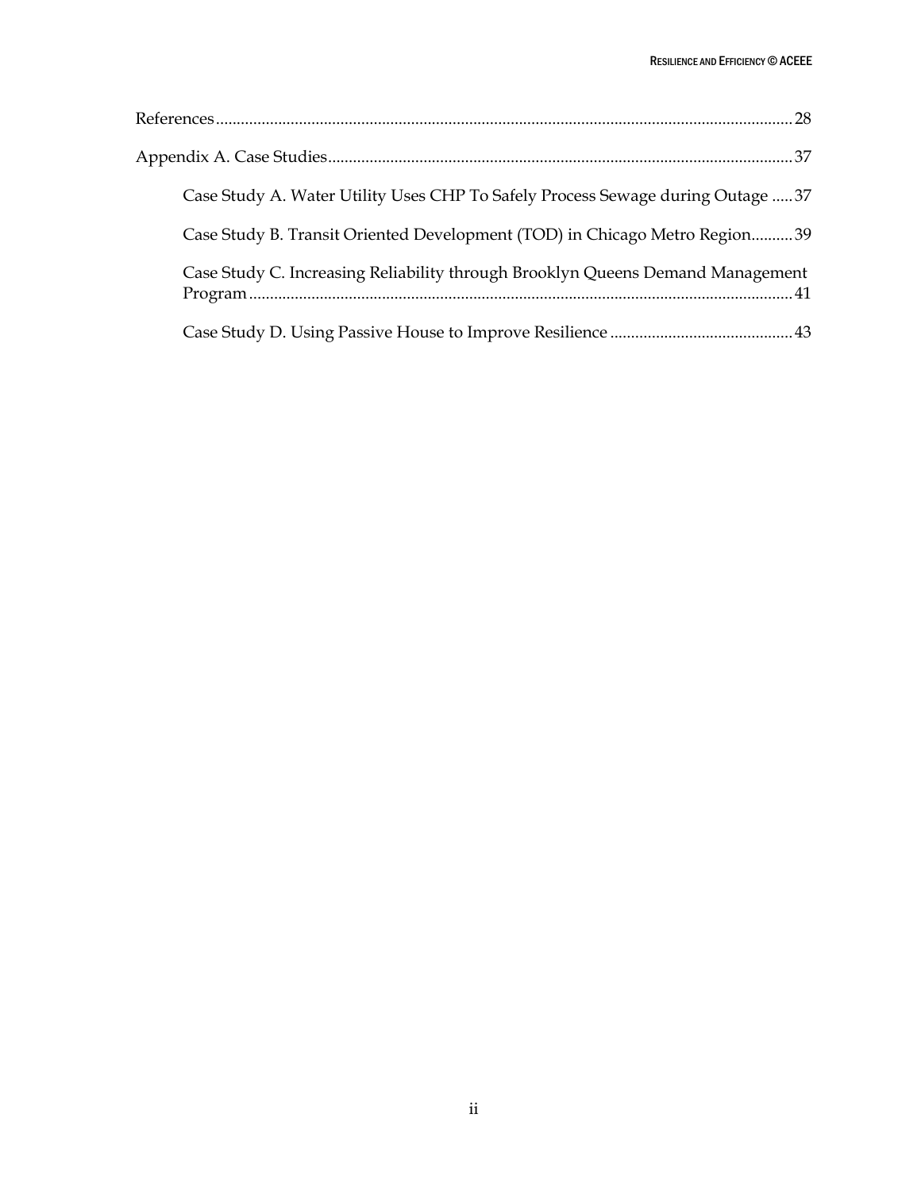References........................................................................................................................................28

Appendix A. Case Studies.............................................................................................................37

Case Study A. Water Utility Uses CHP To Safely Process Sewage during Outage .....37

Case Study B. Transit Oriented Development (TOD) in Chicago Metro Region..........39

Case Study C. Increasing Reliability through Brooklyn Queens Demand Management Program..................................................................................................................................41

Case Study D. Using Passive House to Improve Resilience ............................................43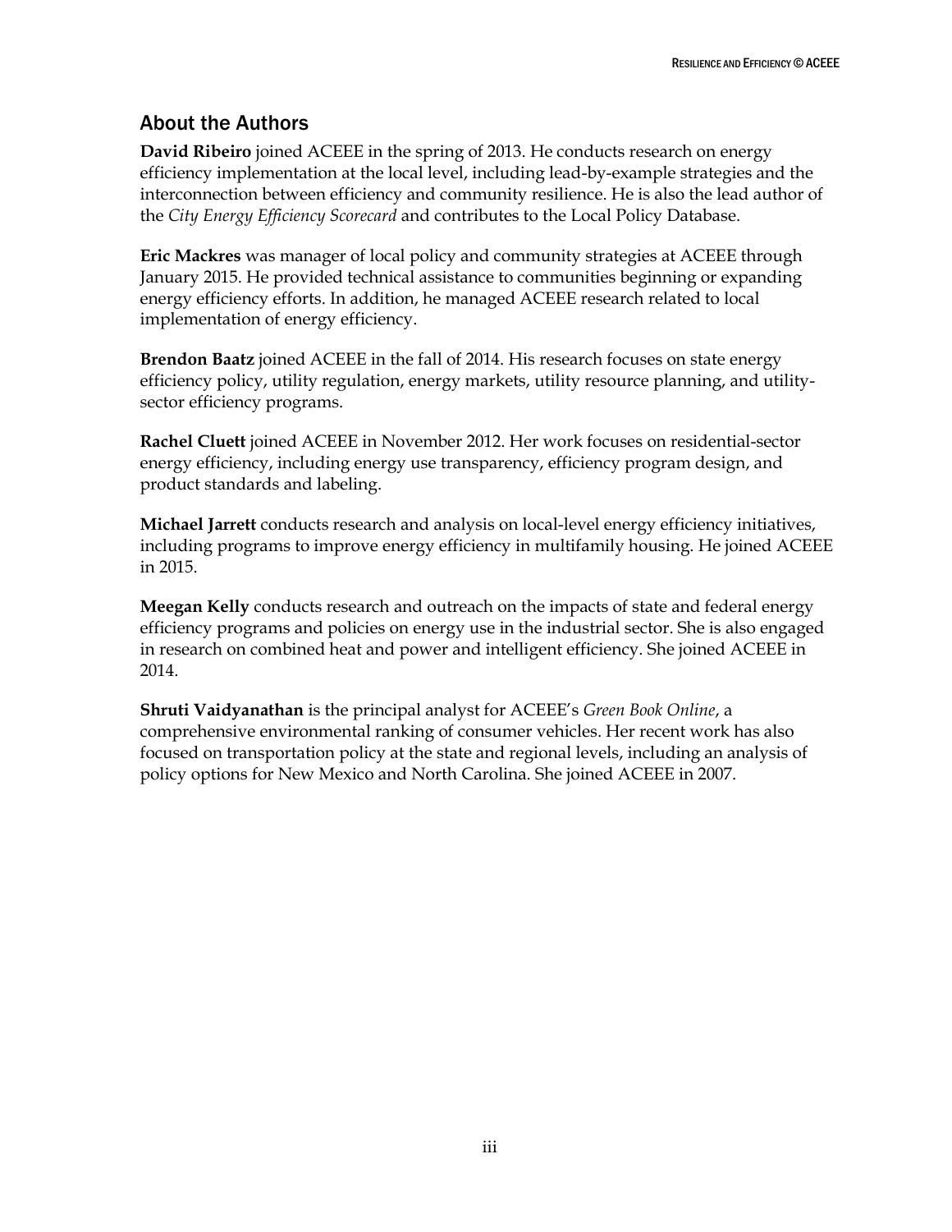## About the Authors

**David Ribeiro** joined ACEEE in the spring of 2013. He conducts research on energy efficiency implementation at the local level, including lead-by-example strategies and the interconnection between efficiency and community resilience. He is also the lead author of the *City Energy Efficiency Scorecard* and contributes to the Local Policy Database.

**Eric Mackres** was manager of local policy and community strategies at ACEEE through January 2015. He provided technical assistance to communities beginning or expanding energy efficiency efforts. In addition, he managed ACEEE research related to local implementation of energy efficiency.

**Brendon Baatz** joined ACEEE in the fall of 2014. His research focuses on state energy efficiency policy, utility regulation, energy markets, utility resource planning, and utility-sector efficiency programs.

**Rachel Cluett** joined ACEEE in November 2012. Her work focuses on residential-sector energy efficiency, including energy use transparency, efficiency program design, and product standards and labeling.

**Michael Jarrett** conducts research and analysis on local-level energy efficiency initiatives, including programs to improve energy efficiency in multifamily housing. He joined ACEEE in 2015.

**Meegan Kelly** conducts research and outreach on the impacts of state and federal energy efficiency programs and policies on energy use in the industrial sector. She is also engaged in research on combined heat and power and intelligent efficiency. She joined ACEEE in 2014.

**Shruti Vaidyanathan** is the principal analyst for ACEEE's *Green Book Online*, a comprehensive environmental ranking of consumer vehicles. Her recent work has also focused on transportation policy at the state and regional levels, including an analysis of policy options for New Mexico and North Carolina. She joined ACEEE in 2007.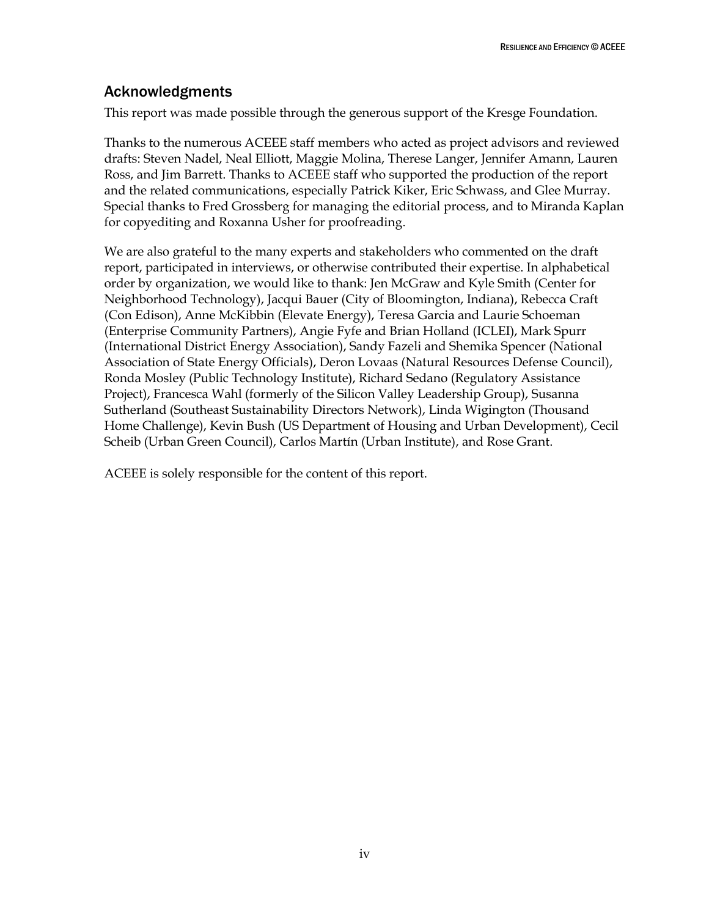## Acknowledgments

This report was made possible through the generous support of the Kresge Foundation.

Thanks to the numerous ACEEE staff members who acted as project advisors and reviewed drafts: Steven Nadel, Neal Elliott, Maggie Molina, Therese Langer, Jennifer Amann, Lauren Ross, and Jim Barrett. Thanks to ACEEE staff who supported the production of the report and the related communications, especially Patrick Kiker, Eric Schwass, and Glee Murray. Special thanks to Fred Grossberg for managing the editorial process, and to Miranda Kaplan for copyediting and Roxanna Usher for proofreading.

We are also grateful to the many experts and stakeholders who commented on the draft report, participated in interviews, or otherwise contributed their expertise. In alphabetical order by organization, we would like to thank: Jen McGraw and Kyle Smith (Center for Neighborhood Technology), Jacqui Bauer (City of Bloomington, Indiana), Rebecca Craft (Con Edison), Anne McKibbin (Elevate Energy), Teresa Garcia and Laurie Schoeman (Enterprise Community Partners), Angie Fyfe and Brian Holland (ICLEI), Mark Spurr (International District Energy Association), Sandy Fazeli and Shemika Spencer (National Association of State Energy Officials), Deron Lovaas (Natural Resources Defense Council), Ronda Mosley (Public Technology Institute), Richard Sedano (Regulatory Assistance Project), Francesca Wahl (formerly of the Silicon Valley Leadership Group), Susanna Sutherland (Southeast Sustainability Directors Network), Linda Wigington (Thousand Home Challenge), Kevin Bush (US Department of Housing and Urban Development), Cecil Scheib (Urban Green Council), Carlos Martín (Urban Institute), and Rose Grant.

ACEEE is solely responsible for the content of this report.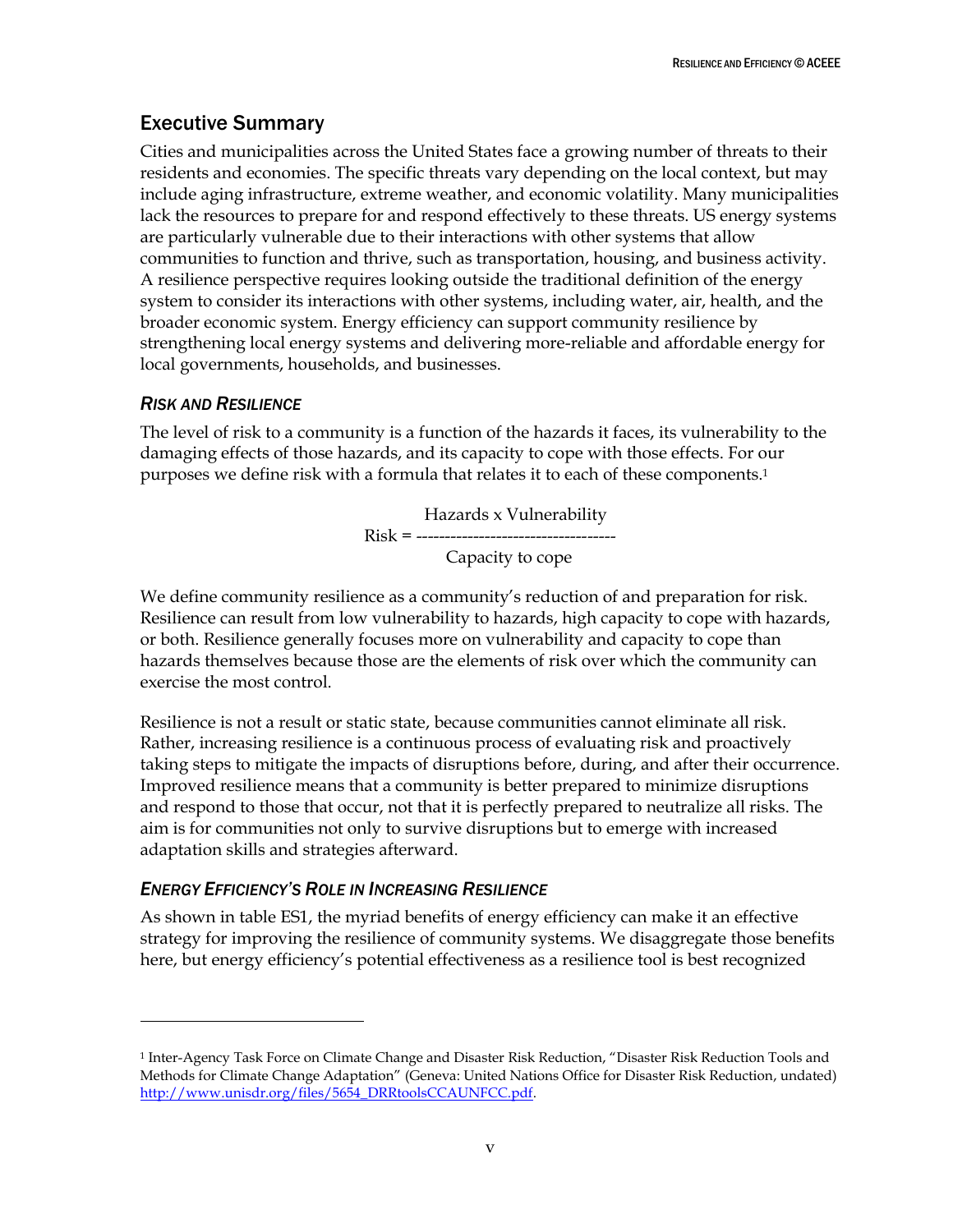## Executive Summary

Cities and municipalities across the United States face a growing number of threats to their residents and economies. The specific threats vary depending on the local context, but may include aging infrastructure, extreme weather, and economic volatility. Many municipalities lack the resources to prepare for and respond effectively to these threats. US energy systems are particularly vulnerable due to their interactions with other systems that allow communities to function and thrive, such as transportation, housing, and business activity. A resilience perspective requires looking outside the traditional definition of the energy system to consider its interactions with other systems, including water, air, health, and the broader economic system. Energy efficiency can support community resilience by strengthening local energy systems and delivering more-reliable and affordable energy for local governments, households, and businesses.

### *Risk and Resilience*

The level of risk to a community is a function of the hazards it faces, its vulnerability to the damaging effects of those hazards, and its capacity to cope with those effects. For our purposes we define risk with a formula that relates it to each of these components.[1]

$$\text{Risk} = \frac{\text{Hazards} \times \text{Vulnerability}}{\text{Capacity to cope}}$$

We define community resilience as a community's reduction of and preparation for risk. Resilience can result from low vulnerability to hazards, high capacity to cope with hazards, or both. Resilience generally focuses more on vulnerability and capacity to cope than hazards themselves because those are the elements of risk over which the community can exercise the most control.

Resilience is not a result or static state, because communities cannot eliminate all risk. Rather, increasing resilience is a continuous process of evaluating risk and proactively taking steps to mitigate the impacts of disruptions before, during, and after their occurrence. Improved resilience means that a community is better prepared to minimize disruptions and respond to those that occur, not that it is perfectly prepared to neutralize all risks. The aim is for communities not only to survive disruptions but to emerge with increased adaptation skills and strategies afterward.

### *Energy Efficiency's Role in Increasing Resilience*

As shown in table ES1, the myriad benefits of energy efficiency can make it an effective strategy for improving the resilience of community systems. We disaggregate those benefits here, but energy efficiency's potential effectiveness as a resilience tool is best recognized

---

[1] Inter-Agency Task Force on Climate Change and Disaster Risk Reduction, "Disaster Risk Reduction Tools and Methods for Climate Change Adaptation" (Geneva: United Nations Office for Disaster Risk Reduction, undated) http://www.unisdr.org/files/5654_DRRtoolsCCAUNFCC.pdf.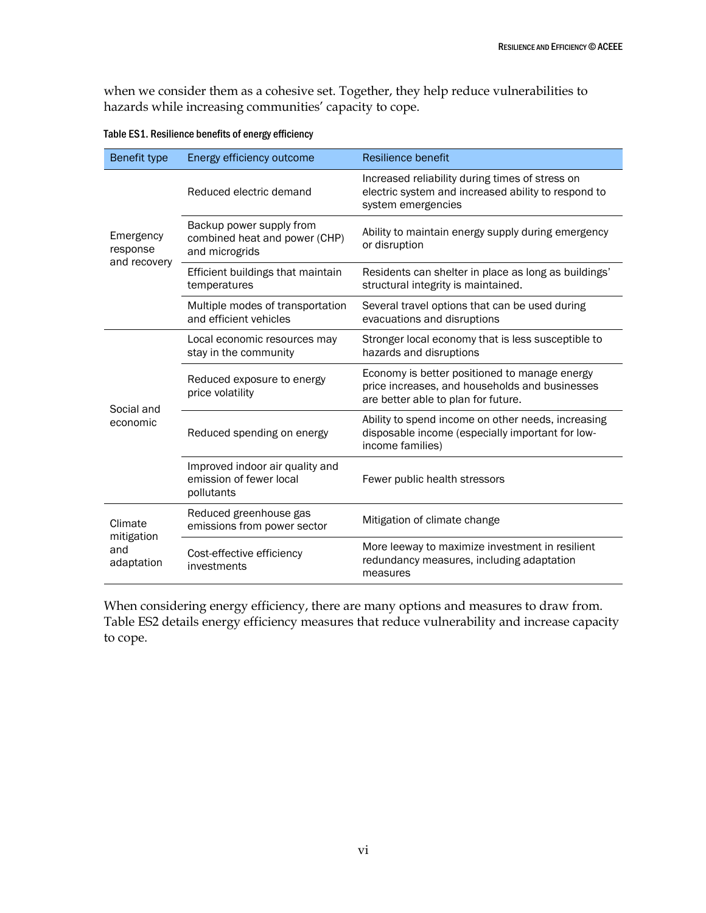when we consider them as a cohesive set. Together, they help reduce vulnerabilities to hazards while increasing communities' capacity to cope.

Table ES1. Resilience benefits of energy efficiency

| Benefit type | Energy efficiency outcome | Resilience benefit |
|---|---|---|
| Emergency response and recovery | Reduced electric demand | Increased reliability during times of stress on electric system and increased ability to respond to system emergencies |
| | Backup power supply from combined heat and power (CHP) and microgrids | Ability to maintain energy supply during emergency or disruption |
| | Efficient buildings that maintain temperatures | Residents can shelter in place as long as buildings' structural integrity is maintained. |
| | Multiple modes of transportation and efficient vehicles | Several travel options that can be used during evacuations and disruptions |
| Social and economic | Local economic resources may stay in the community | Stronger local economy that is less susceptible to hazards and disruptions |
| | Reduced exposure to energy price volatility | Economy is better positioned to manage energy price increases, and households and businesses are better able to plan for future. |
| | Reduced spending on energy | Ability to spend income on other needs, increasing disposable income (especially important for low-income families) |
| | Improved indoor air quality and emission of fewer local pollutants | Fewer public health stressors |
| Climate mitigation and adaptation | Reduced greenhouse gas emissions from power sector | Mitigation of climate change |
| | Cost-effective efficiency investments | More leeway to maximize investment in resilient redundancy measures, including adaptation measures |

When considering energy efficiency, there are many options and measures to draw from. Table ES2 details energy efficiency measures that reduce vulnerability and increase capacity to cope.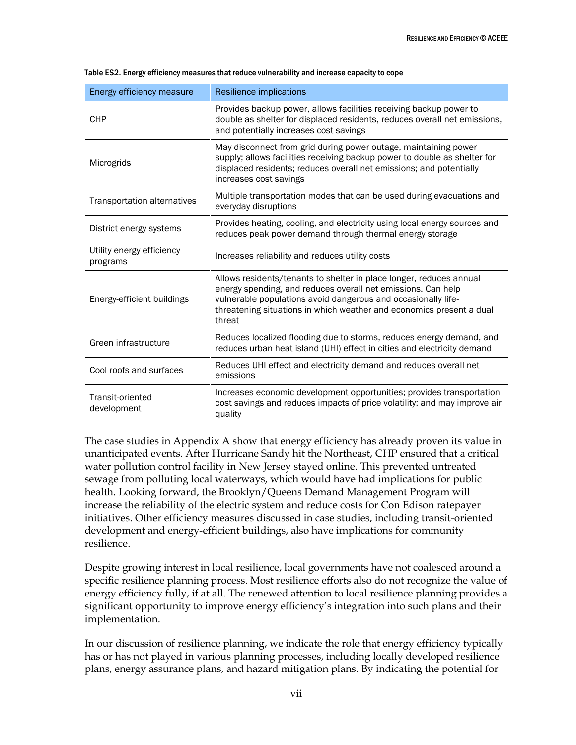Table ES2. Energy efficiency measures that reduce vulnerability and increase capacity to cope

| Energy efficiency measure | Resilience implications |
|---|---|
| CHP | Provides backup power, allows facilities receiving backup power to double as shelter for displaced residents, reduces overall net emissions, and potentially increases cost savings |
| Microgrids | May disconnect from grid during power outage, maintaining power supply; allows facilities receiving backup power to double as shelter for displaced residents; reduces overall net emissions; and potentially increases cost savings |
| Transportation alternatives | Multiple transportation modes that can be used during evacuations and everyday disruptions |
| District energy systems | Provides heating, cooling, and electricity using local energy sources and reduces peak power demand through thermal energy storage |
| Utility energy efficiency programs | Increases reliability and reduces utility costs |
| Energy-efficient buildings | Allows residents/tenants to shelter in place longer, reduces annual energy spending, and reduces overall net emissions. Can help vulnerable populations avoid dangerous and occasionally life-threatening situations in which weather and economics present a dual threat |
| Green infrastructure | Reduces localized flooding due to storms, reduces energy demand, and reduces urban heat island (UHI) effect in cities and electricity demand |
| Cool roofs and surfaces | Reduces UHI effect and electricity demand and reduces overall net emissions |
| Transit-oriented development | Increases economic development opportunities; provides transportation cost savings and reduces impacts of price volatility; and may improve air quality |

The case studies in Appendix A show that energy efficiency has already proven its value in unanticipated events. After Hurricane Sandy hit the Northeast, CHP ensured that a critical water pollution control facility in New Jersey stayed online. This prevented untreated sewage from polluting local waterways, which would have had implications for public health. Looking forward, the Brooklyn/Queens Demand Management Program will increase the reliability of the electric system and reduce costs for Con Edison ratepayer initiatives. Other efficiency measures discussed in case studies, including transit-oriented development and energy-efficient buildings, also have implications for community resilience.

Despite growing interest in local resilience, local governments have not coalesced around a specific resilience planning process. Most resilience efforts also do not recognize the value of energy efficiency fully, if at all. The renewed attention to local resilience planning provides a significant opportunity to improve energy efficiency's integration into such plans and their implementation.

In our discussion of resilience planning, we indicate the role that energy efficiency typically has or has not played in various planning processes, including locally developed resilience plans, energy assurance plans, and hazard mitigation plans. By indicating the potential for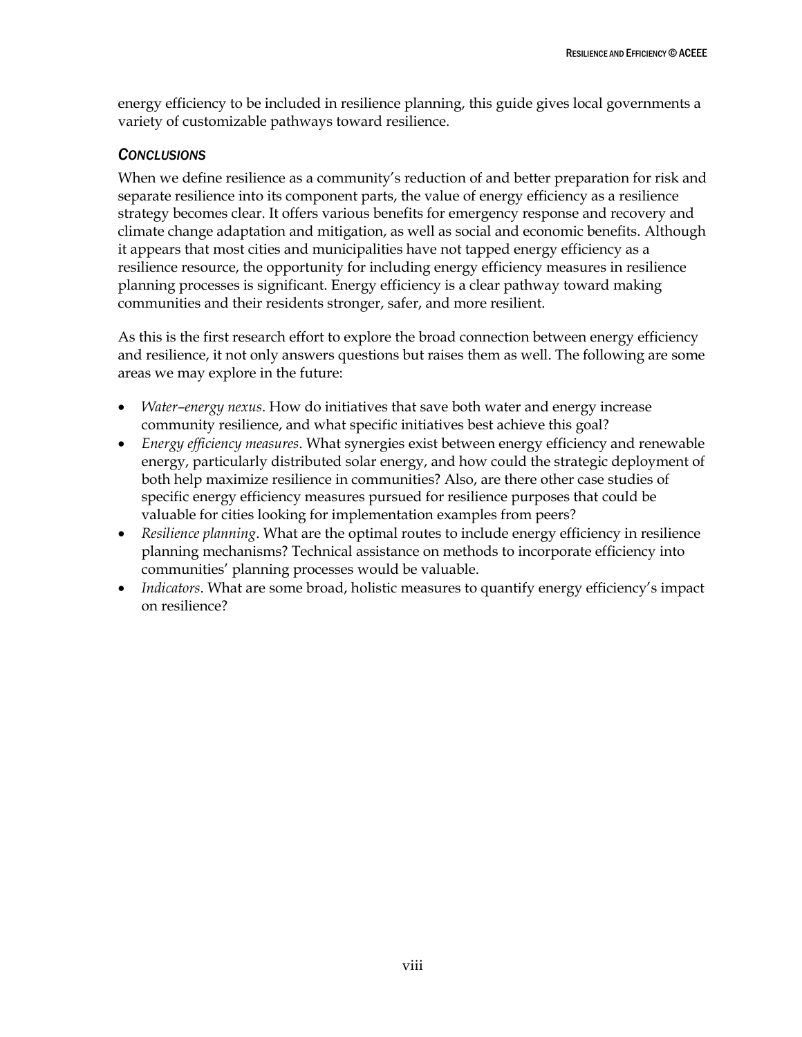energy efficiency to be included in resilience planning, this guide gives local governments a variety of customizable pathways toward resilience.

### *Conclusions*

When we define resilience as a community's reduction of and better preparation for risk and separate resilience into its component parts, the value of energy efficiency as a resilience strategy becomes clear. It offers various benefits for emergency response and recovery and climate change adaptation and mitigation, as well as social and economic benefits. Although it appears that most cities and municipalities have not tapped energy efficiency as a resilience resource, the opportunity for including energy efficiency measures in resilience planning processes is significant. Energy efficiency is a clear pathway toward making communities and their residents stronger, safer, and more resilient.

As this is the first research effort to explore the broad connection between energy efficiency and resilience, it not only answers questions but raises them as well. The following are some areas we may explore in the future:

- *Water–energy nexus*. How do initiatives that save both water and energy increase community resilience, and what specific initiatives best achieve this goal?
- *Energy efficiency measures*. What synergies exist between energy efficiency and renewable energy, particularly distributed solar energy, and how could the strategic deployment of both help maximize resilience in communities? Also, are there other case studies of specific energy efficiency measures pursued for resilience purposes that could be valuable for cities looking for implementation examples from peers?
- *Resilience planning*. What are the optimal routes to include energy efficiency in resilience planning mechanisms? Technical assistance on methods to incorporate efficiency into communities' planning processes would be valuable.
- *Indicators*. What are some broad, holistic measures to quantify energy efficiency's impact on resilience?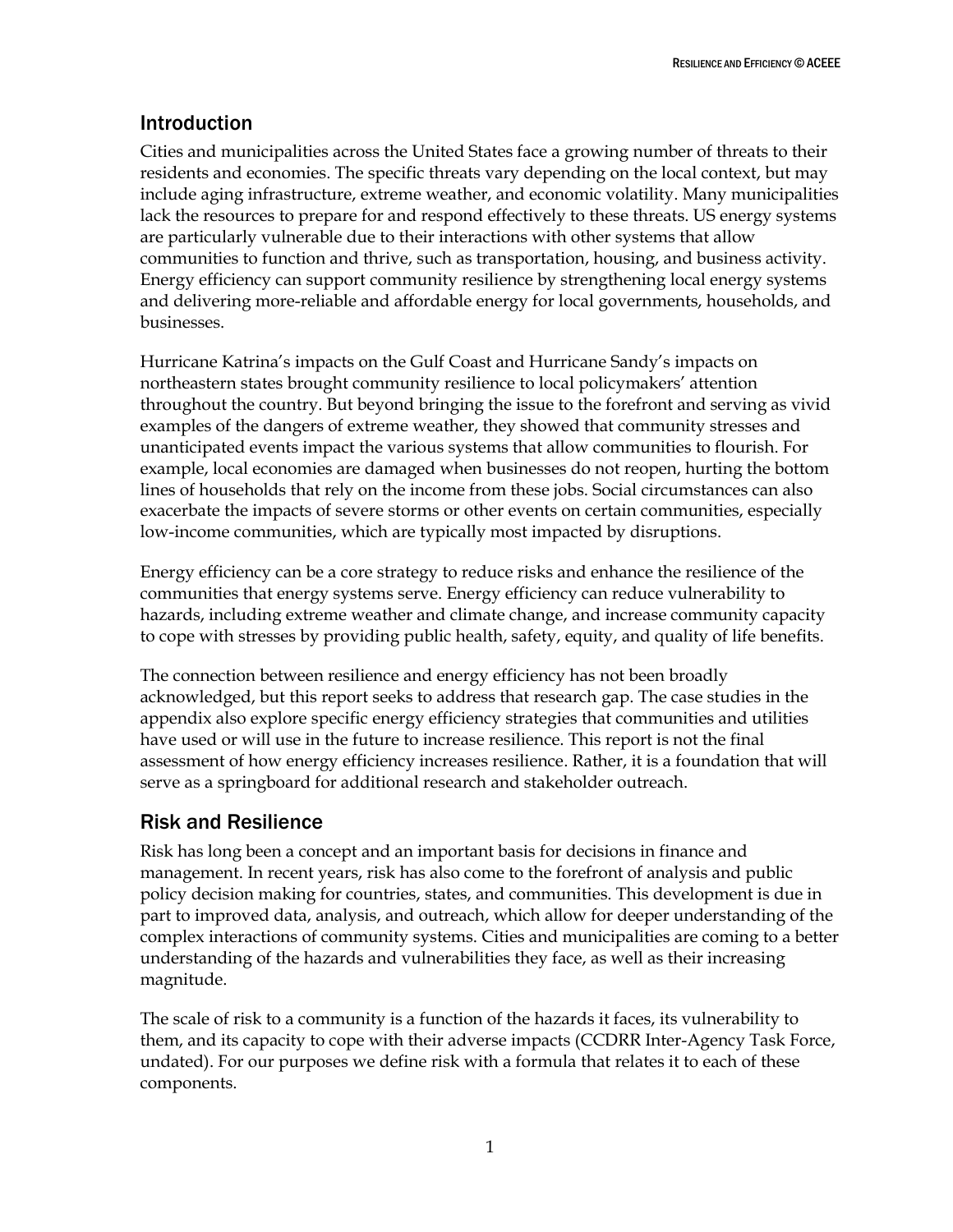## Introduction

Cities and municipalities across the United States face a growing number of threats to their residents and economies. The specific threats vary depending on the local context, but may include aging infrastructure, extreme weather, and economic volatility. Many municipalities lack the resources to prepare for and respond effectively to these threats. US energy systems are particularly vulnerable due to their interactions with other systems that allow communities to function and thrive, such as transportation, housing, and business activity. Energy efficiency can support community resilience by strengthening local energy systems and delivering more-reliable and affordable energy for local governments, households, and businesses.

Hurricane Katrina's impacts on the Gulf Coast and Hurricane Sandy's impacts on northeastern states brought community resilience to local policymakers' attention throughout the country. But beyond bringing the issue to the forefront and serving as vivid examples of the dangers of extreme weather, they showed that community stresses and unanticipated events impact the various systems that allow communities to flourish. For example, local economies are damaged when businesses do not reopen, hurting the bottom lines of households that rely on the income from these jobs. Social circumstances can also exacerbate the impacts of severe storms or other events on certain communities, especially low-income communities, which are typically most impacted by disruptions.

Energy efficiency can be a core strategy to reduce risks and enhance the resilience of the communities that energy systems serve. Energy efficiency can reduce vulnerability to hazards, including extreme weather and climate change, and increase community capacity to cope with stresses by providing public health, safety, equity, and quality of life benefits.

The connection between resilience and energy efficiency has not been broadly acknowledged, but this report seeks to address that research gap. The case studies in the appendix also explore specific energy efficiency strategies that communities and utilities have used or will use in the future to increase resilience. This report is not the final assessment of how energy efficiency increases resilience. Rather, it is a foundation that will serve as a springboard for additional research and stakeholder outreach.

## Risk and Resilience

Risk has long been a concept and an important basis for decisions in finance and management. In recent years, risk has also come to the forefront of analysis and public policy decision making for countries, states, and communities. This development is due in part to improved data, analysis, and outreach, which allow for deeper understanding of the complex interactions of community systems. Cities and municipalities are coming to a better understanding of the hazards and vulnerabilities they face, as well as their increasing magnitude.

The scale of risk to a community is a function of the hazards it faces, its vulnerability to them, and its capacity to cope with their adverse impacts (CCDRR Inter-Agency Task Force, undated). For our purposes we define risk with a formula that relates it to each of these components.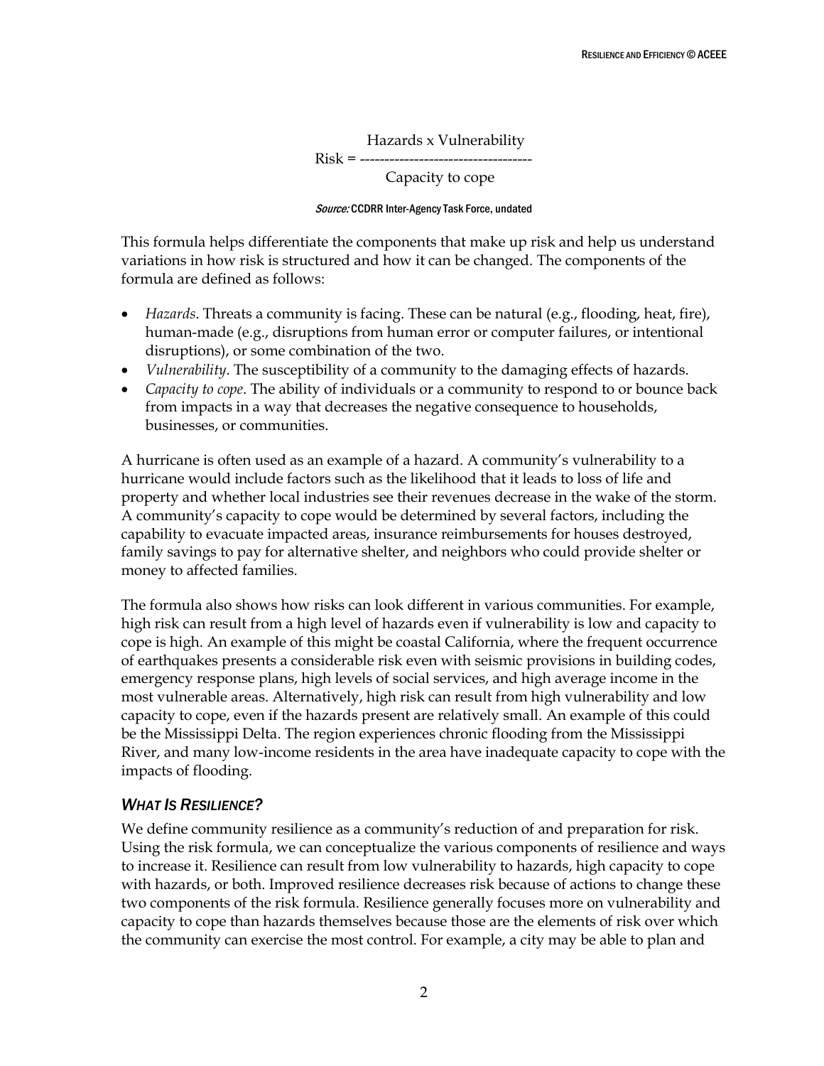$$\text{Risk} = \frac{\text{Hazards x Vulnerability}}{\text{Capacity to cope}}$$

*Source:* CCDRR Inter-Agency Task Force, undated

This formula helps differentiate the components that make up risk and help us understand variations in how risk is structured and how it can be changed. The components of the formula are defined as follows:

- *Hazards*. Threats a community is facing. These can be natural (e.g., flooding, heat, fire), human-made (e.g., disruptions from human error or computer failures, or intentional disruptions), or some combination of the two.
- *Vulnerability*. The susceptibility of a community to the damaging effects of hazards.
- *Capacity to cope*. The ability of individuals or a community to respond to or bounce back from impacts in a way that decreases the negative consequence to households, businesses, or communities.

A hurricane is often used as an example of a hazard. A community's vulnerability to a hurricane would include factors such as the likelihood that it leads to loss of life and property and whether local industries see their revenues decrease in the wake of the storm. A community's capacity to cope would be determined by several factors, including the capability to evacuate impacted areas, insurance reimbursements for houses destroyed, family savings to pay for alternative shelter, and neighbors who could provide shelter or money to affected families.

The formula also shows how risks can look different in various communities. For example, high risk can result from a high level of hazards even if vulnerability is low and capacity to cope is high. An example of this might be coastal California, where the frequent occurrence of earthquakes presents a considerable risk even with seismic provisions in building codes, emergency response plans, high levels of social services, and high average income in the most vulnerable areas. Alternatively, high risk can result from high vulnerability and low capacity to cope, even if the hazards present are relatively small. An example of this could be the Mississippi Delta. The region experiences chronic flooding from the Mississippi River, and many low-income residents in the area have inadequate capacity to cope with the impacts of flooding.

### *What Is Resilience?*

We define community resilience as a community's reduction of and preparation for risk. Using the risk formula, we can conceptualize the various components of resilience and ways to increase it. Resilience can result from low vulnerability to hazards, high capacity to cope with hazards, or both. Improved resilience decreases risk because of actions to change these two components of the risk formula. Resilience generally focuses more on vulnerability and capacity to cope than hazards themselves because those are the elements of risk over which the community can exercise the most control. For example, a city may be able to plan and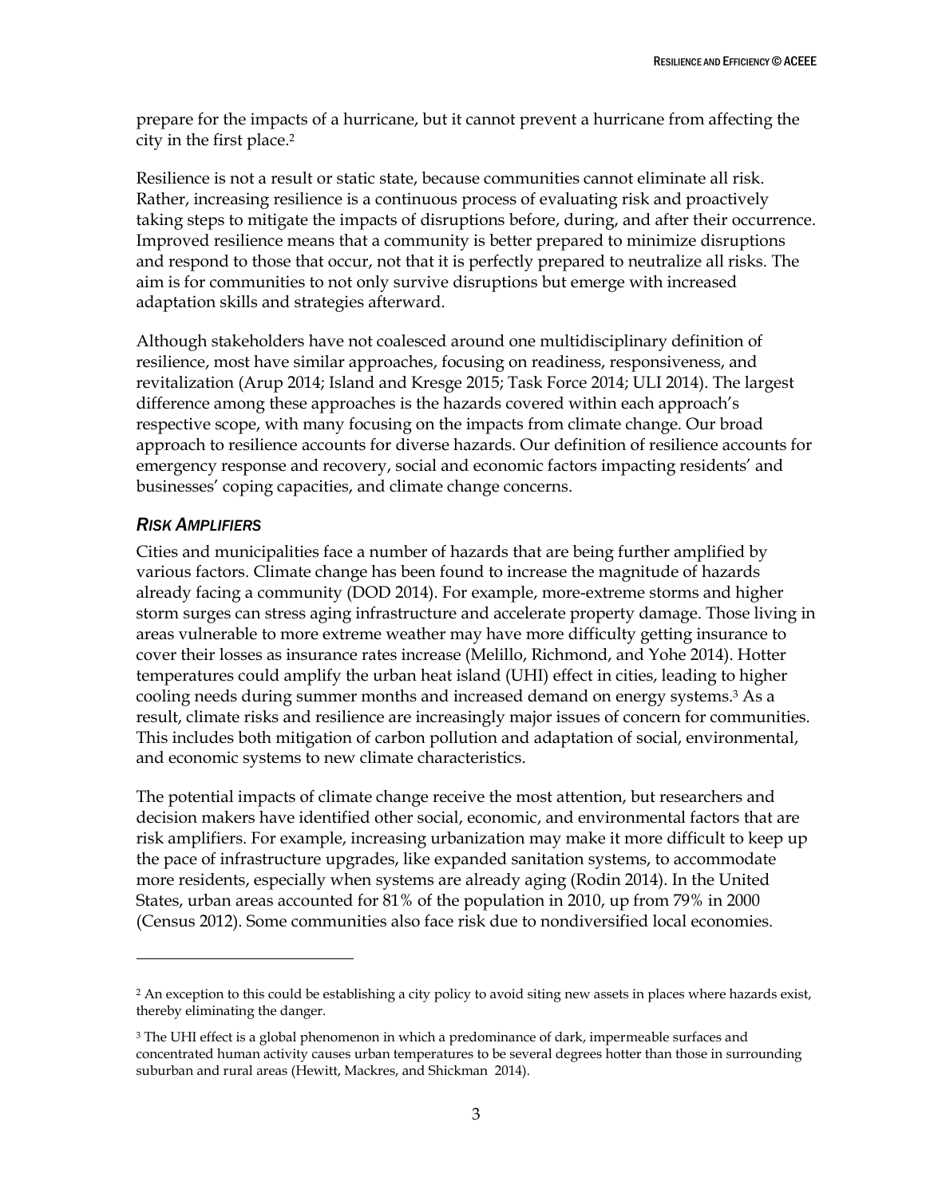prepare for the impacts of a hurricane, but it cannot prevent a hurricane from affecting the city in the first place.[2]

Resilience is not a result or static state, because communities cannot eliminate all risk. Rather, increasing resilience is a continuous process of evaluating risk and proactively taking steps to mitigate the impacts of disruptions before, during, and after their occurrence. Improved resilience means that a community is better prepared to minimize disruptions and respond to those that occur, not that it is perfectly prepared to neutralize all risks. The aim is for communities to not only survive disruptions but emerge with increased adaptation skills and strategies afterward.

Although stakeholders have not coalesced around one multidisciplinary definition of resilience, most have similar approaches, focusing on readiness, responsiveness, and revitalization (Arup 2014; Island and Kresge 2015; Task Force 2014; ULI 2014). The largest difference among these approaches is the hazards covered within each approach's respective scope, with many focusing on the impacts from climate change. Our broad approach to resilience accounts for diverse hazards. Our definition of resilience accounts for emergency response and recovery, social and economic factors impacting residents' and businesses' coping capacities, and climate change concerns.

### *Risk Amplifiers*

Cities and municipalities face a number of hazards that are being further amplified by various factors. Climate change has been found to increase the magnitude of hazards already facing a community (DOD 2014). For example, more-extreme storms and higher storm surges can stress aging infrastructure and accelerate property damage. Those living in areas vulnerable to more extreme weather may have more difficulty getting insurance to cover their losses as insurance rates increase (Melillo, Richmond, and Yohe 2014). Hotter temperatures could amplify the urban heat island (UHI) effect in cities, leading to higher cooling needs during summer months and increased demand on energy systems.[3] As a result, climate risks and resilience are increasingly major issues of concern for communities. This includes both mitigation of carbon pollution and adaptation of social, environmental, and economic systems to new climate characteristics.

The potential impacts of climate change receive the most attention, but researchers and decision makers have identified other social, economic, and environmental factors that are risk amplifiers. For example, increasing urbanization may make it more difficult to keep up the pace of infrastructure upgrades, like expanded sanitation systems, to accommodate more residents, especially when systems are already aging (Rodin 2014). In the United States, urban areas accounted for 81% of the population in 2010, up from 79% in 2000 (Census 2012). Some communities also face risk due to nondiversified local economies.

---

[2] An exception to this could be establishing a city policy to avoid siting new assets in places where hazards exist, thereby eliminating the danger.

[3] The UHI effect is a global phenomenon in which a predominance of dark, impermeable surfaces and concentrated human activity causes urban temperatures to be several degrees hotter than those in surrounding suburban and rural areas (Hewitt, Mackres, and Shickman 2014).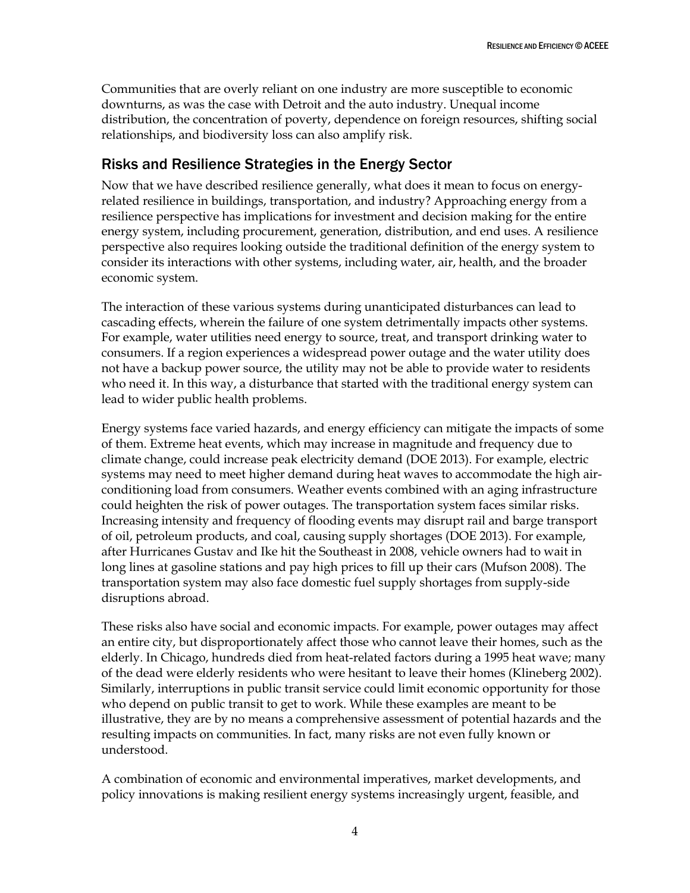Communities that are overly reliant on one industry are more susceptible to economic downturns, as was the case with Detroit and the auto industry. Unequal income distribution, the concentration of poverty, dependence on foreign resources, shifting social relationships, and biodiversity loss can also amplify risk.

## Risks and Resilience Strategies in the Energy Sector

Now that we have described resilience generally, what does it mean to focus on energy-related resilience in buildings, transportation, and industry? Approaching energy from a resilience perspective has implications for investment and decision making for the entire energy system, including procurement, generation, distribution, and end uses. A resilience perspective also requires looking outside the traditional definition of the energy system to consider its interactions with other systems, including water, air, health, and the broader economic system.

The interaction of these various systems during unanticipated disturbances can lead to cascading effects, wherein the failure of one system detrimentally impacts other systems. For example, water utilities need energy to source, treat, and transport drinking water to consumers. If a region experiences a widespread power outage and the water utility does not have a backup power source, the utility may not be able to provide water to residents who need it. In this way, a disturbance that started with the traditional energy system can lead to wider public health problems.

Energy systems face varied hazards, and energy efficiency can mitigate the impacts of some of them. Extreme heat events, which may increase in magnitude and frequency due to climate change, could increase peak electricity demand (DOE 2013). For example, electric systems may need to meet higher demand during heat waves to accommodate the high air-conditioning load from consumers. Weather events combined with an aging infrastructure could heighten the risk of power outages. The transportation system faces similar risks. Increasing intensity and frequency of flooding events may disrupt rail and barge transport of oil, petroleum products, and coal, causing supply shortages (DOE 2013). For example, after Hurricanes Gustav and Ike hit the Southeast in 2008, vehicle owners had to wait in long lines at gasoline stations and pay high prices to fill up their cars (Mufson 2008). The transportation system may also face domestic fuel supply shortages from supply-side disruptions abroad.

These risks also have social and economic impacts. For example, power outages may affect an entire city, but disproportionately affect those who cannot leave their homes, such as the elderly. In Chicago, hundreds died from heat-related factors during a 1995 heat wave; many of the dead were elderly residents who were hesitant to leave their homes (Klineberg 2002). Similarly, interruptions in public transit service could limit economic opportunity for those who depend on public transit to get to work. While these examples are meant to be illustrative, they are by no means a comprehensive assessment of potential hazards and the resulting impacts on communities. In fact, many risks are not even fully known or understood.

A combination of economic and environmental imperatives, market developments, and policy innovations is making resilient energy systems increasingly urgent, feasible, and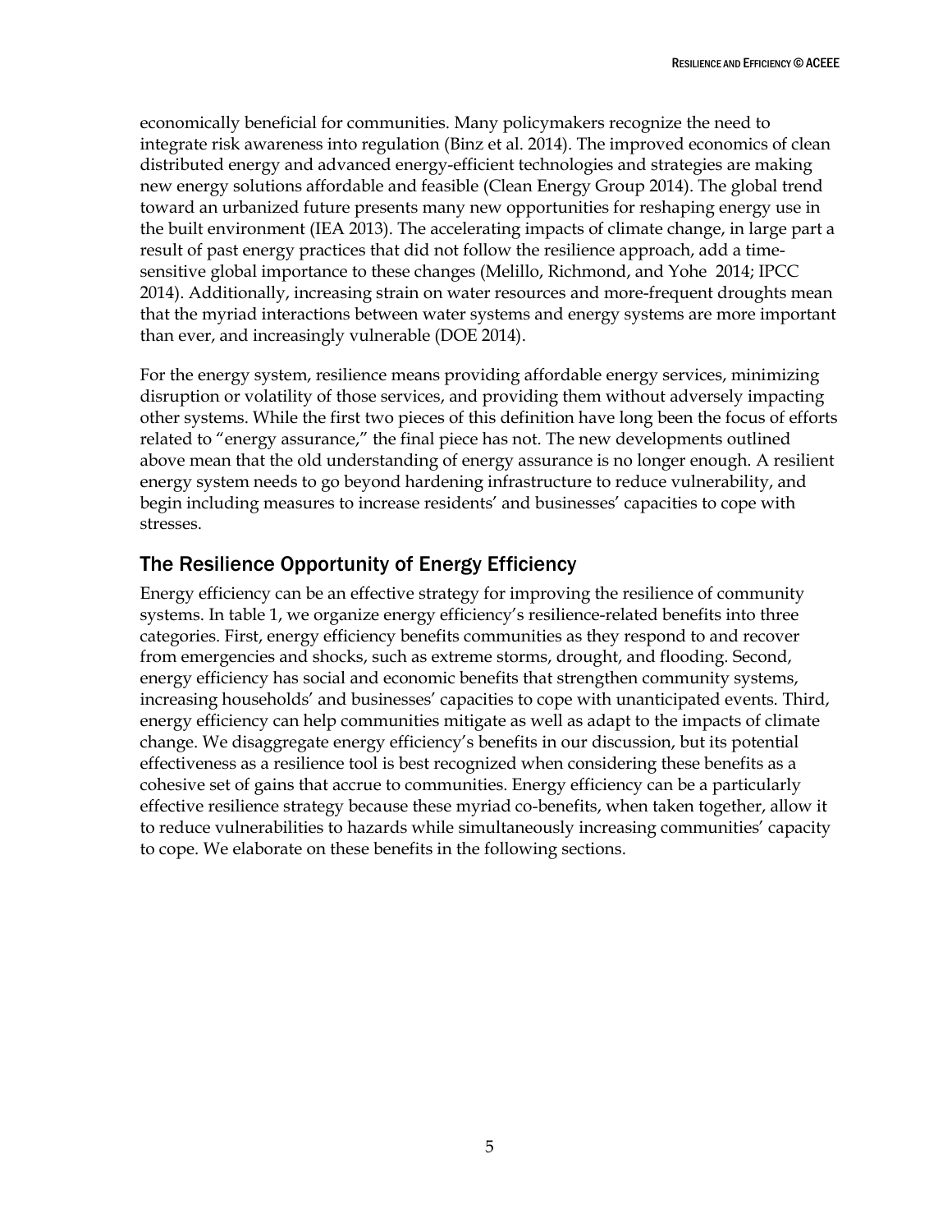economically beneficial for communities. Many policymakers recognize the need to integrate risk awareness into regulation (Binz et al. 2014). The improved economics of clean distributed energy and advanced energy-efficient technologies and strategies are making new energy solutions affordable and feasible (Clean Energy Group 2014). The global trend toward an urbanized future presents many new opportunities for reshaping energy use in the built environment (IEA 2013). The accelerating impacts of climate change, in large part a result of past energy practices that did not follow the resilience approach, add a time-sensitive global importance to these changes (Melillo, Richmond, and Yohe 2014; IPCC 2014). Additionally, increasing strain on water resources and more-frequent droughts mean that the myriad interactions between water systems and energy systems are more important than ever, and increasingly vulnerable (DOE 2014).

For the energy system, resilience means providing affordable energy services, minimizing disruption or volatility of those services, and providing them without adversely impacting other systems. While the first two pieces of this definition have long been the focus of efforts related to "energy assurance," the final piece has not. The new developments outlined above mean that the old understanding of energy assurance is no longer enough. A resilient energy system needs to go beyond hardening infrastructure to reduce vulnerability, and begin including measures to increase residents' and businesses' capacities to cope with stresses.

## The Resilience Opportunity of Energy Efficiency

Energy efficiency can be an effective strategy for improving the resilience of community systems. In table 1, we organize energy efficiency's resilience-related benefits into three categories. First, energy efficiency benefits communities as they respond to and recover from emergencies and shocks, such as extreme storms, drought, and flooding. Second, energy efficiency has social and economic benefits that strengthen community systems, increasing households' and businesses' capacities to cope with unanticipated events. Third, energy efficiency can help communities mitigate as well as adapt to the impacts of climate change. We disaggregate energy efficiency's benefits in our discussion, but its potential effectiveness as a resilience tool is best recognized when considering these benefits as a cohesive set of gains that accrue to communities. Energy efficiency can be a particularly effective resilience strategy because these myriad co-benefits, when taken together, allow it to reduce vulnerabilities to hazards while simultaneously increasing communities' capacity to cope. We elaborate on these benefits in the following sections.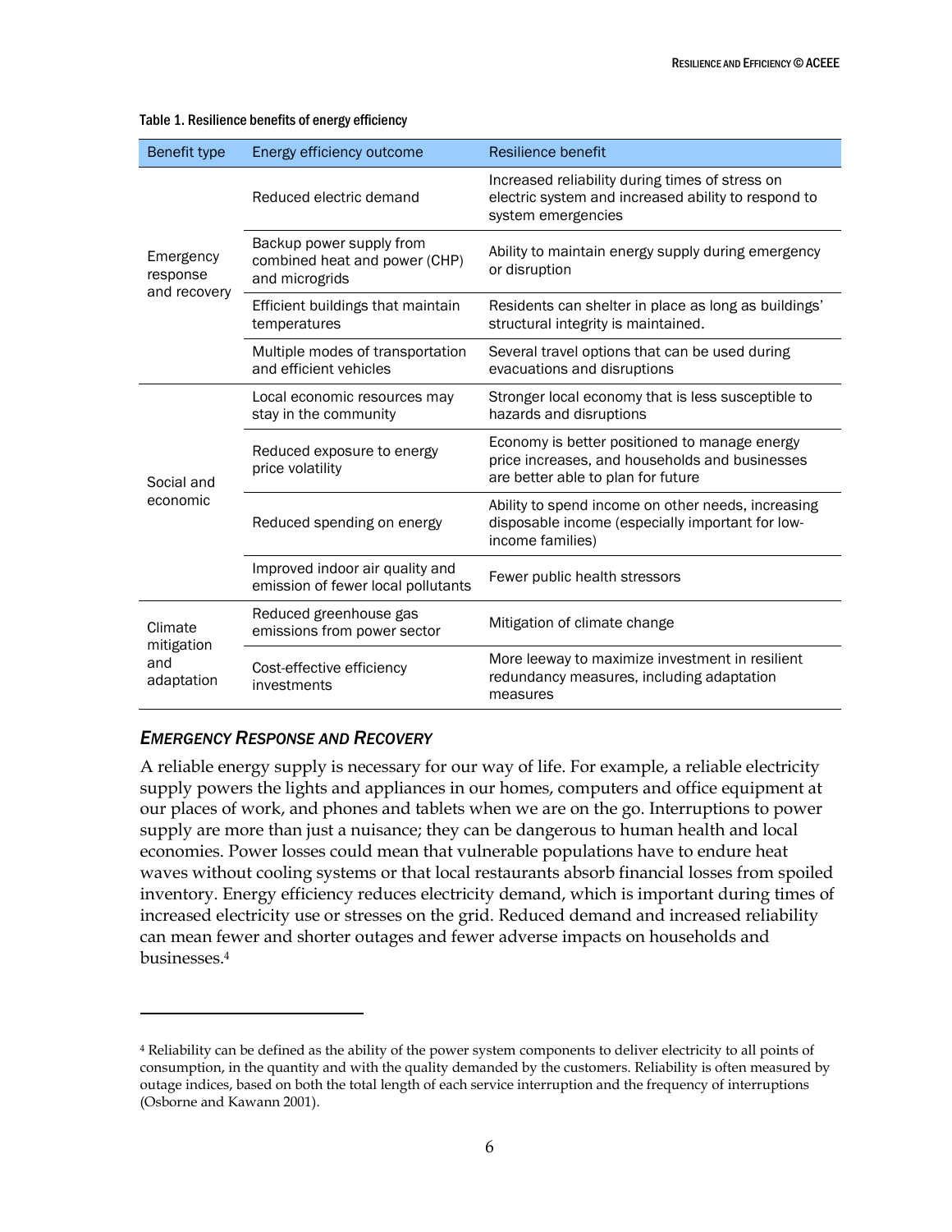Table 1. Resilience benefits of energy efficiency

| Benefit type | Energy efficiency outcome | Resilience benefit |
|---|---|---|
| Emergency response and recovery | Reduced electric demand | Increased reliability during times of stress on electric system and increased ability to respond to system emergencies |
| | Backup power supply from combined heat and power (CHP) and microgrids | Ability to maintain energy supply during emergency or disruption |
| | Efficient buildings that maintain temperatures | Residents can shelter in place as long as buildings' structural integrity is maintained. |
| | Multiple modes of transportation and efficient vehicles | Several travel options that can be used during evacuations and disruptions |
| Social and economic | Local economic resources may stay in the community | Stronger local economy that is less susceptible to hazards and disruptions |
| | Reduced exposure to energy price volatility | Economy is better positioned to manage energy price increases, and households and businesses are better able to plan for future |
| | Reduced spending on energy | Ability to spend income on other needs, increasing disposable income (especially important for low-income families) |
| | Improved indoor air quality and emission of fewer local pollutants | Fewer public health stressors |
| Climate mitigation and adaptation | Reduced greenhouse gas emissions from power sector | Mitigation of climate change |
| | Cost-effective efficiency investments | More leeway to maximize investment in resilient redundancy measures, including adaptation measures |

### *Emergency Response and Recovery*

A reliable energy supply is necessary for our way of life. For example, a reliable electricity supply powers the lights and appliances in our homes, computers and office equipment at our places of work, and phones and tablets when we are on the go. Interruptions to power supply are more than just a nuisance; they can be dangerous to human health and local economies. Power losses could mean that vulnerable populations have to endure heat waves without cooling systems or that local restaurants absorb financial losses from spoiled inventory. Energy efficiency reduces electricity demand, which is important during times of increased electricity use or stresses on the grid. Reduced demand and increased reliability can mean fewer and shorter outages and fewer adverse impacts on households and businesses.[4]

[4] Reliability can be defined as the ability of the power system components to deliver electricity to all points of consumption, in the quantity and with the quality demanded by the customers. Reliability is often measured by outage indices, based on both the total length of each service interruption and the frequency of interruptions (Osborne and Kawann 2001).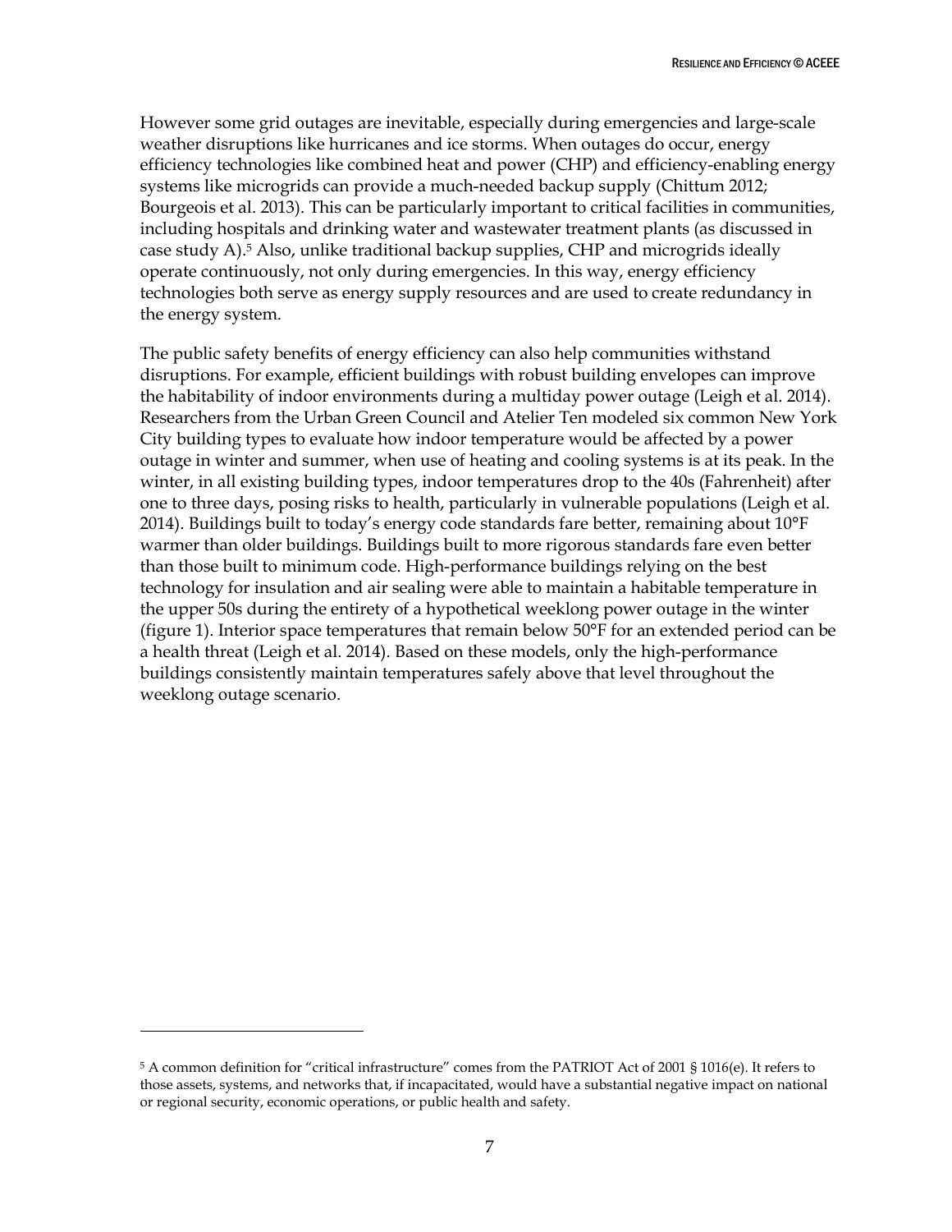However some grid outages are inevitable, especially during emergencies and large-scale weather disruptions like hurricanes and ice storms. When outages do occur, energy efficiency technologies like combined heat and power (CHP) and efficiency-enabling energy systems like microgrids can provide a much-needed backup supply (Chittum 2012; Bourgeois et al. 2013). This can be particularly important to critical facilities in communities, including hospitals and drinking water and wastewater treatment plants (as discussed in case study A).[5] Also, unlike traditional backup supplies, CHP and microgrids ideally operate continuously, not only during emergencies. In this way, energy efficiency technologies both serve as energy supply resources and are used to create redundancy in the energy system.

The public safety benefits of energy efficiency can also help communities withstand disruptions. For example, efficient buildings with robust building envelopes can improve the habitability of indoor environments during a multiday power outage (Leigh et al. 2014). Researchers from the Urban Green Council and Atelier Ten modeled six common New York City building types to evaluate how indoor temperature would be affected by a power outage in winter and summer, when use of heating and cooling systems is at its peak. In the winter, in all existing building types, indoor temperatures drop to the 40s (Fahrenheit) after one to three days, posing risks to health, particularly in vulnerable populations (Leigh et al. 2014). Buildings built to today's energy code standards fare better, remaining about 10°F warmer than older buildings. Buildings built to more rigorous standards fare even better than those built to minimum code. High-performance buildings relying on the best technology for insulation and air sealing were able to maintain a habitable temperature in the upper 50s during the entirety of a hypothetical weeklong power outage in the winter (figure 1). Interior space temperatures that remain below 50°F for an extended period can be a health threat (Leigh et al. 2014). Based on these models, only the high-performance buildings consistently maintain temperatures safely above that level throughout the weeklong outage scenario.

---

[5] A common definition for "critical infrastructure" comes from the PATRIOT Act of 2001 § 1016(e). It refers to those assets, systems, and networks that, if incapacitated, would have a substantial negative impact on national or regional security, economic operations, or public health and safety.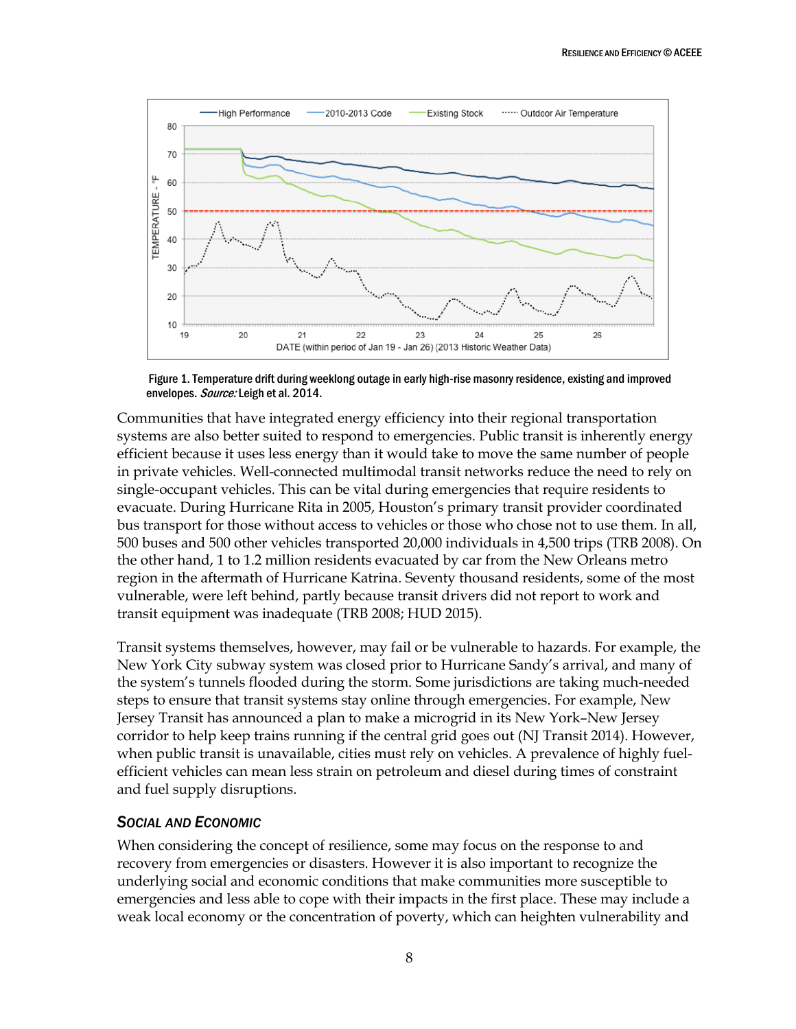Figure 1. Temperature drift during weeklong outage in early high-rise masonry residence, existing and improved envelopes. *Source:* Leigh et al. 2014.

Communities that have integrated energy efficiency into their regional transportation systems are also better suited to respond to emergencies. Public transit is inherently energy efficient because it uses less energy than it would take to move the same number of people in private vehicles. Well-connected multimodal transit networks reduce the need to rely on single-occupant vehicles. This can be vital during emergencies that require residents to evacuate. During Hurricane Rita in 2005, Houston's primary transit provider coordinated bus transport for those without access to vehicles or those who chose not to use them. In all, 500 buses and 500 other vehicles transported 20,000 individuals in 4,500 trips (TRB 2008). On the other hand, 1 to 1.2 million residents evacuated by car from the New Orleans metro region in the aftermath of Hurricane Katrina. Seventy thousand residents, some of the most vulnerable, were left behind, partly because transit drivers did not report to work and transit equipment was inadequate (TRB 2008; HUD 2015).

Transit systems themselves, however, may fail or be vulnerable to hazards. For example, the New York City subway system was closed prior to Hurricane Sandy's arrival, and many of the system's tunnels flooded during the storm. Some jurisdictions are taking much-needed steps to ensure that transit systems stay online through emergencies. For example, New Jersey Transit has announced a plan to make a microgrid in its New York–New Jersey corridor to help keep trains running if the central grid goes out (NJ Transit 2014). However, when public transit is unavailable, cities must rely on vehicles. A prevalence of highly fuel-efficient vehicles can mean less strain on petroleum and diesel during times of constraint and fuel supply disruptions.

### *Social and Economic*

When considering the concept of resilience, some may focus on the response to and recovery from emergencies or disasters. However it is also important to recognize the underlying social and economic conditions that make communities more susceptible to emergencies and less able to cope with their impacts in the first place. These may include a weak local economy or the concentration of poverty, which can heighten vulnerability and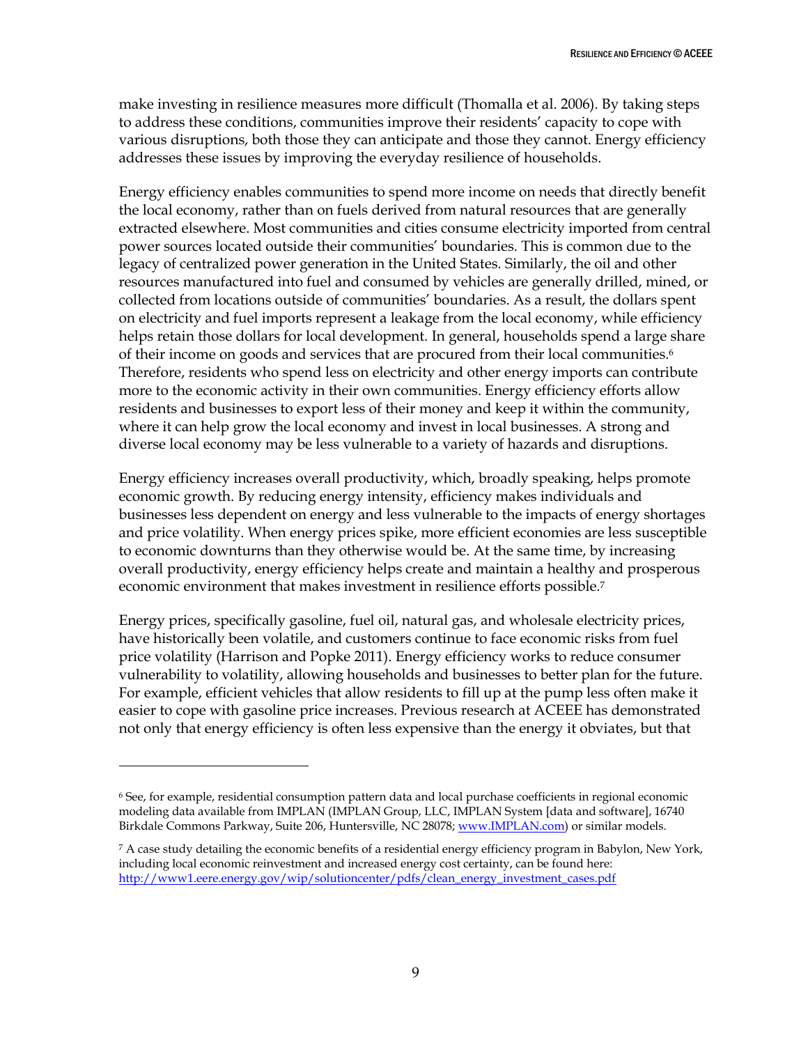make investing in resilience measures more difficult (Thomalla et al. 2006). By taking steps to address these conditions, communities improve their residents' capacity to cope with various disruptions, both those they can anticipate and those they cannot. Energy efficiency addresses these issues by improving the everyday resilience of households.

Energy efficiency enables communities to spend more income on needs that directly benefit the local economy, rather than on fuels derived from natural resources that are generally extracted elsewhere. Most communities and cities consume electricity imported from central power sources located outside their communities' boundaries. This is common due to the legacy of centralized power generation in the United States. Similarly, the oil and other resources manufactured into fuel and consumed by vehicles are generally drilled, mined, or collected from locations outside of communities' boundaries. As a result, the dollars spent on electricity and fuel imports represent a leakage from the local economy, while efficiency helps retain those dollars for local development. In general, households spend a large share of their income on goods and services that are procured from their local communities.[6] Therefore, residents who spend less on electricity and other energy imports can contribute more to the economic activity in their own communities. Energy efficiency efforts allow residents and businesses to export less of their money and keep it within the community, where it can help grow the local economy and invest in local businesses. A strong and diverse local economy may be less vulnerable to a variety of hazards and disruptions.

Energy efficiency increases overall productivity, which, broadly speaking, helps promote economic growth. By reducing energy intensity, efficiency makes individuals and businesses less dependent on energy and less vulnerable to the impacts of energy shortages and price volatility. When energy prices spike, more efficient economies are less susceptible to economic downturns than they otherwise would be. At the same time, by increasing overall productivity, energy efficiency helps create and maintain a healthy and prosperous economic environment that makes investment in resilience efforts possible.[7]

Energy prices, specifically gasoline, fuel oil, natural gas, and wholesale electricity prices, have historically been volatile, and customers continue to face economic risks from fuel price volatility (Harrison and Popke 2011). Energy efficiency works to reduce consumer vulnerability to volatility, allowing households and businesses to better plan for the future. For example, efficient vehicles that allow residents to fill up at the pump less often make it easier to cope with gasoline price increases. Previous research at ACEEE has demonstrated not only that energy efficiency is often less expensive than the energy it obviates, but that

---

[6] See, for example, residential consumption pattern data and local purchase coefficients in regional economic modeling data available from IMPLAN (IMPLAN Group, LLC, IMPLAN System [data and software], 16740 Birkdale Commons Parkway, Suite 206, Huntersville, NC 28078; www.IMPLAN.com) or similar models.

[7] A case study detailing the economic benefits of a residential energy efficiency program in Babylon, New York, including local economic reinvestment and increased energy cost certainty, can be found here: http://www1.eere.energy.gov/wip/solutioncenter/pdfs/clean_energy_investment_cases.pdf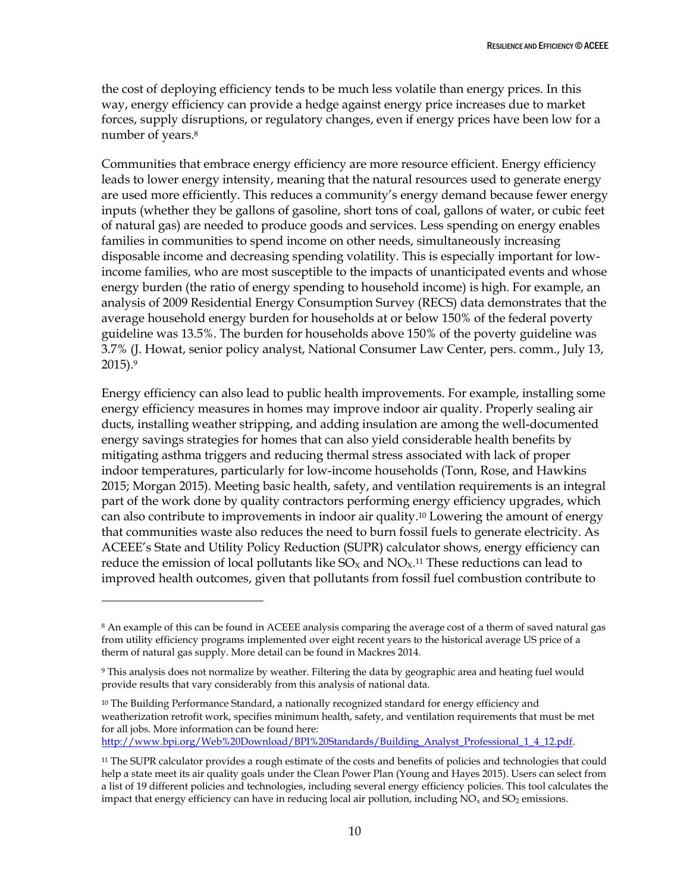the cost of deploying efficiency tends to be much less volatile than energy prices. In this way, energy efficiency can provide a hedge against energy price increases due to market forces, supply disruptions, or regulatory changes, even if energy prices have been low for a number of years.[8]

Communities that embrace energy efficiency are more resource efficient. Energy efficiency leads to lower energy intensity, meaning that the natural resources used to generate energy are used more efficiently. This reduces a community's energy demand because fewer energy inputs (whether they be gallons of gasoline, short tons of coal, gallons of water, or cubic feet of natural gas) are needed to produce goods and services. Less spending on energy enables families in communities to spend income on other needs, simultaneously increasing disposable income and decreasing spending volatility. This is especially important for low-income families, who are most susceptible to the impacts of unanticipated events and whose energy burden (the ratio of energy spending to household income) is high. For example, an analysis of 2009 Residential Energy Consumption Survey (RECS) data demonstrates that the average household energy burden for households at or below 150% of the federal poverty guideline was 13.5%. The burden for households above 150% of the poverty guideline was 3.7% (J. Howat, senior policy analyst, National Consumer Law Center, pers. comm., July 13, 2015).[9]

Energy efficiency can also lead to public health improvements. For example, installing some energy efficiency measures in homes may improve indoor air quality. Properly sealing air ducts, installing weather stripping, and adding insulation are among the well-documented energy savings strategies for homes that can also yield considerable health benefits by mitigating asthma triggers and reducing thermal stress associated with lack of proper indoor temperatures, particularly for low-income households (Tonn, Rose, and Hawkins 2015; Morgan 2015). Meeting basic health, safety, and ventilation requirements is an integral part of the work done by quality contractors performing energy efficiency upgrades, which can also contribute to improvements in indoor air quality.[10] Lowering the amount of energy that communities waste also reduces the need to burn fossil fuels to generate electricity. As ACEEE's State and Utility Policy Reduction (SUPR) calculator shows, energy efficiency can reduce the emission of local pollutants like $SO_X$ and $NO_X$.[11] These reductions can lead to improved health outcomes, given that pollutants from fossil fuel combustion contribute to

---

[8] An example of this can be found in ACEEE analysis comparing the average cost of a therm of saved natural gas from utility efficiency programs implemented over eight recent years to the historical average US price of a therm of natural gas supply. More detail can be found in Mackres 2014.

[9] This analysis does not normalize by weather. Filtering the data by geographic area and heating fuel would provide results that vary considerably from this analysis of national data.

[10] The Building Performance Standard, a nationally recognized standard for energy efficiency and weatherization retrofit work, specifies minimum health, safety, and ventilation requirements that must be met for all jobs. More information can be found here: [http://www.bpi.org/Web%20Download/BPI%20Standards/Building_Analyst_Professional_1_4_12.pdf](http://www.bpi.org/Web%20Download/BPI%20Standards/Building_Analyst_Professional_1_4_12.pdf).

[11] The SUPR calculator provides a rough estimate of the costs and benefits of policies and technologies that could help a state meet its air quality goals under the Clean Power Plan (Young and Hayes 2015). Users can select from a list of 19 different policies and technologies, including several energy efficiency policies. This tool calculates the impact that energy efficiency can have in reducing local air pollution, including $NO_x$ and $SO_2$ emissions.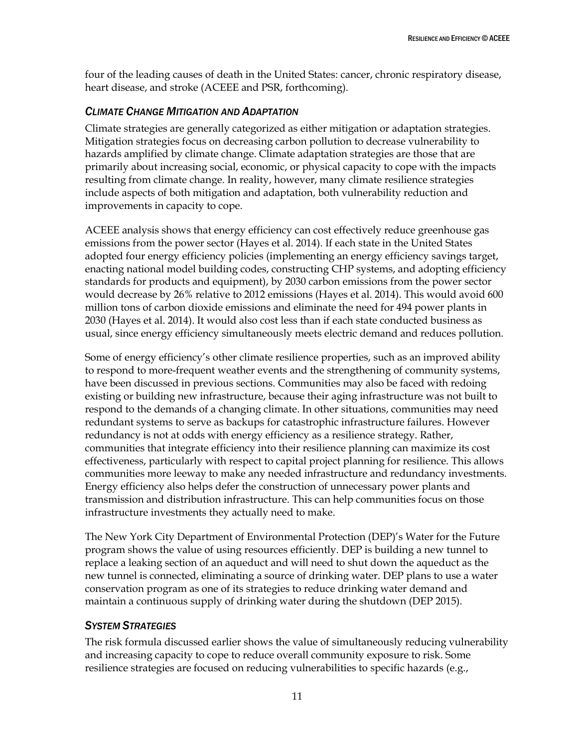four of the leading causes of death in the United States: cancer, chronic respiratory disease, heart disease, and stroke (ACEEE and PSR, forthcoming).

### *Climate Change Mitigation and Adaptation*

Climate strategies are generally categorized as either mitigation or adaptation strategies. Mitigation strategies focus on decreasing carbon pollution to decrease vulnerability to hazards amplified by climate change. Climate adaptation strategies are those that are primarily about increasing social, economic, or physical capacity to cope with the impacts resulting from climate change. In reality, however, many climate resilience strategies include aspects of both mitigation and adaptation, both vulnerability reduction and improvements in capacity to cope.

ACEEE analysis shows that energy efficiency can cost effectively reduce greenhouse gas emissions from the power sector (Hayes et al. 2014). If each state in the United States adopted four energy efficiency policies (implementing an energy efficiency savings target, enacting national model building codes, constructing CHP systems, and adopting efficiency standards for products and equipment), by 2030 carbon emissions from the power sector would decrease by 26% relative to 2012 emissions (Hayes et al. 2014). This would avoid 600 million tons of carbon dioxide emissions and eliminate the need for 494 power plants in 2030 (Hayes et al. 2014). It would also cost less than if each state conducted business as usual, since energy efficiency simultaneously meets electric demand and reduces pollution.

Some of energy efficiency's other climate resilience properties, such as an improved ability to respond to more-frequent weather events and the strengthening of community systems, have been discussed in previous sections. Communities may also be faced with redoing existing or building new infrastructure, because their aging infrastructure was not built to respond to the demands of a changing climate. In other situations, communities may need redundant systems to serve as backups for catastrophic infrastructure failures. However redundancy is not at odds with energy efficiency as a resilience strategy. Rather, communities that integrate efficiency into their resilience planning can maximize its cost effectiveness, particularly with respect to capital project planning for resilience. This allows communities more leeway to make any needed infrastructure and redundancy investments. Energy efficiency also helps defer the construction of unnecessary power plants and transmission and distribution infrastructure. This can help communities focus on those infrastructure investments they actually need to make.

The New York City Department of Environmental Protection (DEP)'s Water for the Future program shows the value of using resources efficiently. DEP is building a new tunnel to replace a leaking section of an aqueduct and will need to shut down the aqueduct as the new tunnel is connected, eliminating a source of drinking water. DEP plans to use a water conservation program as one of its strategies to reduce drinking water demand and maintain a continuous supply of drinking water during the shutdown (DEP 2015).

### *System Strategies*

The risk formula discussed earlier shows the value of simultaneously reducing vulnerability and increasing capacity to cope to reduce overall community exposure to risk. Some resilience strategies are focused on reducing vulnerabilities to specific hazards (e.g.,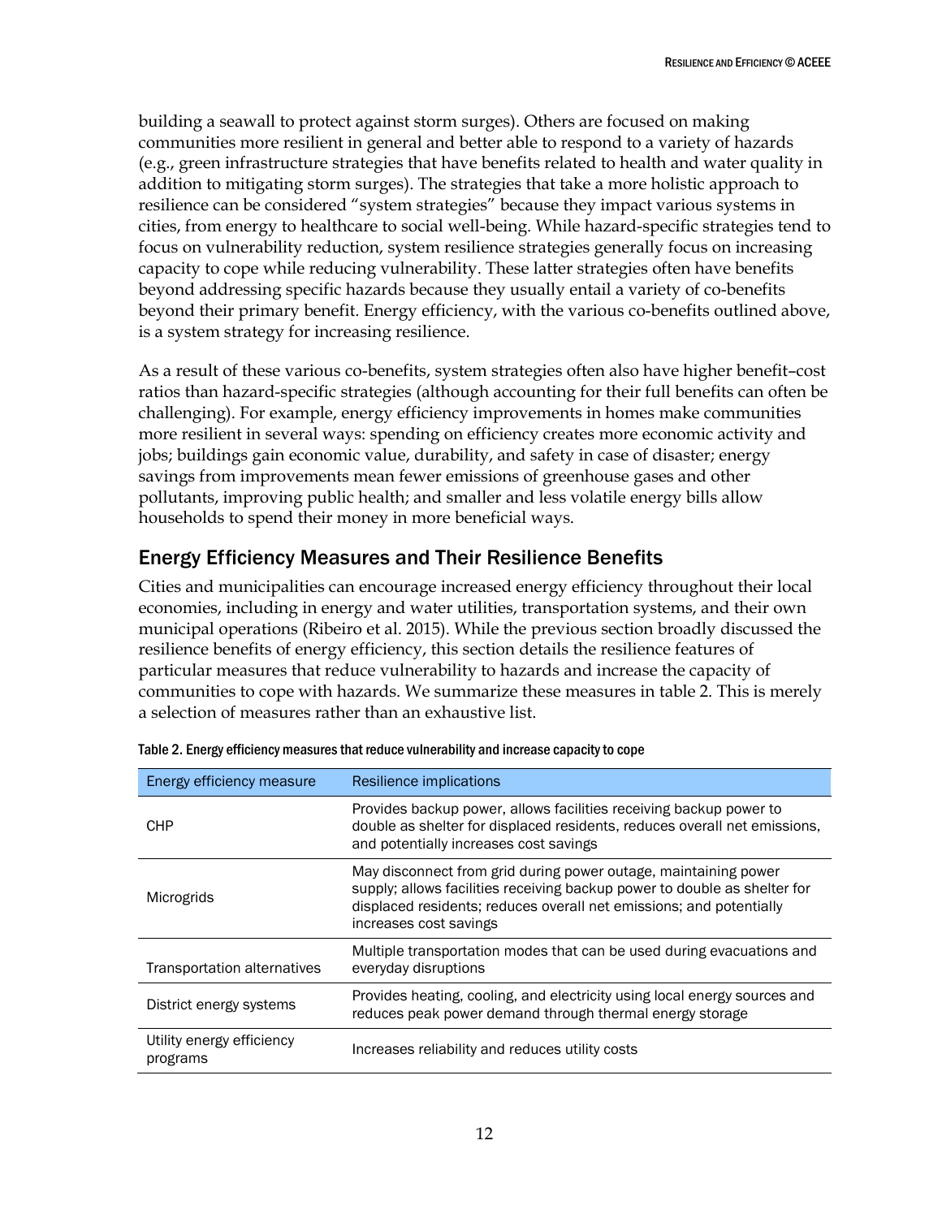building a seawall to protect against storm surges). Others are focused on making communities more resilient in general and better able to respond to a variety of hazards (e.g., green infrastructure strategies that have benefits related to health and water quality in addition to mitigating storm surges). The strategies that take a more holistic approach to resilience can be considered "system strategies" because they impact various systems in cities, from energy to healthcare to social well-being. While hazard-specific strategies tend to focus on vulnerability reduction, system resilience strategies generally focus on increasing capacity to cope while reducing vulnerability. These latter strategies often have benefits beyond addressing specific hazards because they usually entail a variety of co-benefits beyond their primary benefit. Energy efficiency, with the various co-benefits outlined above, is a system strategy for increasing resilience.

As a result of these various co-benefits, system strategies often also have higher benefit–cost ratios than hazard-specific strategies (although accounting for their full benefits can often be challenging). For example, energy efficiency improvements in homes make communities more resilient in several ways: spending on efficiency creates more economic activity and jobs; buildings gain economic value, durability, and safety in case of disaster; energy savings from improvements mean fewer emissions of greenhouse gases and other pollutants, improving public health; and smaller and less volatile energy bills allow households to spend their money in more beneficial ways.

## Energy Efficiency Measures and Their Resilience Benefits

Cities and municipalities can encourage increased energy efficiency throughout their local economies, including in energy and water utilities, transportation systems, and their own municipal operations (Ribeiro et al. 2015). While the previous section broadly discussed the resilience benefits of energy efficiency, this section details the resilience features of particular measures that reduce vulnerability to hazards and increase the capacity of communities to cope with hazards. We summarize these measures in table 2. This is merely a selection of measures rather than an exhaustive list.

Table 2. Energy efficiency measures that reduce vulnerability and increase capacity to cope

| Energy efficiency measure | Resilience implications |
| --- | --- |
| CHP | Provides backup power, allows facilities receiving backup power to double as shelter for displaced residents, reduces overall net emissions, and potentially increases cost savings |
| Microgrids | May disconnect from grid during power outage, maintaining power supply; allows facilities receiving backup power to double as shelter for displaced residents; reduces overall net emissions; and potentially increases cost savings |
| Transportation alternatives | Multiple transportation modes that can be used during evacuations and everyday disruptions |
| District energy systems | Provides heating, cooling, and electricity using local energy sources and reduces peak power demand through thermal energy storage |
| Utility energy efficiency programs | Increases reliability and reduces utility costs |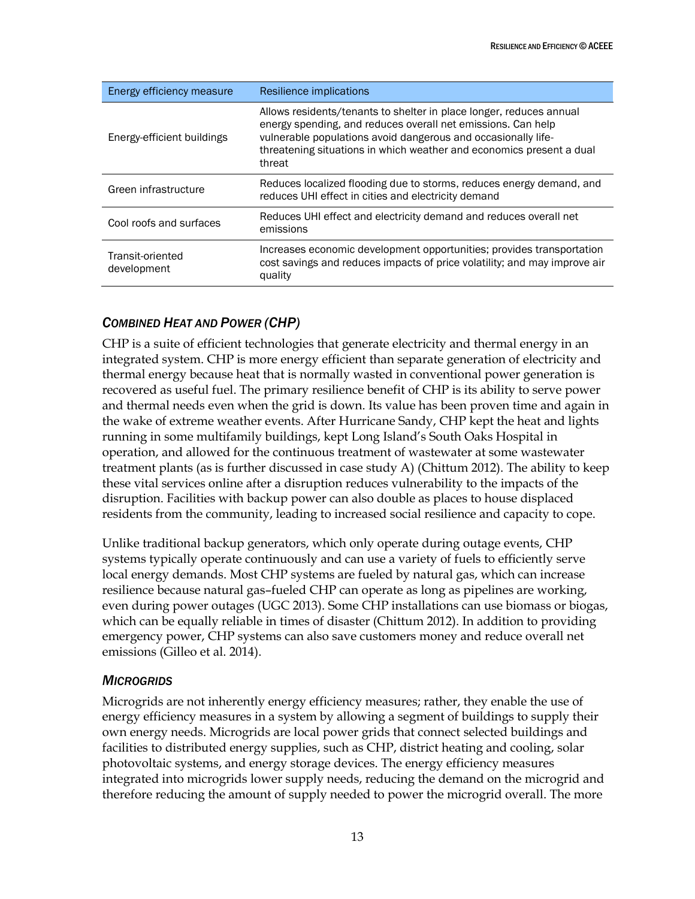| Energy efficiency measure | Resilience implications |
| --- | --- |
| Energy-efficient buildings | Allows residents/tenants to shelter in place longer, reduces annual energy spending, and reduces overall net emissions. Can help vulnerable populations avoid dangerous and occasionally life-threatening situations in which weather and economics present a dual threat |
| Green infrastructure | Reduces localized flooding due to storms, reduces energy demand, and reduces UHI effect in cities and electricity demand |
| Cool roofs and surfaces | Reduces UHI effect and electricity demand and reduces overall net emissions |
| Transit-oriented development | Increases economic development opportunities; provides transportation cost savings and reduces impacts of price volatility; and may improve air quality |

### *Combined Heat and Power (CHP)*

CHP is a suite of efficient technologies that generate electricity and thermal energy in an integrated system. CHP is more energy efficient than separate generation of electricity and thermal energy because heat that is normally wasted in conventional power generation is recovered as useful fuel. The primary resilience benefit of CHP is its ability to serve power and thermal needs even when the grid is down. Its value has been proven time and again in the wake of extreme weather events. After Hurricane Sandy, CHP kept the heat and lights running in some multifamily buildings, kept Long Island's South Oaks Hospital in operation, and allowed for the continuous treatment of wastewater at some wastewater treatment plants (as is further discussed in case study A) (Chittum 2012). The ability to keep these vital services online after a disruption reduces vulnerability to the impacts of the disruption. Facilities with backup power can also double as places to house displaced residents from the community, leading to increased social resilience and capacity to cope.

Unlike traditional backup generators, which only operate during outage events, CHP systems typically operate continuously and can use a variety of fuels to efficiently serve local energy demands. Most CHP systems are fueled by natural gas, which can increase resilience because natural gas–fueled CHP can operate as long as pipelines are working, even during power outages (UGC 2013). Some CHP installations can use biomass or biogas, which can be equally reliable in times of disaster (Chittum 2012). In addition to providing emergency power, CHP systems can also save customers money and reduce overall net emissions (Gilleo et al. 2014).

### *Microgrids*

Microgrids are not inherently energy efficiency measures; rather, they enable the use of energy efficiency measures in a system by allowing a segment of buildings to supply their own energy needs. Microgrids are local power grids that connect selected buildings and facilities to distributed energy supplies, such as CHP, district heating and cooling, solar photovoltaic systems, and energy storage devices. The energy efficiency measures integrated into microgrids lower supply needs, reducing the demand on the microgrid and therefore reducing the amount of supply needed to power the microgrid overall. The more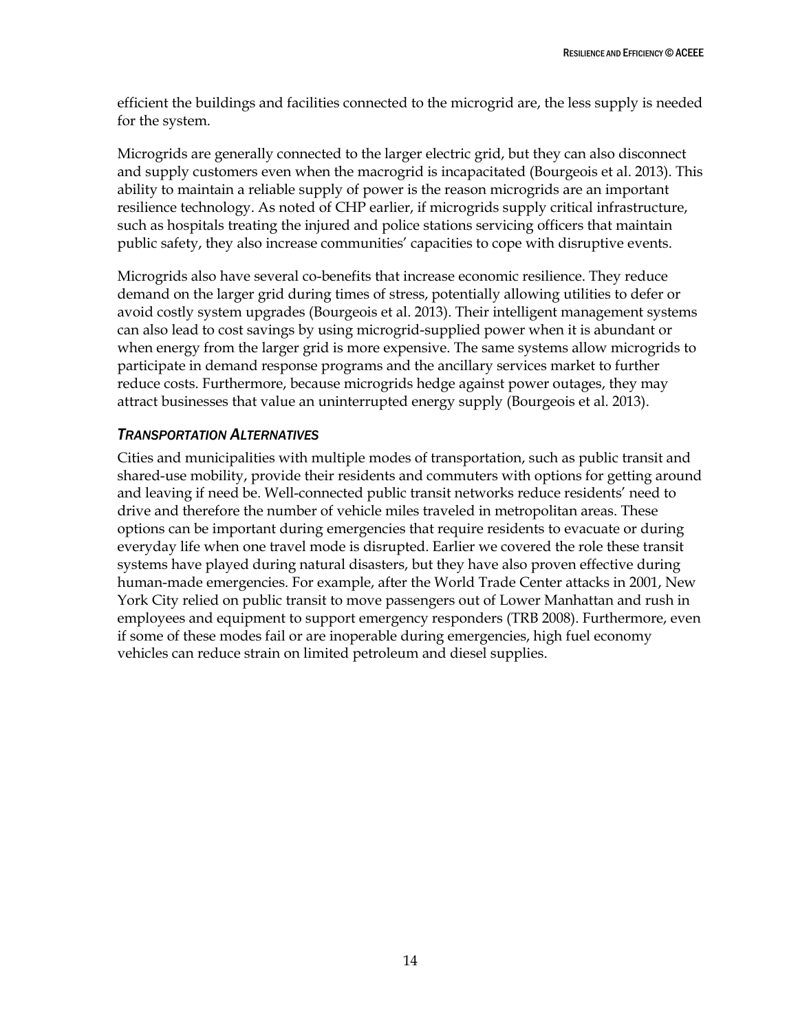efficient the buildings and facilities connected to the microgrid are, the less supply is needed for the system.

Microgrids are generally connected to the larger electric grid, but they can also disconnect and supply customers even when the macrogrid is incapacitated (Bourgeois et al. 2013). This ability to maintain a reliable supply of power is the reason microgrids are an important resilience technology. As noted of CHP earlier, if microgrids supply critical infrastructure, such as hospitals treating the injured and police stations servicing officers that maintain public safety, they also increase communities' capacities to cope with disruptive events.

Microgrids also have several co-benefits that increase economic resilience. They reduce demand on the larger grid during times of stress, potentially allowing utilities to defer or avoid costly system upgrades (Bourgeois et al. 2013). Their intelligent management systems can also lead to cost savings by using microgrid-supplied power when it is abundant or when energy from the larger grid is more expensive. The same systems allow microgrids to participate in demand response programs and the ancillary services market to further reduce costs. Furthermore, because microgrids hedge against power outages, they may attract businesses that value an uninterrupted energy supply (Bourgeois et al. 2013).

### *Transportation Alternatives*

Cities and municipalities with multiple modes of transportation, such as public transit and shared-use mobility, provide their residents and commuters with options for getting around and leaving if need be. Well-connected public transit networks reduce residents' need to drive and therefore the number of vehicle miles traveled in metropolitan areas. These options can be important during emergencies that require residents to evacuate or during everyday life when one travel mode is disrupted. Earlier we covered the role these transit systems have played during natural disasters, but they have also proven effective during human-made emergencies. For example, after the World Trade Center attacks in 2001, New York City relied on public transit to move passengers out of Lower Manhattan and rush in employees and equipment to support emergency responders (TRB 2008). Furthermore, even if some of these modes fail or are inoperable during emergencies, high fuel economy vehicles can reduce strain on limited petroleum and diesel supplies.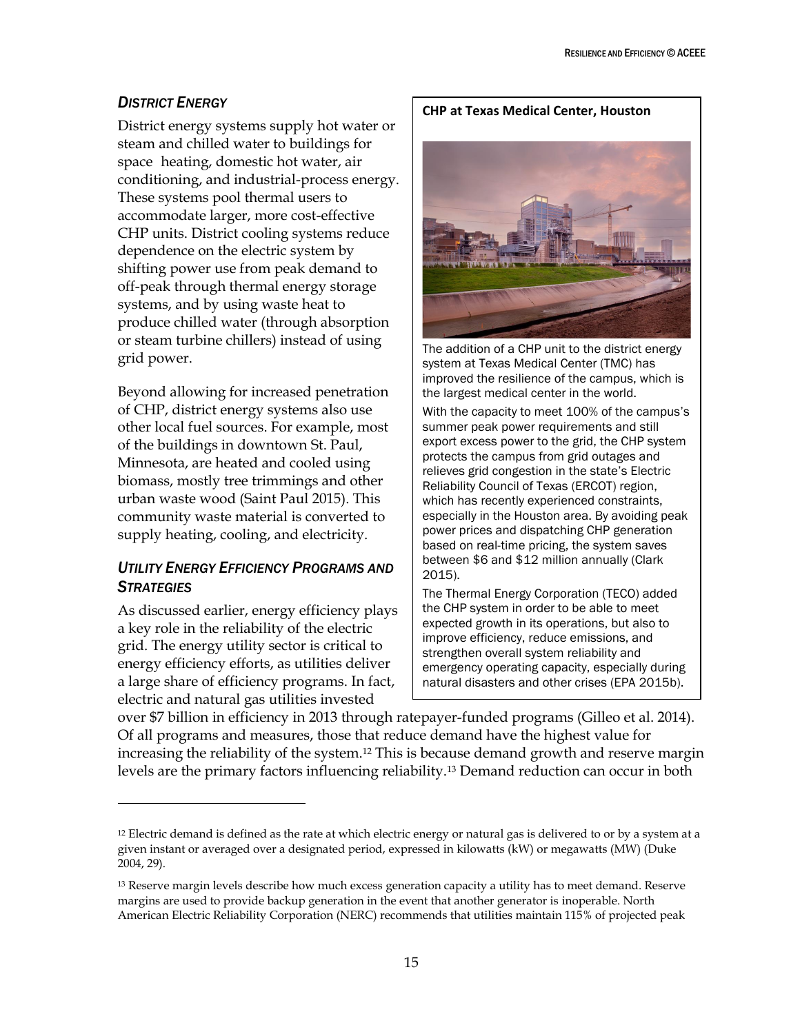### *DISTRICT ENERGY*

District energy systems supply hot water or steam and chilled water to buildings for space heating, domestic hot water, air conditioning, and industrial-process energy. These systems pool thermal users to accommodate larger, more cost-effective CHP units. District cooling systems reduce dependence on the electric system by shifting power use from peak demand to off-peak through thermal energy storage systems, and by using waste heat to produce chilled water (through absorption or steam turbine chillers) instead of using grid power.

Beyond allowing for increased penetration of CHP, district energy systems also use other local fuel sources. For example, most of the buildings in downtown St. Paul, Minnesota, are heated and cooled using biomass, mostly tree trimmings and other urban waste wood (Saint Paul 2015). This community waste material is converted to supply heating, cooling, and electricity.

> **CHP at Texas Medical Center, Houston**
>
> The addition of a CHP unit to the district energy system at Texas Medical Center (TMC) has improved the resilience of the campus, which is the largest medical center in the world.
>
> With the capacity to meet 100% of the campus's summer peak power requirements and still export excess power to the grid, the CHP system protects the campus from grid outages and relieves grid congestion in the state's Electric Reliability Council of Texas (ERCOT) region, which has recently experienced constraints, especially in the Houston area. By avoiding peak power prices and dispatching CHP generation based on real-time pricing, the system saves between $6 and $12 million annually (Clark 2015).
>
> The Thermal Energy Corporation (TECO) added the CHP system in order to be able to meet expected growth in its operations, but also to improve efficiency, reduce emissions, and strengthen overall system reliability and emergency operating capacity, especially during natural disasters and other crises (EPA 2015b).

### *UTILITY ENERGY EFFICIENCY PROGRAMS AND STRATEGIES*

As discussed earlier, energy efficiency plays a key role in the reliability of the electric grid. The energy utility sector is critical to energy efficiency efforts, as utilities deliver a large share of efficiency programs. In fact, electric and natural gas utilities invested over $7 billion in efficiency in 2013 through ratepayer-funded programs (Gilleo et al. 2014). Of all programs and measures, those that reduce demand have the highest value for increasing the reliability of the system.[12] This is because demand growth and reserve margin levels are the primary factors influencing reliability.[13] Demand reduction can occur in both

---

[12] Electric demand is defined as the rate at which electric energy or natural gas is delivered to or by a system at a given instant or averaged over a designated period, expressed in kilowatts (kW) or megawatts (MW) (Duke 2004, 29).

[13] Reserve margin levels describe how much excess generation capacity a utility has to meet demand. Reserve margins are used to provide backup generation in the event that another generator is inoperable. North American Electric Reliability Corporation (NERC) recommends that utilities maintain 115% of projected peak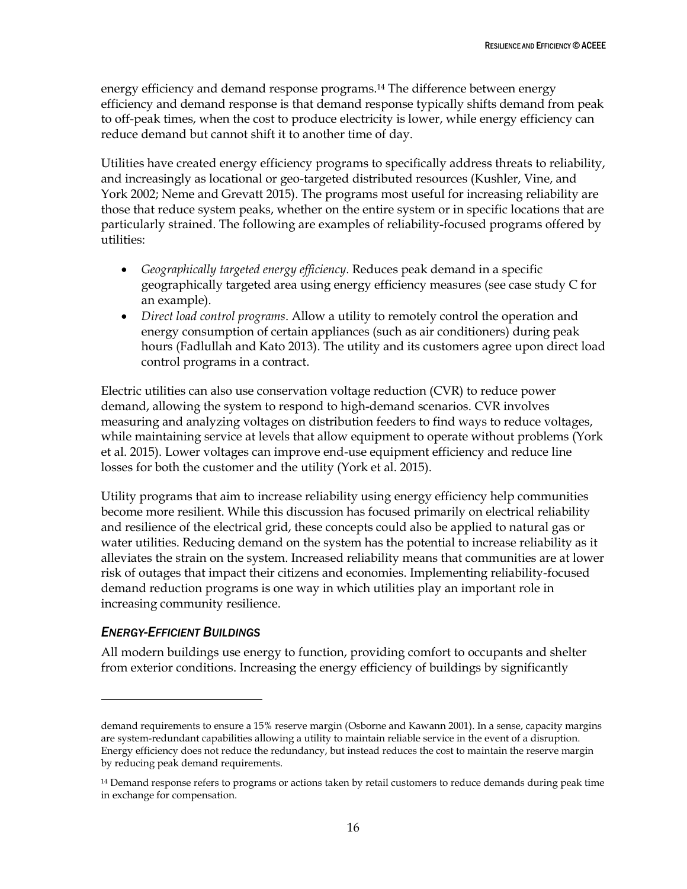energy efficiency and demand response programs.[14] The difference between energy efficiency and demand response is that demand response typically shifts demand from peak to off-peak times, when the cost to produce electricity is lower, while energy efficiency can reduce demand but cannot shift it to another time of day.

Utilities have created energy efficiency programs to specifically address threats to reliability, and increasingly as locational or geo-targeted distributed resources (Kushler, Vine, and York 2002; Neme and Grevatt 2015). The programs most useful for increasing reliability are those that reduce system peaks, whether on the entire system or in specific locations that are particularly strained. The following are examples of reliability-focused programs offered by utilities:

- *Geographically targeted energy efficiency*. Reduces peak demand in a specific geographically targeted area using energy efficiency measures (see case study C for an example).
- *Direct load control programs*. Allow a utility to remotely control the operation and energy consumption of certain appliances (such as air conditioners) during peak hours (Fadlullah and Kato 2013). The utility and its customers agree upon direct load control programs in a contract.

Electric utilities can also use conservation voltage reduction (CVR) to reduce power demand, allowing the system to respond to high-demand scenarios. CVR involves measuring and analyzing voltages on distribution feeders to find ways to reduce voltages, while maintaining service at levels that allow equipment to operate without problems (York et al. 2015). Lower voltages can improve end-use equipment efficiency and reduce line losses for both the customer and the utility (York et al. 2015).

Utility programs that aim to increase reliability using energy efficiency help communities become more resilient. While this discussion has focused primarily on electrical reliability and resilience of the electrical grid, these concepts could also be applied to natural gas or water utilities. Reducing demand on the system has the potential to increase reliability as it alleviates the strain on the system. Increased reliability means that communities are at lower risk of outages that impact their citizens and economies. Implementing reliability-focused demand reduction programs is one way in which utilities play an important role in increasing community resilience.

### *ENERGY-EFFICIENT BUILDINGS*

All modern buildings use energy to function, providing comfort to occupants and shelter from exterior conditions. Increasing the energy efficiency of buildings by significantly

---

demand requirements to ensure a 15% reserve margin (Osborne and Kawann 2001). In a sense, capacity margins are system-redundant capabilities allowing a utility to maintain reliable service in the event of a disruption. Energy efficiency does not reduce the redundancy, but instead reduces the cost to maintain the reserve margin by reducing peak demand requirements.

[14] Demand response refers to programs or actions taken by retail customers to reduce demands during peak time in exchange for compensation.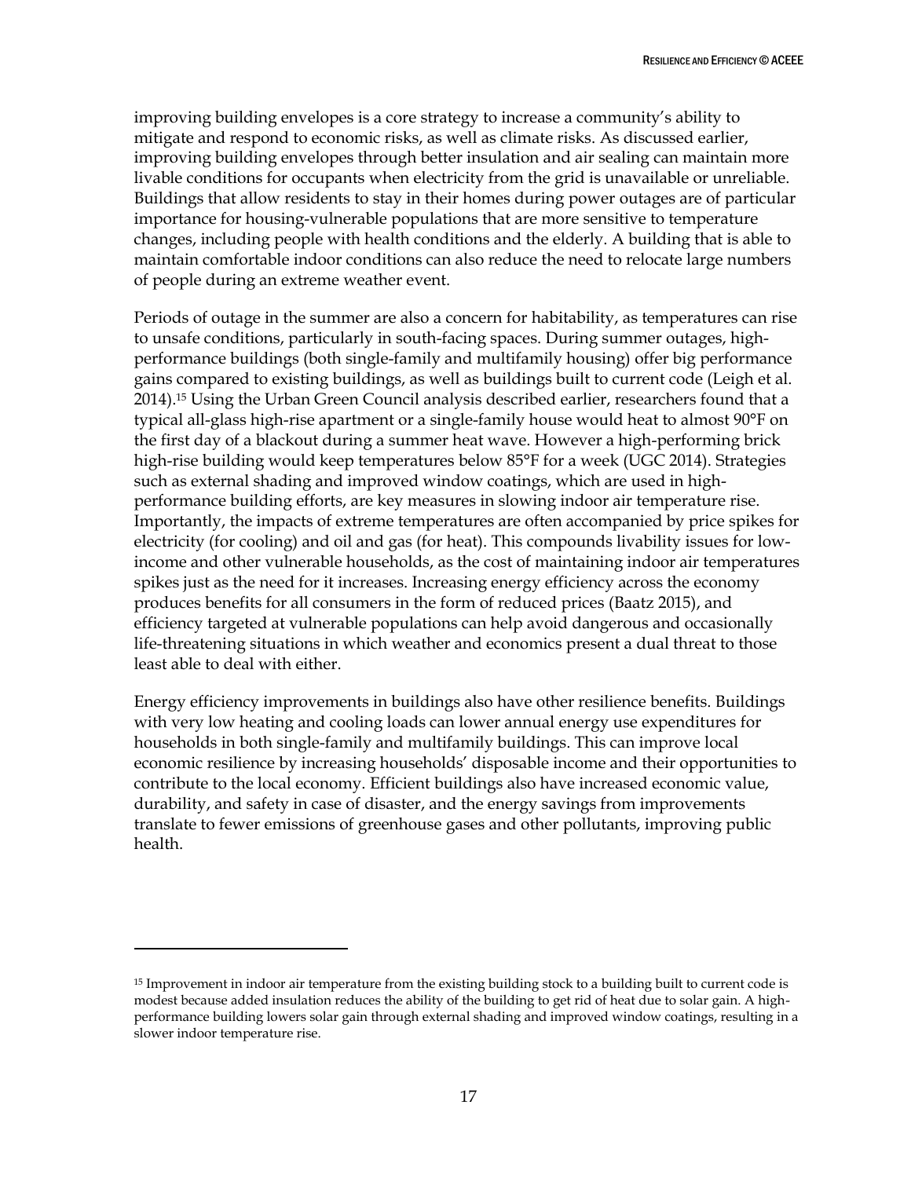improving building envelopes is a core strategy to increase a community's ability to mitigate and respond to economic risks, as well as climate risks. As discussed earlier, improving building envelopes through better insulation and air sealing can maintain more livable conditions for occupants when electricity from the grid is unavailable or unreliable. Buildings that allow residents to stay in their homes during power outages are of particular importance for housing-vulnerable populations that are more sensitive to temperature changes, including people with health conditions and the elderly. A building that is able to maintain comfortable indoor conditions can also reduce the need to relocate large numbers of people during an extreme weather event.

Periods of outage in the summer are also a concern for habitability, as temperatures can rise to unsafe conditions, particularly in south-facing spaces. During summer outages, high-performance buildings (both single-family and multifamily housing) offer big performance gains compared to existing buildings, as well as buildings built to current code (Leigh et al. 2014).[15] Using the Urban Green Council analysis described earlier, researchers found that a typical all-glass high-rise apartment or a single-family house would heat to almost 90°F on the first day of a blackout during a summer heat wave. However a high-performing brick high-rise building would keep temperatures below 85°F for a week (UGC 2014). Strategies such as external shading and improved window coatings, which are used in high-performance building efforts, are key measures in slowing indoor air temperature rise. Importantly, the impacts of extreme temperatures are often accompanied by price spikes for electricity (for cooling) and oil and gas (for heat). This compounds livability issues for low-income and other vulnerable households, as the cost of maintaining indoor air temperatures spikes just as the need for it increases. Increasing energy efficiency across the economy produces benefits for all consumers in the form of reduced prices (Baatz 2015), and efficiency targeted at vulnerable populations can help avoid dangerous and occasionally life-threatening situations in which weather and economics present a dual threat to those least able to deal with either.

Energy efficiency improvements in buildings also have other resilience benefits. Buildings with very low heating and cooling loads can lower annual energy use expenditures for households in both single-family and multifamily buildings. This can improve local economic resilience by increasing households' disposable income and their opportunities to contribute to the local economy. Efficient buildings also have increased economic value, durability, and safety in case of disaster, and the energy savings from improvements translate to fewer emissions of greenhouse gases and other pollutants, improving public health.

---

[15] Improvement in indoor air temperature from the existing building stock to a building built to current code is modest because added insulation reduces the ability of the building to get rid of heat due to solar gain. A high-performance building lowers solar gain through external shading and improved window coatings, resulting in a slower indoor temperature rise.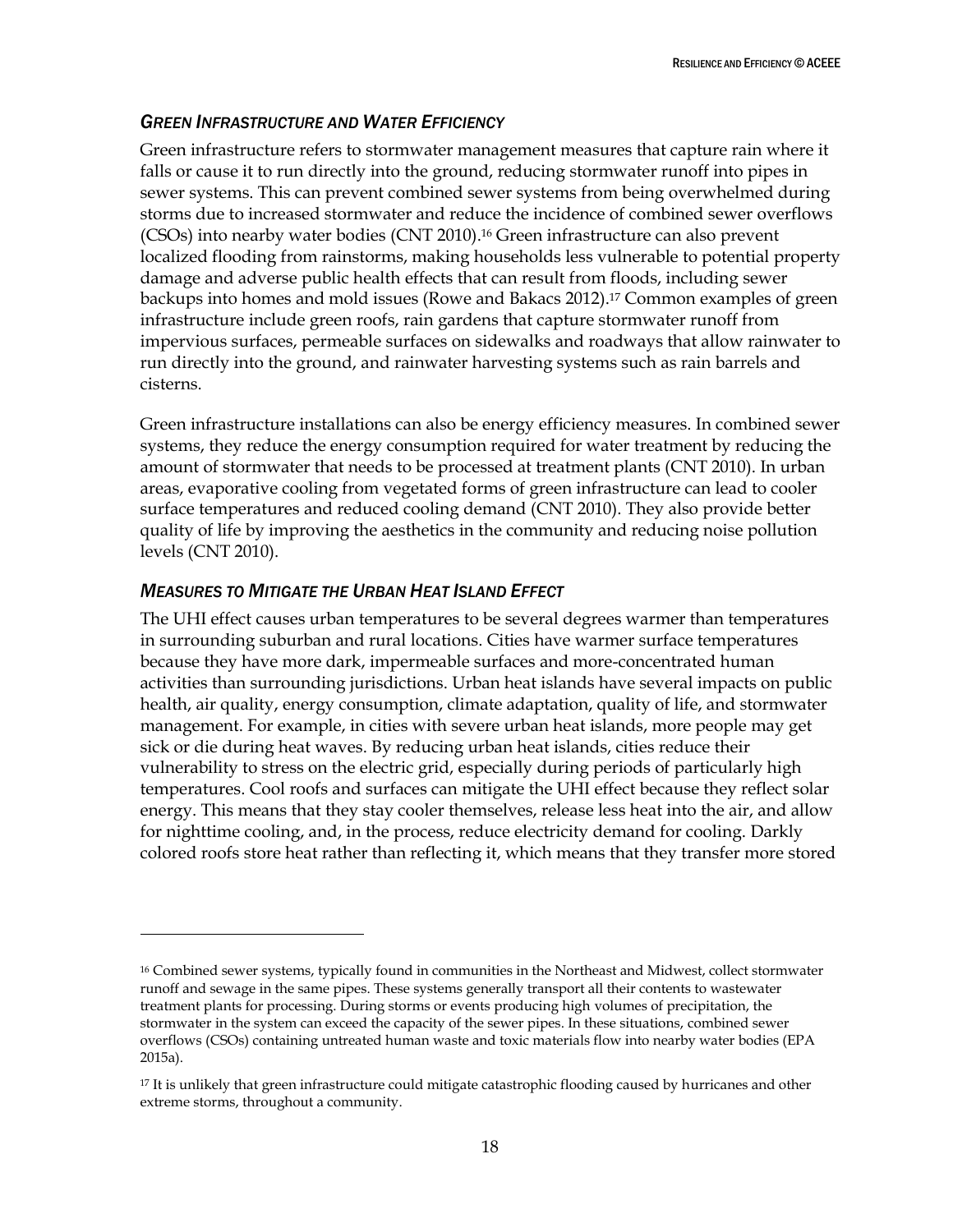### *Green Infrastructure and Water Efficiency*

Green infrastructure refers to stormwater management measures that capture rain where it falls or cause it to run directly into the ground, reducing stormwater runoff into pipes in sewer systems. This can prevent combined sewer systems from being overwhelmed during storms due to increased stormwater and reduce the incidence of combined sewer overflows (CSOs) into nearby water bodies (CNT 2010).[16] Green infrastructure can also prevent localized flooding from rainstorms, making households less vulnerable to potential property damage and adverse public health effects that can result from floods, including sewer backups into homes and mold issues (Rowe and Bakacs 2012).[17] Common examples of green infrastructure include green roofs, rain gardens that capture stormwater runoff from impervious surfaces, permeable surfaces on sidewalks and roadways that allow rainwater to run directly into the ground, and rainwater harvesting systems such as rain barrels and cisterns.

Green infrastructure installations can also be energy efficiency measures. In combined sewer systems, they reduce the energy consumption required for water treatment by reducing the amount of stormwater that needs to be processed at treatment plants (CNT 2010). In urban areas, evaporative cooling from vegetated forms of green infrastructure can lead to cooler surface temperatures and reduced cooling demand (CNT 2010). They also provide better quality of life by improving the aesthetics in the community and reducing noise pollution levels (CNT 2010).

### *Measures to Mitigate the Urban Heat Island Effect*

The UHI effect causes urban temperatures to be several degrees warmer than temperatures in surrounding suburban and rural locations. Cities have warmer surface temperatures because they have more dark, impermeable surfaces and more-concentrated human activities than surrounding jurisdictions. Urban heat islands have several impacts on public health, air quality, energy consumption, climate adaptation, quality of life, and stormwater management. For example, in cities with severe urban heat islands, more people may get sick or die during heat waves. By reducing urban heat islands, cities reduce their vulnerability to stress on the electric grid, especially during periods of particularly high temperatures. Cool roofs and surfaces can mitigate the UHI effect because they reflect solar energy. This means that they stay cooler themselves, release less heat into the air, and allow for nighttime cooling, and, in the process, reduce electricity demand for cooling. Darkly colored roofs store heat rather than reflecting it, which means that they transfer more stored

---

[16] Combined sewer systems, typically found in communities in the Northeast and Midwest, collect stormwater runoff and sewage in the same pipes. These systems generally transport all their contents to wastewater treatment plants for processing. During storms or events producing high volumes of precipitation, the stormwater in the system can exceed the capacity of the sewer pipes. In these situations, combined sewer overflows (CSOs) containing untreated human waste and toxic materials flow into nearby water bodies (EPA 2015a).

[17] It is unlikely that green infrastructure could mitigate catastrophic flooding caused by hurricanes and other extreme storms, throughout a community.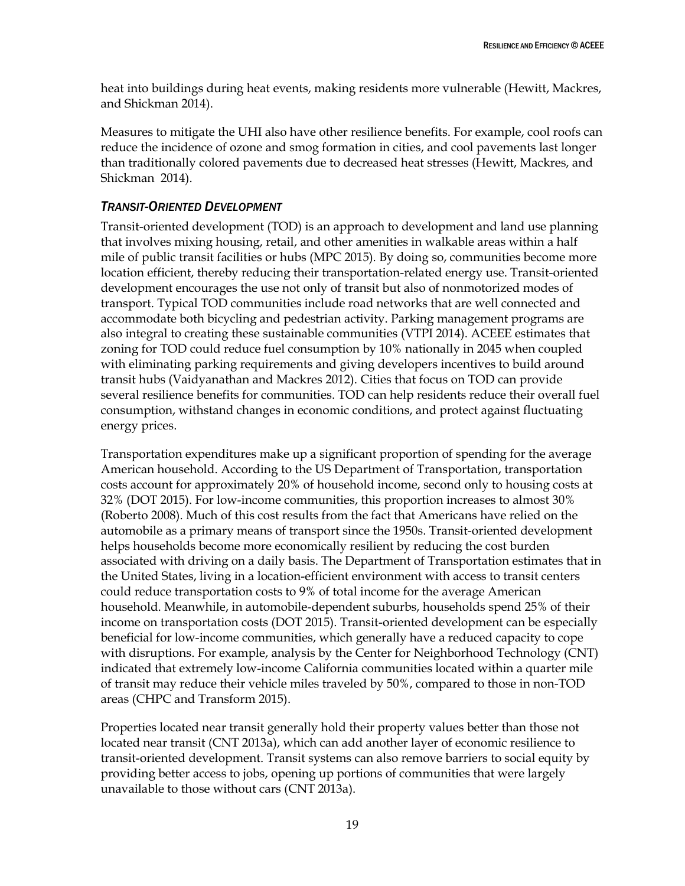heat into buildings during heat events, making residents more vulnerable (Hewitt, Mackres, and Shickman 2014).

Measures to mitigate the UHI also have other resilience benefits. For example, cool roofs can reduce the incidence of ozone and smog formation in cities, and cool pavements last longer than traditionally colored pavements due to decreased heat stresses (Hewitt, Mackres, and Shickman 2014).

### *Transit-Oriented Development*

Transit-oriented development (TOD) is an approach to development and land use planning that involves mixing housing, retail, and other amenities in walkable areas within a half mile of public transit facilities or hubs (MPC 2015). By doing so, communities become more location efficient, thereby reducing their transportation-related energy use. Transit-oriented development encourages the use not only of transit but also of nonmotorized modes of transport. Typical TOD communities include road networks that are well connected and accommodate both bicycling and pedestrian activity. Parking management programs are also integral to creating these sustainable communities (VTPI 2014). ACEEE estimates that zoning for TOD could reduce fuel consumption by 10% nationally in 2045 when coupled with eliminating parking requirements and giving developers incentives to build around transit hubs (Vaidyanathan and Mackres 2012). Cities that focus on TOD can provide several resilience benefits for communities. TOD can help residents reduce their overall fuel consumption, withstand changes in economic conditions, and protect against fluctuating energy prices.

Transportation expenditures make up a significant proportion of spending for the average American household. According to the US Department of Transportation, transportation costs account for approximately 20% of household income, second only to housing costs at 32% (DOT 2015). For low-income communities, this proportion increases to almost 30% (Roberto 2008). Much of this cost results from the fact that Americans have relied on the automobile as a primary means of transport since the 1950s. Transit-oriented development helps households become more economically resilient by reducing the cost burden associated with driving on a daily basis. The Department of Transportation estimates that in the United States, living in a location-efficient environment with access to transit centers could reduce transportation costs to 9% of total income for the average American household. Meanwhile, in automobile-dependent suburbs, households spend 25% of their income on transportation costs (DOT 2015). Transit-oriented development can be especially beneficial for low-income communities, which generally have a reduced capacity to cope with disruptions. For example, analysis by the Center for Neighborhood Technology (CNT) indicated that extremely low-income California communities located within a quarter mile of transit may reduce their vehicle miles traveled by 50%, compared to those in non-TOD areas (CHPC and Transform 2015).

Properties located near transit generally hold their property values better than those not located near transit (CNT 2013a), which can add another layer of economic resilience to transit-oriented development. Transit systems can also remove barriers to social equity by providing better access to jobs, opening up portions of communities that were largely unavailable to those without cars (CNT 2013a).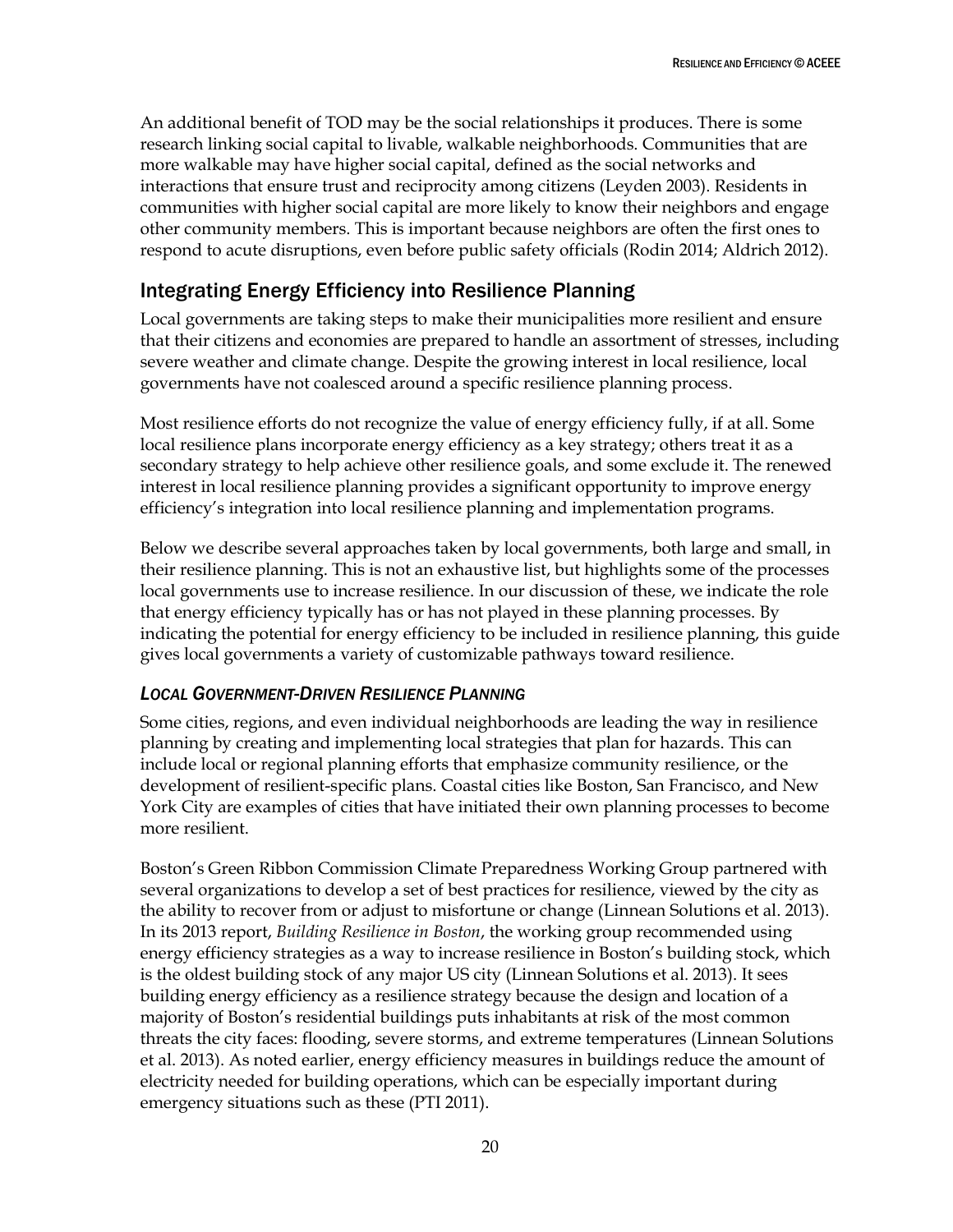An additional benefit of TOD may be the social relationships it produces. There is some research linking social capital to livable, walkable neighborhoods. Communities that are more walkable may have higher social capital, defined as the social networks and interactions that ensure trust and reciprocity among citizens (Leyden 2003). Residents in communities with higher social capital are more likely to know their neighbors and engage other community members. This is important because neighbors are often the first ones to respond to acute disruptions, even before public safety officials (Rodin 2014; Aldrich 2012).

## Integrating Energy Efficiency into Resilience Planning

Local governments are taking steps to make their municipalities more resilient and ensure that their citizens and economies are prepared to handle an assortment of stresses, including severe weather and climate change. Despite the growing interest in local resilience, local governments have not coalesced around a specific resilience planning process.

Most resilience efforts do not recognize the value of energy efficiency fully, if at all. Some local resilience plans incorporate energy efficiency as a key strategy; others treat it as a secondary strategy to help achieve other resilience goals, and some exclude it. The renewed interest in local resilience planning provides a significant opportunity to improve energy efficiency's integration into local resilience planning and implementation programs.

Below we describe several approaches taken by local governments, both large and small, in their resilience planning. This is not an exhaustive list, but highlights some of the processes local governments use to increase resilience. In our discussion of these, we indicate the role that energy efficiency typically has or has not played in these planning processes. By indicating the potential for energy efficiency to be included in resilience planning, this guide gives local governments a variety of customizable pathways toward resilience.

### *Local Government-Driven Resilience Planning*

Some cities, regions, and even individual neighborhoods are leading the way in resilience planning by creating and implementing local strategies that plan for hazards. This can include local or regional planning efforts that emphasize community resilience, or the development of resilient-specific plans. Coastal cities like Boston, San Francisco, and New York City are examples of cities that have initiated their own planning processes to become more resilient.

Boston's Green Ribbon Commission Climate Preparedness Working Group partnered with several organizations to develop a set of best practices for resilience, viewed by the city as the ability to recover from or adjust to misfortune or change (Linnean Solutions et al. 2013). In its 2013 report, *Building Resilience in Boston*, the working group recommended using energy efficiency strategies as a way to increase resilience in Boston's building stock, which is the oldest building stock of any major US city (Linnean Solutions et al. 2013). It sees building energy efficiency as a resilience strategy because the design and location of a majority of Boston's residential buildings puts inhabitants at risk of the most common threats the city faces: flooding, severe storms, and extreme temperatures (Linnean Solutions et al. 2013). As noted earlier, energy efficiency measures in buildings reduce the amount of electricity needed for building operations, which can be especially important during emergency situations such as these (PTI 2011).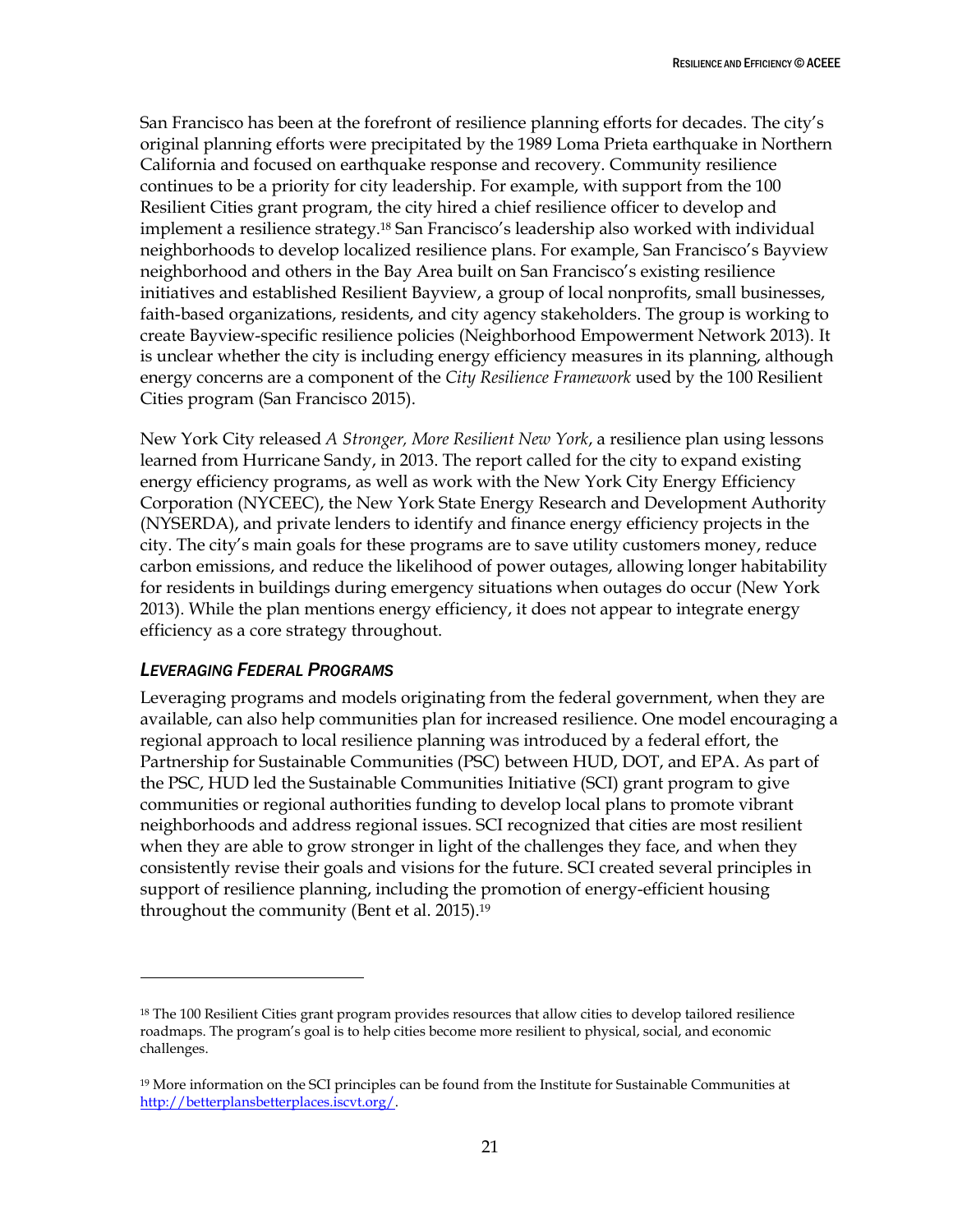San Francisco has been at the forefront of resilience planning efforts for decades. The city's original planning efforts were precipitated by the 1989 Loma Prieta earthquake in Northern California and focused on earthquake response and recovery. Community resilience continues to be a priority for city leadership. For example, with support from the 100 Resilient Cities grant program, the city hired a chief resilience officer to develop and implement a resilience strategy.[18] San Francisco's leadership also worked with individual neighborhoods to develop localized resilience plans. For example, San Francisco's Bayview neighborhood and others in the Bay Area built on San Francisco's existing resilience initiatives and established Resilient Bayview, a group of local nonprofits, small businesses, faith-based organizations, residents, and city agency stakeholders. The group is working to create Bayview-specific resilience policies (Neighborhood Empowerment Network 2013). It is unclear whether the city is including energy efficiency measures in its planning, although energy concerns are a component of the *City Resilience Framework* used by the 100 Resilient Cities program (San Francisco 2015).

New York City released *A Stronger, More Resilient New York*, a resilience plan using lessons learned from Hurricane Sandy, in 2013. The report called for the city to expand existing energy efficiency programs, as well as work with the New York City Energy Efficiency Corporation (NYCEEC), the New York State Energy Research and Development Authority (NYSERDA), and private lenders to identify and finance energy efficiency projects in the city. The city's main goals for these programs are to save utility customers money, reduce carbon emissions, and reduce the likelihood of power outages, allowing longer habitability for residents in buildings during emergency situations when outages do occur (New York 2013). While the plan mentions energy efficiency, it does not appear to integrate energy efficiency as a core strategy throughout.

### *Leveraging Federal Programs*

Leveraging programs and models originating from the federal government, when they are available, can also help communities plan for increased resilience. One model encouraging a regional approach to local resilience planning was introduced by a federal effort, the Partnership for Sustainable Communities (PSC) between HUD, DOT, and EPA. As part of the PSC, HUD led the Sustainable Communities Initiative (SCI) grant program to give communities or regional authorities funding to develop local plans to promote vibrant neighborhoods and address regional issues. SCI recognized that cities are most resilient when they are able to grow stronger in light of the challenges they face, and when they consistently revise their goals and visions for the future. SCI created several principles in support of resilience planning, including the promotion of energy-efficient housing throughout the community (Bent et al. 2015).[19]

---

[18] The 100 Resilient Cities grant program provides resources that allow cities to develop tailored resilience roadmaps. The program's goal is to help cities become more resilient to physical, social, and economic challenges.

[19] More information on the SCI principles can be found from the Institute for Sustainable Communities at http://betterplansbetterplaces.iscvt.org/.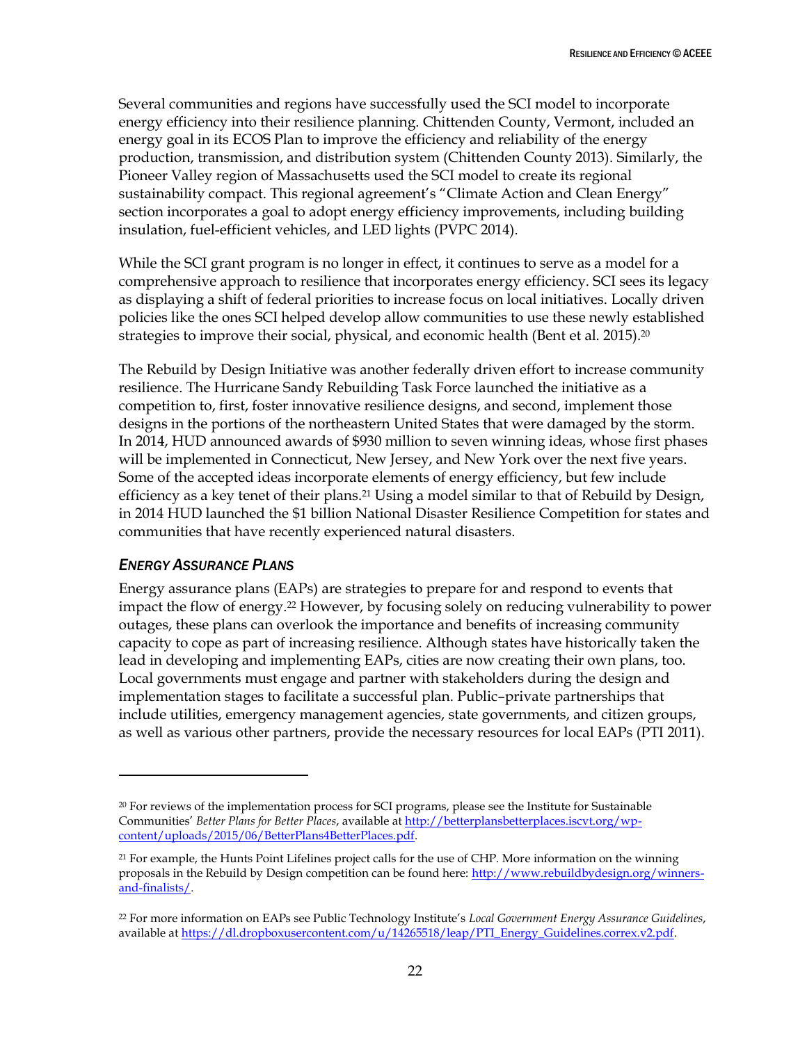Several communities and regions have successfully used the SCI model to incorporate energy efficiency into their resilience planning. Chittenden County, Vermont, included an energy goal in its ECOS Plan to improve the efficiency and reliability of the energy production, transmission, and distribution system (Chittenden County 2013). Similarly, the Pioneer Valley region of Massachusetts used the SCI model to create its regional sustainability compact. This regional agreement's "Climate Action and Clean Energy" section incorporates a goal to adopt energy efficiency improvements, including building insulation, fuel-efficient vehicles, and LED lights (PVPC 2014).

While the SCI grant program is no longer in effect, it continues to serve as a model for a comprehensive approach to resilience that incorporates energy efficiency. SCI sees its legacy as displaying a shift of federal priorities to increase focus on local initiatives. Locally driven policies like the ones SCI helped develop allow communities to use these newly established strategies to improve their social, physical, and economic health (Bent et al. 2015).[20]

The Rebuild by Design Initiative was another federally driven effort to increase community resilience. The Hurricane Sandy Rebuilding Task Force launched the initiative as a competition to, first, foster innovative resilience designs, and second, implement those designs in the portions of the northeastern United States that were damaged by the storm. In 2014, HUD announced awards of $930 million to seven winning ideas, whose first phases will be implemented in Connecticut, New Jersey, and New York over the next five years. Some of the accepted ideas incorporate elements of energy efficiency, but few include efficiency as a key tenet of their plans.[21] Using a model similar to that of Rebuild by Design, in 2014 HUD launched the $1 billion National Disaster Resilience Competition for states and communities that have recently experienced natural disasters.

### *Energy Assurance Plans*

Energy assurance plans (EAPs) are strategies to prepare for and respond to events that impact the flow of energy.[22] However, by focusing solely on reducing vulnerability to power outages, these plans can overlook the importance and benefits of increasing community capacity to cope as part of increasing resilience. Although states have historically taken the lead in developing and implementing EAPs, cities are now creating their own plans, too. Local governments must engage and partner with stakeholders during the design and implementation stages to facilitate a successful plan. Public–private partnerships that include utilities, emergency management agencies, state governments, and citizen groups, as well as various other partners, provide the necessary resources for local EAPs (PTI 2011).

---

[20] For reviews of the implementation process for SCI programs, please see the Institute for Sustainable Communities' *Better Plans for Better Places*, available at http://betterplansbetterplaces.iscvt.org/wp-content/uploads/2015/06/BetterPlans4BetterPlaces.pdf.

[21] For example, the Hunts Point Lifelines project calls for the use of CHP. More information on the winning proposals in the Rebuild by Design competition can be found here: http://www.rebuildbydesign.org/winners-and-finalists/.

[22] For more information on EAPs see Public Technology Institute's *Local Government Energy Assurance Guidelines*, available at https://dl.dropboxusercontent.com/u/14265518/leap/PTI_Energy_Guidelines.correx.v2.pdf.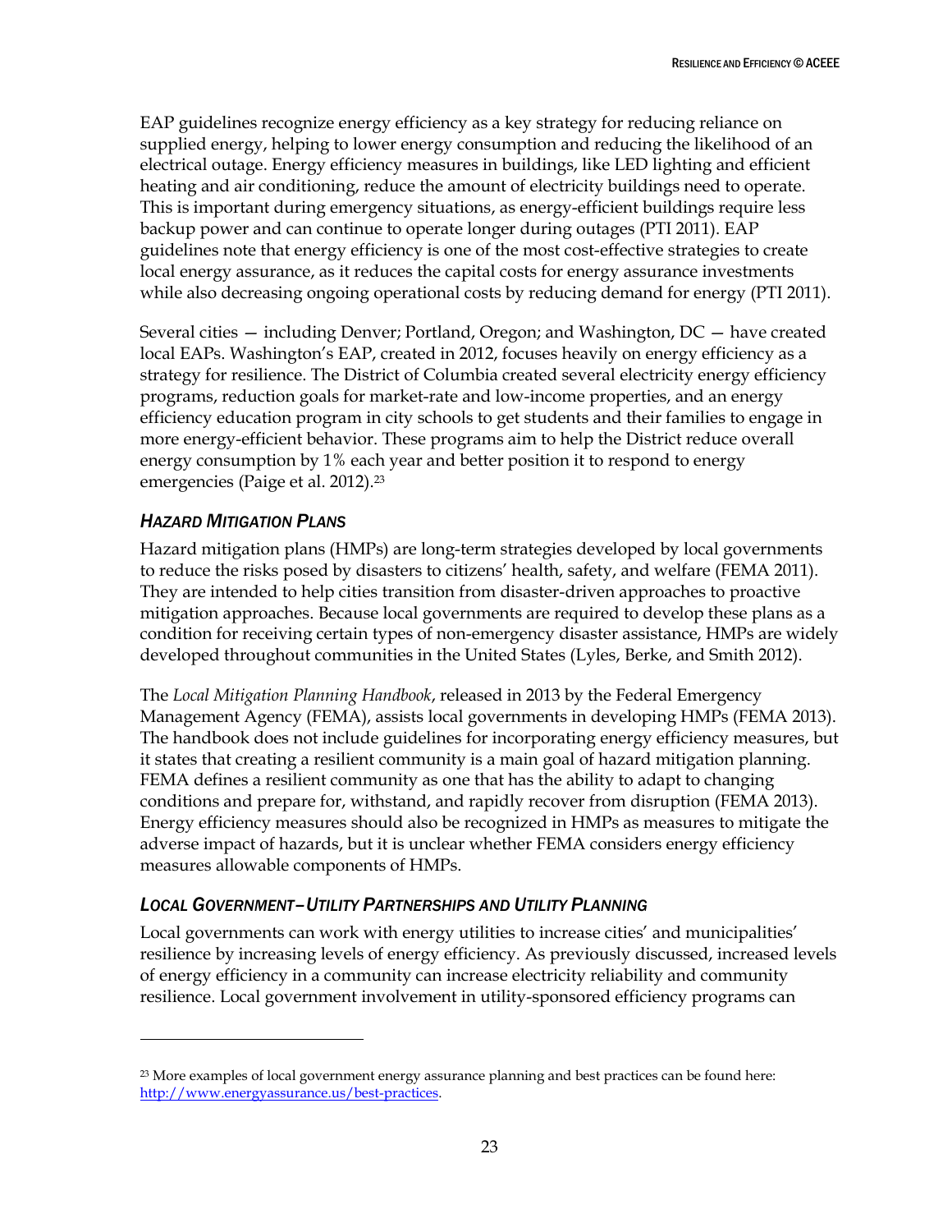EAP guidelines recognize energy efficiency as a key strategy for reducing reliance on supplied energy, helping to lower energy consumption and reducing the likelihood of an electrical outage. Energy efficiency measures in buildings, like LED lighting and efficient heating and air conditioning, reduce the amount of electricity buildings need to operate. This is important during emergency situations, as energy-efficient buildings require less backup power and can continue to operate longer during outages (PTI 2011). EAP guidelines note that energy efficiency is one of the most cost-effective strategies to create local energy assurance, as it reduces the capital costs for energy assurance investments while also decreasing ongoing operational costs by reducing demand for energy (PTI 2011).

Several cities — including Denver; Portland, Oregon; and Washington, DC — have created local EAPs. Washington's EAP, created in 2012, focuses heavily on energy efficiency as a strategy for resilience. The District of Columbia created several electricity energy efficiency programs, reduction goals for market-rate and low-income properties, and an energy efficiency education program in city schools to get students and their families to engage in more energy-efficient behavior. These programs aim to help the District reduce overall energy consumption by 1% each year and better position it to respond to energy emergencies (Paige et al. 2012).[23]

### *Hazard Mitigation Plans*

Hazard mitigation plans (HMPs) are long-term strategies developed by local governments to reduce the risks posed by disasters to citizens' health, safety, and welfare (FEMA 2011). They are intended to help cities transition from disaster-driven approaches to proactive mitigation approaches. Because local governments are required to develop these plans as a condition for receiving certain types of non-emergency disaster assistance, HMPs are widely developed throughout communities in the United States (Lyles, Berke, and Smith 2012).

The *Local Mitigation Planning Handbook*, released in 2013 by the Federal Emergency Management Agency (FEMA), assists local governments in developing HMPs (FEMA 2013). The handbook does not include guidelines for incorporating energy efficiency measures, but it states that creating a resilient community is a main goal of hazard mitigation planning. FEMA defines a resilient community as one that has the ability to adapt to changing conditions and prepare for, withstand, and rapidly recover from disruption (FEMA 2013). Energy efficiency measures should also be recognized in HMPs as measures to mitigate the adverse impact of hazards, but it is unclear whether FEMA considers energy efficiency measures allowable components of HMPs.

### *Local Government–Utility Partnerships and Utility Planning*

Local governments can work with energy utilities to increase cities' and municipalities' resilience by increasing levels of energy efficiency. As previously discussed, increased levels of energy efficiency in a community can increase electricity reliability and community resilience. Local government involvement in utility-sponsored efficiency programs can

---

[23] More examples of local government energy assurance planning and best practices can be found here: http://www.energyassurance.us/best-practices.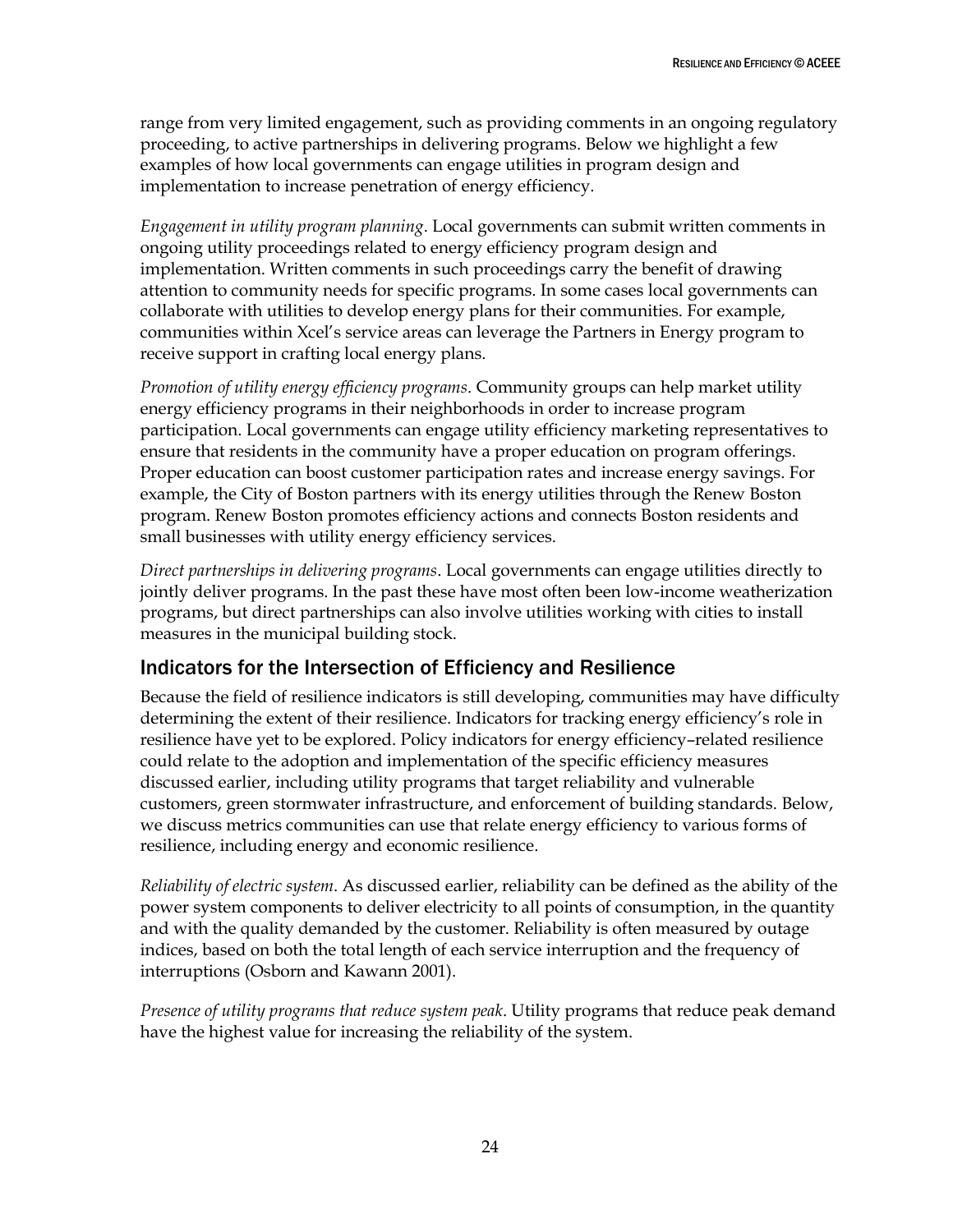range from very limited engagement, such as providing comments in an ongoing regulatory proceeding, to active partnerships in delivering programs. Below we highlight a few examples of how local governments can engage utilities in program design and implementation to increase penetration of energy efficiency.

*Engagement in utility program planning*. Local governments can submit written comments in ongoing utility proceedings related to energy efficiency program design and implementation. Written comments in such proceedings carry the benefit of drawing attention to community needs for specific programs. In some cases local governments can collaborate with utilities to develop energy plans for their communities. For example, communities within Xcel's service areas can leverage the Partners in Energy program to receive support in crafting local energy plans.

*Promotion of utility energy efficiency programs*. Community groups can help market utility energy efficiency programs in their neighborhoods in order to increase program participation. Local governments can engage utility efficiency marketing representatives to ensure that residents in the community have a proper education on program offerings. Proper education can boost customer participation rates and increase energy savings. For example, the City of Boston partners with its energy utilities through the Renew Boston program. Renew Boston promotes efficiency actions and connects Boston residents and small businesses with utility energy efficiency services.

*Direct partnerships in delivering programs*. Local governments can engage utilities directly to jointly deliver programs. In the past these have most often been low-income weatherization programs, but direct partnerships can also involve utilities working with cities to install measures in the municipal building stock.

## Indicators for the Intersection of Efficiency and Resilience

Because the field of resilience indicators is still developing, communities may have difficulty determining the extent of their resilience. Indicators for tracking energy efficiency's role in resilience have yet to be explored. Policy indicators for energy efficiency–related resilience could relate to the adoption and implementation of the specific efficiency measures discussed earlier, including utility programs that target reliability and vulnerable customers, green stormwater infrastructure, and enforcement of building standards. Below, we discuss metrics communities can use that relate energy efficiency to various forms of resilience, including energy and economic resilience.

*Reliability of electric system*. As discussed earlier, reliability can be defined as the ability of the power system components to deliver electricity to all points of consumption, in the quantity and with the quality demanded by the customer. Reliability is often measured by outage indices, based on both the total length of each service interruption and the frequency of interruptions (Osborn and Kawann 2001).

*Presence of utility programs that reduce system peak*. Utility programs that reduce peak demand have the highest value for increasing the reliability of the system.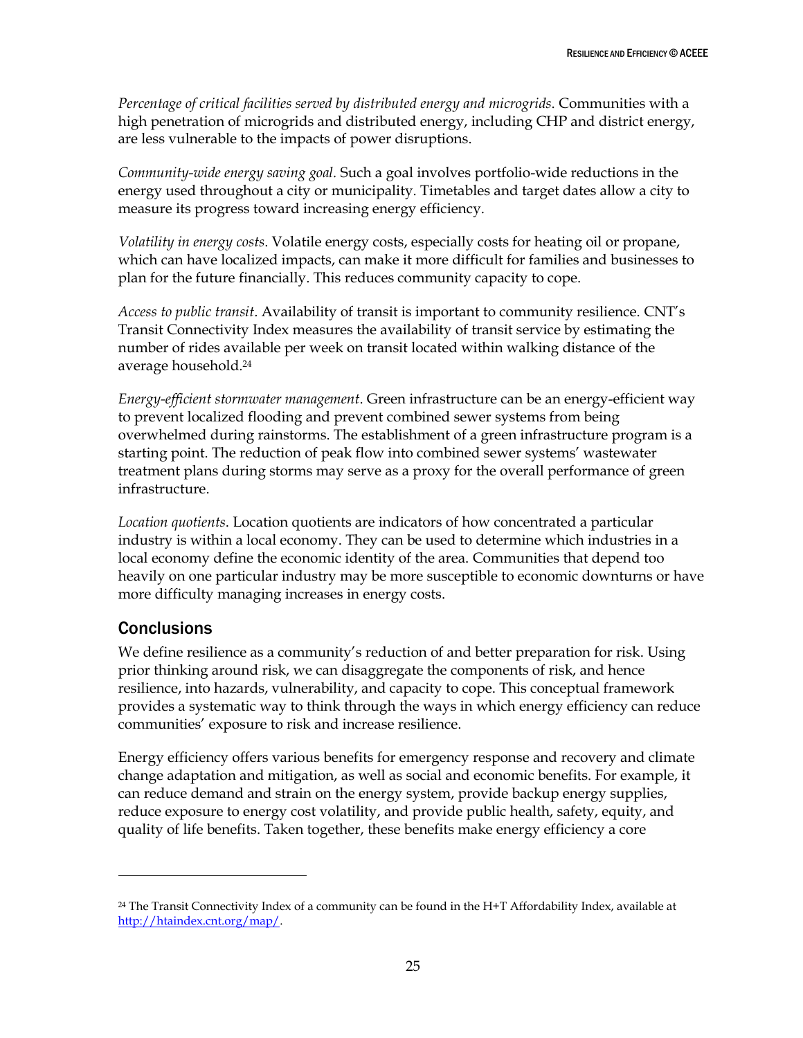*Percentage of critical facilities served by distributed energy and microgrids*. Communities with a high penetration of microgrids and distributed energy, including CHP and district energy, are less vulnerable to the impacts of power disruptions.

*Community-wide energy saving goal*. Such a goal involves portfolio-wide reductions in the energy used throughout a city or municipality. Timetables and target dates allow a city to measure its progress toward increasing energy efficiency.

*Volatility in energy costs*. Volatile energy costs, especially costs for heating oil or propane, which can have localized impacts, can make it more difficult for families and businesses to plan for the future financially. This reduces community capacity to cope.

*Access to public transit*. Availability of transit is important to community resilience. CNT's Transit Connectivity Index measures the availability of transit service by estimating the number of rides available per week on transit located within walking distance of the average household.[24]

*Energy-efficient stormwater management*. Green infrastructure can be an energy-efficient way to prevent localized flooding and prevent combined sewer systems from being overwhelmed during rainstorms. The establishment of a green infrastructure program is a starting point. The reduction of peak flow into combined sewer systems' wastewater treatment plans during storms may serve as a proxy for the overall performance of green infrastructure.

*Location quotients*. Location quotients are indicators of how concentrated a particular industry is within a local economy. They can be used to determine which industries in a local economy define the economic identity of the area. Communities that depend too heavily on one particular industry may be more susceptible to economic downturns or have more difficulty managing increases in energy costs.

## Conclusions

We define resilience as a community's reduction of and better preparation for risk. Using prior thinking around risk, we can disaggregate the components of risk, and hence resilience, into hazards, vulnerability, and capacity to cope. This conceptual framework provides a systematic way to think through the ways in which energy efficiency can reduce communities' exposure to risk and increase resilience.

Energy efficiency offers various benefits for emergency response and recovery and climate change adaptation and mitigation, as well as social and economic benefits. For example, it can reduce demand and strain on the energy system, provide backup energy supplies, reduce exposure to energy cost volatility, and provide public health, safety, equity, and quality of life benefits. Taken together, these benefits make energy efficiency a core

---

[24] The Transit Connectivity Index of a community can be found in the H+T Affordability Index, available at http://htaindex.cnt.org/map/.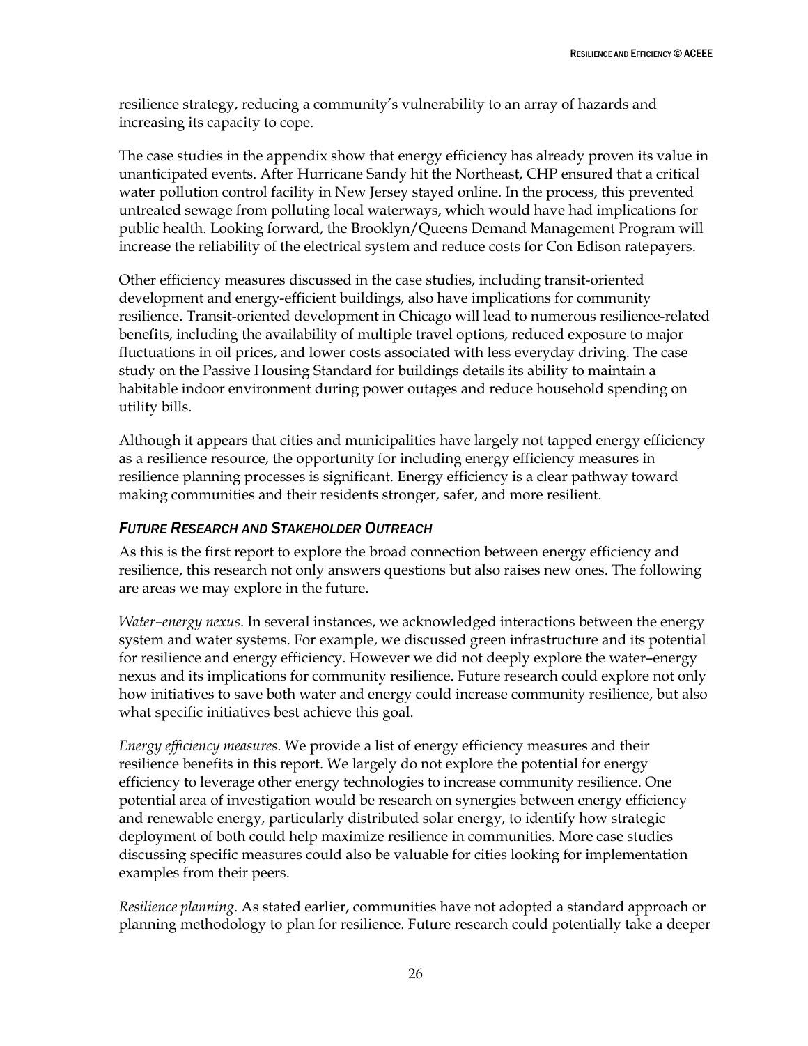resilience strategy, reducing a community's vulnerability to an array of hazards and increasing its capacity to cope.

The case studies in the appendix show that energy efficiency has already proven its value in unanticipated events. After Hurricane Sandy hit the Northeast, CHP ensured that a critical water pollution control facility in New Jersey stayed online. In the process, this prevented untreated sewage from polluting local waterways, which would have had implications for public health. Looking forward, the Brooklyn/Queens Demand Management Program will increase the reliability of the electrical system and reduce costs for Con Edison ratepayers.

Other efficiency measures discussed in the case studies, including transit-oriented development and energy-efficient buildings, also have implications for community resilience. Transit-oriented development in Chicago will lead to numerous resilience-related benefits, including the availability of multiple travel options, reduced exposure to major fluctuations in oil prices, and lower costs associated with less everyday driving. The case study on the Passive Housing Standard for buildings details its ability to maintain a habitable indoor environment during power outages and reduce household spending on utility bills.

Although it appears that cities and municipalities have largely not tapped energy efficiency as a resilience resource, the opportunity for including energy efficiency measures in resilience planning processes is significant. Energy efficiency is a clear pathway toward making communities and their residents stronger, safer, and more resilient.

### *Future Research and Stakeholder Outreach*

As this is the first report to explore the broad connection between energy efficiency and resilience, this research not only answers questions but also raises new ones. The following are areas we may explore in the future.

*Water–energy nexus*. In several instances, we acknowledged interactions between the energy system and water systems. For example, we discussed green infrastructure and its potential for resilience and energy efficiency. However we did not deeply explore the water–energy nexus and its implications for community resilience. Future research could explore not only how initiatives to save both water and energy could increase community resilience, but also what specific initiatives best achieve this goal.

*Energy efficiency measures*. We provide a list of energy efficiency measures and their resilience benefits in this report. We largely do not explore the potential for energy efficiency to leverage other energy technologies to increase community resilience. One potential area of investigation would be research on synergies between energy efficiency and renewable energy, particularly distributed solar energy, to identify how strategic deployment of both could help maximize resilience in communities. More case studies discussing specific measures could also be valuable for cities looking for implementation examples from their peers.

*Resilience planning*. As stated earlier, communities have not adopted a standard approach or planning methodology to plan for resilience. Future research could potentially take a deeper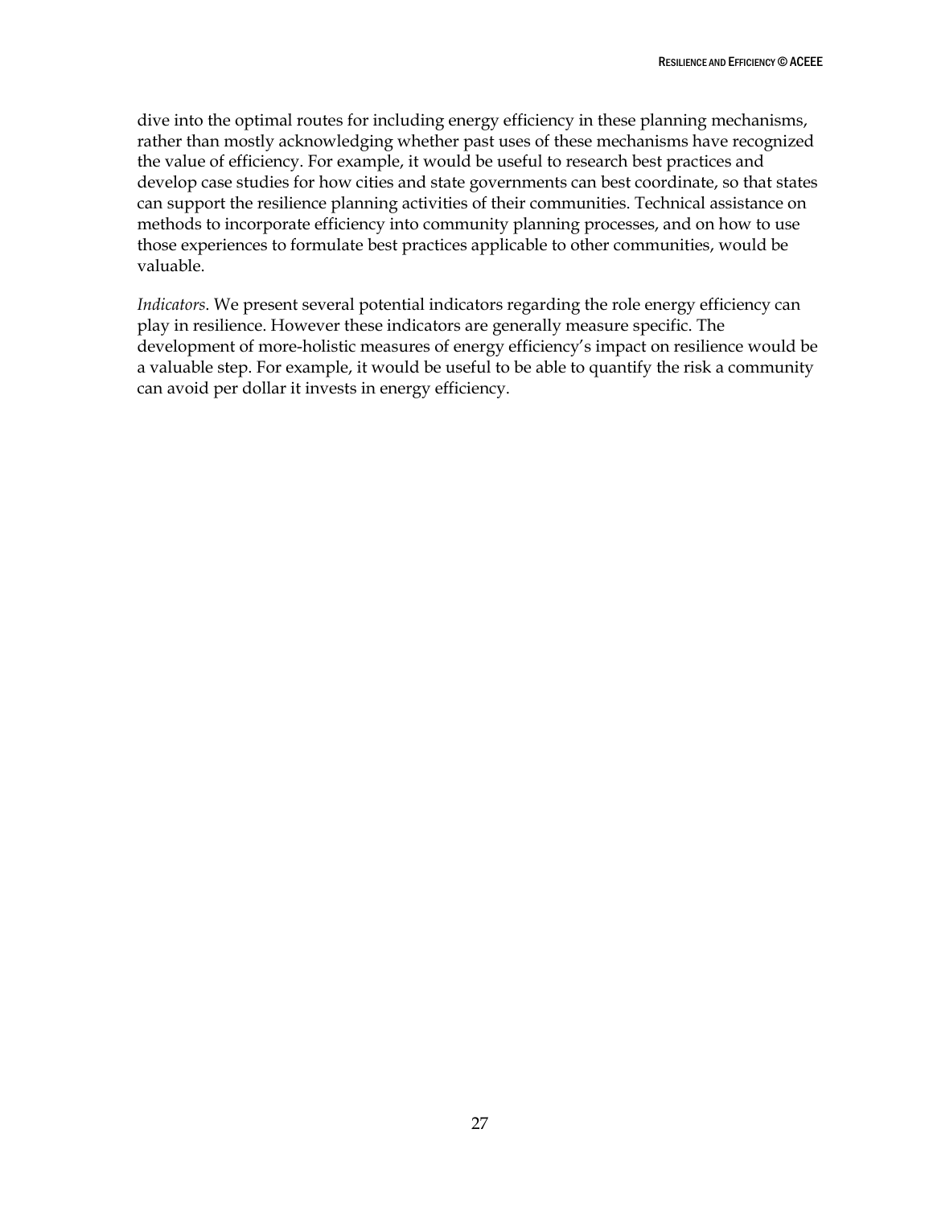dive into the optimal routes for including energy efficiency in these planning mechanisms, rather than mostly acknowledging whether past uses of these mechanisms have recognized the value of efficiency. For example, it would be useful to research best practices and develop case studies for how cities and state governments can best coordinate, so that states can support the resilience planning activities of their communities. Technical assistance on methods to incorporate efficiency into community planning processes, and on how to use those experiences to formulate best practices applicable to other communities, would be valuable.

*Indicators*. We present several potential indicators regarding the role energy efficiency can play in resilience. However these indicators are generally measure specific. The development of more-holistic measures of energy efficiency's impact on resilience would be a valuable step. For example, it would be useful to be able to quantify the risk a community can avoid per dollar it invests in energy efficiency.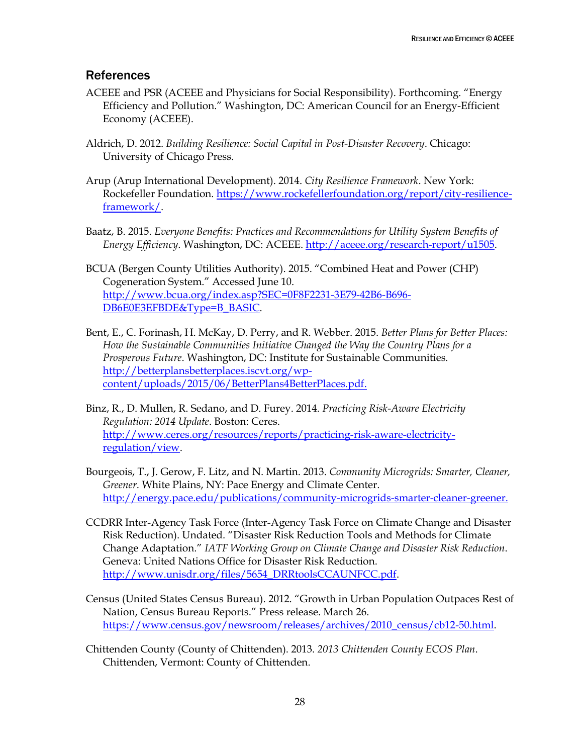## References

ACEEE and PSR (ACEEE and Physicians for Social Responsibility). Forthcoming. "Energy Efficiency and Pollution." Washington, DC: American Council for an Energy-Efficient Economy (ACEEE).

Aldrich, D. 2012. *Building Resilience: Social Capital in Post-Disaster Recovery*. Chicago: University of Chicago Press.

Arup (Arup International Development). 2014. *City Resilience Framework*. New York: Rockefeller Foundation. https://www.rockefellerfoundation.org/report/city-resilience-framework/.

Baatz, B. 2015. *Everyone Benefits: Practices and Recommendations for Utility System Benefits of Energy Efficiency*. Washington, DC: ACEEE. http://aceee.org/research-report/u1505.

BCUA (Bergen County Utilities Authority). 2015. "Combined Heat and Power (CHP) Cogeneration System." Accessed June 10. http://www.bcua.org/index.asp?SEC=0F8F2231-3E79-42B6-B696-DB6E0E3EFBDE&Type=B_BASIC.

Bent, E., C. Forinash, H. McKay, D. Perry, and R. Webber. 2015. *Better Plans for Better Places: How the Sustainable Communities Initiative Changed the Way the Country Plans for a Prosperous Future*. Washington, DC: Institute for Sustainable Communities. http://betterplansbetterplaces.iscvt.org/wp-content/uploads/2015/06/BetterPlans4BetterPlaces.pdf.

Binz, R., D. Mullen, R. Sedano, and D. Furey. 2014. *Practicing Risk-Aware Electricity Regulation: 2014 Update*. Boston: Ceres. http://www.ceres.org/resources/reports/practicing-risk-aware-electricity-regulation/view.

Bourgeois, T., J. Gerow, F. Litz, and N. Martin. 2013. *Community Microgrids: Smarter, Cleaner, Greener*. White Plains, NY: Pace Energy and Climate Center. http://energy.pace.edu/publications/community-microgrids-smarter-cleaner-greener.

CCDRR Inter-Agency Task Force (Inter-Agency Task Force on Climate Change and Disaster Risk Reduction). Undated. "Disaster Risk Reduction Tools and Methods for Climate Change Adaptation." *IATF Working Group on Climate Change and Disaster Risk Reduction*. Geneva: United Nations Office for Disaster Risk Reduction. http://www.unisdr.org/files/5654_DRRtoolsCCAUNFCC.pdf.

Census (United States Census Bureau). 2012. "Growth in Urban Population Outpaces Rest of Nation, Census Bureau Reports." Press release. March 26. https://www.census.gov/newsroom/releases/archives/2010_census/cb12-50.html.

Chittenden County (County of Chittenden). 2013. *2013 Chittenden County ECOS Plan*. Chittenden, Vermont: County of Chittenden.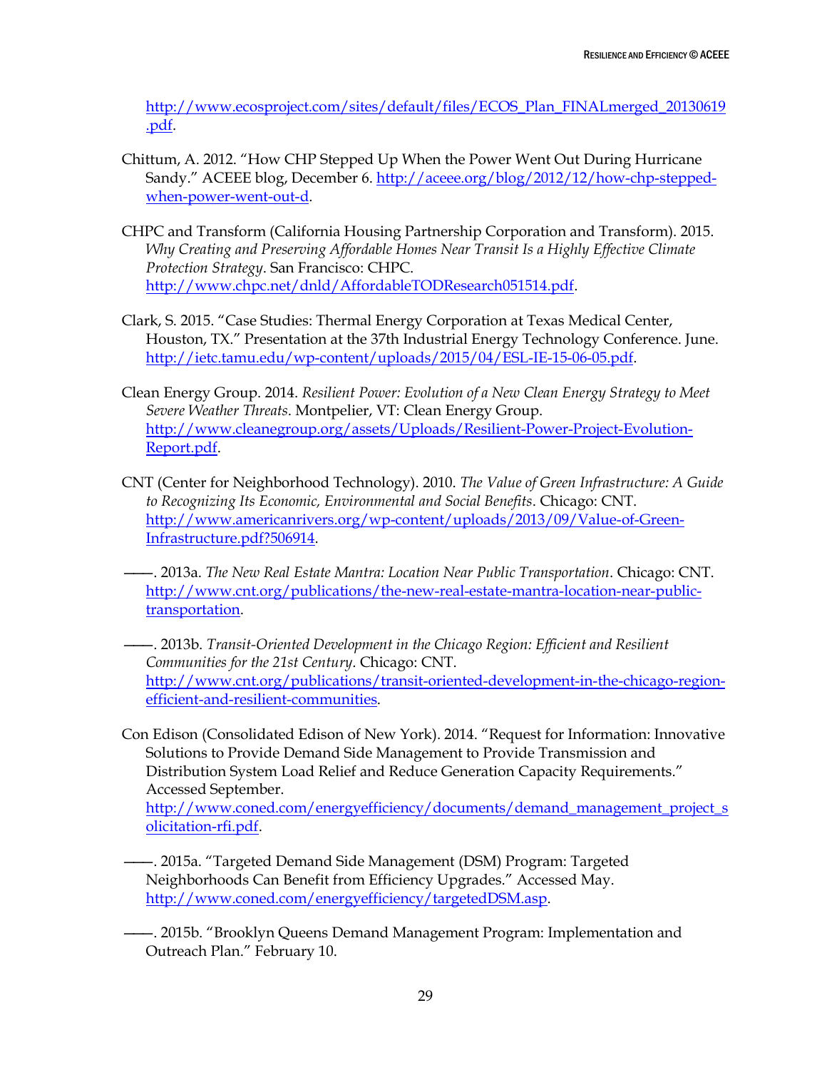http://www.ecosproject.com/sites/default/files/ECOS_Plan_FINALmerged_20130619.pdf.

Chittum, A. 2012. "How CHP Stepped Up When the Power Went Out During Hurricane Sandy." ACEEE blog, December 6. http://aceee.org/blog/2012/12/how-chp-stepped-when-power-went-out-d.

CHPC and Transform (California Housing Partnership Corporation and Transform). 2015. *Why Creating and Preserving Affordable Homes Near Transit Is a Highly Effective Climate Protection Strategy*. San Francisco: CHPC. http://www.chpc.net/dnld/AffordableTODResearch051514.pdf.

Clark, S. 2015. "Case Studies: Thermal Energy Corporation at Texas Medical Center, Houston, TX." Presentation at the 37th Industrial Energy Technology Conference. June. http://ietc.tamu.edu/wp-content/uploads/2015/04/ESL-IE-15-06-05.pdf.

Clean Energy Group. 2014. *Resilient Power: Evolution of a New Clean Energy Strategy to Meet Severe Weather Threats*. Montpelier, VT: Clean Energy Group. http://www.cleanegroup.org/assets/Uploads/Resilient-Power-Project-Evolution-Report.pdf.

CNT (Center for Neighborhood Technology). 2010. *The Value of Green Infrastructure: A Guide to Recognizing Its Economic, Environmental and Social Benefits*. Chicago: CNT. http://www.americanrivers.org/wp-content/uploads/2013/09/Value-of-Green-Infrastructure.pdf?506914.

———. 2013a. *The New Real Estate Mantra: Location Near Public Transportation*. Chicago: CNT. http://www.cnt.org/publications/the-new-real-estate-mantra-location-near-public-transportation.

———. 2013b. *Transit-Oriented Development in the Chicago Region: Efficient and Resilient Communities for the 21st Century*. Chicago: CNT. http://www.cnt.org/publications/transit-oriented-development-in-the-chicago-region-efficient-and-resilient-communities.

Con Edison (Consolidated Edison of New York). 2014. "Request for Information: Innovative Solutions to Provide Demand Side Management to Provide Transmission and Distribution System Load Relief and Reduce Generation Capacity Requirements." Accessed September. http://www.coned.com/energyefficiency/documents/demand_management_project_solicitation-rfi.pdf.

———. 2015a. "Targeted Demand Side Management (DSM) Program: Targeted Neighborhoods Can Benefit from Efficiency Upgrades." Accessed May. http://www.coned.com/energyefficiency/targetedDSM.asp.

———. 2015b. "Brooklyn Queens Demand Management Program: Implementation and Outreach Plan." February 10.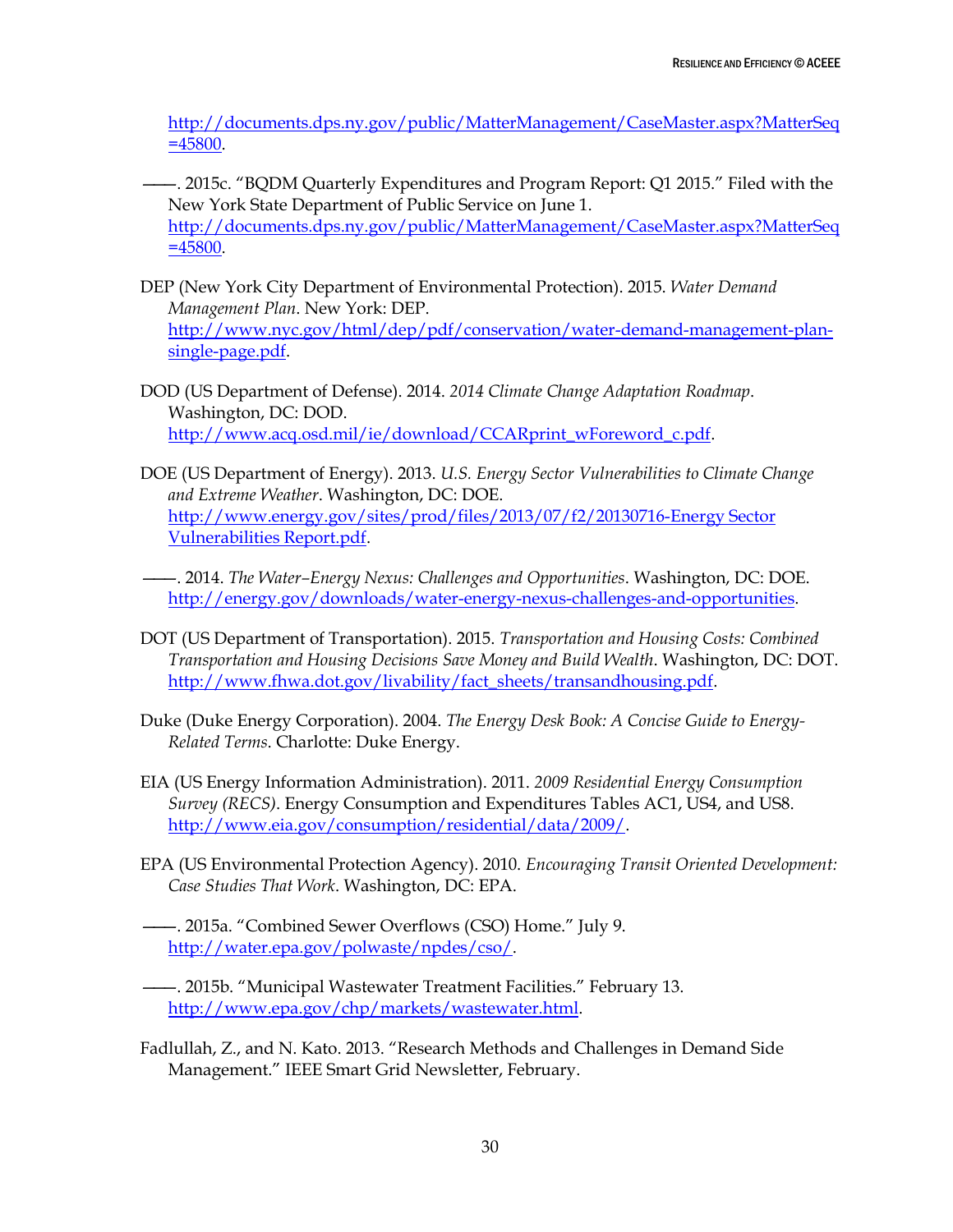http://documents.dps.ny.gov/public/MatterManagement/CaseMaster.aspx?MatterSeq=45800.

———. 2015c. "BQDM Quarterly Expenditures and Program Report: Q1 2015." Filed with the New York State Department of Public Service on June 1. http://documents.dps.ny.gov/public/MatterManagement/CaseMaster.aspx?MatterSeq=45800.

DEP (New York City Department of Environmental Protection). 2015. *Water Demand Management Plan*. New York: DEP. http://www.nyc.gov/html/dep/pdf/conservation/water-demand-management-plan-single-page.pdf.

DOD (US Department of Defense). 2014. *2014 Climate Change Adaptation Roadmap*. Washington, DC: DOD. http://www.acq.osd.mil/ie/download/CCARprint_wForeword_c.pdf.

DOE (US Department of Energy). 2013. *U.S. Energy Sector Vulnerabilities to Climate Change and Extreme Weather*. Washington, DC: DOE. http://www.energy.gov/sites/prod/files/2013/07/f2/20130716-Energy Sector Vulnerabilities Report.pdf.

———. 2014. *The Water–Energy Nexus: Challenges and Opportunities*. Washington, DC: DOE. http://energy.gov/downloads/water-energy-nexus-challenges-and-opportunities.

DOT (US Department of Transportation). 2015. *Transportation and Housing Costs: Combined Transportation and Housing Decisions Save Money and Build Wealth*. Washington, DC: DOT. http://www.fhwa.dot.gov/livability/fact_sheets/transandhousing.pdf.

Duke (Duke Energy Corporation). 2004. *The Energy Desk Book: A Concise Guide to Energy-Related Terms*. Charlotte: Duke Energy.

EIA (US Energy Information Administration). 2011. *2009 Residential Energy Consumption Survey (RECS)*. Energy Consumption and Expenditures Tables AC1, US4, and US8. http://www.eia.gov/consumption/residential/data/2009/.

EPA (US Environmental Protection Agency). 2010. *Encouraging Transit Oriented Development: Case Studies That Work*. Washington, DC: EPA.

———. 2015a. "Combined Sewer Overflows (CSO) Home." July 9. http://water.epa.gov/polwaste/npdes/cso/.

———. 2015b. "Municipal Wastewater Treatment Facilities." February 13. http://www.epa.gov/chp/markets/wastewater.html.

Fadlullah, Z., and N. Kato. 2013. "Research Methods and Challenges in Demand Side Management." IEEE Smart Grid Newsletter, February.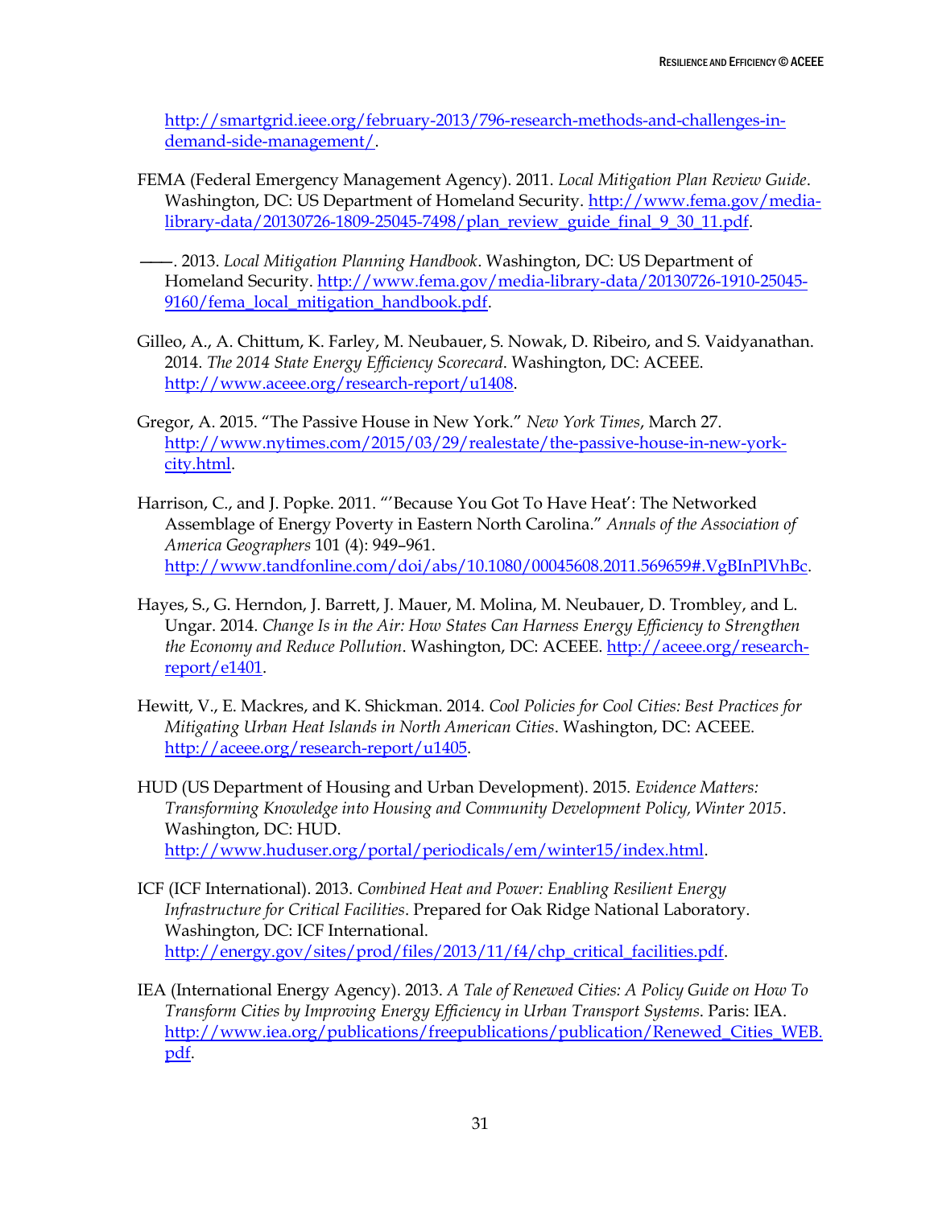http://smartgrid.ieee.org/february-2013/796-research-methods-and-challenges-in-demand-side-management/.

FEMA (Federal Emergency Management Agency). 2011. *Local Mitigation Plan Review Guide*. Washington, DC: US Department of Homeland Security. http://www.fema.gov/media-library-data/20130726-1809-25045-7498/plan_review_guide_final_9_30_11.pdf.

———. 2013. *Local Mitigation Planning Handbook*. Washington, DC: US Department of Homeland Security. http://www.fema.gov/media-library-data/20130726-1910-25045-9160/fema_local_mitigation_handbook.pdf.

Gilleo, A., A. Chittum, K. Farley, M. Neubauer, S. Nowak, D. Ribeiro, and S. Vaidyanathan. 2014. *The 2014 State Energy Efficiency Scorecard*. Washington, DC: ACEEE. http://www.aceee.org/research-report/u1408.

Gregor, A. 2015. "The Passive House in New York." *New York Times*, March 27. http://www.nytimes.com/2015/03/29/realestate/the-passive-house-in-new-york-city.html.

Harrison, C., and J. Popke. 2011. "'Because You Got To Have Heat': The Networked Assemblage of Energy Poverty in Eastern North Carolina." *Annals of the Association of America Geographers* 101 (4): 949–961. http://www.tandfonline.com/doi/abs/10.1080/00045608.2011.569659#.VgBInPlVhBc.

Hayes, S., G. Herndon, J. Barrett, J. Mauer, M. Molina, M. Neubauer, D. Trombley, and L. Ungar. 2014. *Change Is in the Air: How States Can Harness Energy Efficiency to Strengthen the Economy and Reduce Pollution*. Washington, DC: ACEEE. http://aceee.org/research-report/e1401.

Hewitt, V., E. Mackres, and K. Shickman. 2014. *Cool Policies for Cool Cities: Best Practices for Mitigating Urban Heat Islands in North American Cities*. Washington, DC: ACEEE. http://aceee.org/research-report/u1405.

HUD (US Department of Housing and Urban Development). 2015. *Evidence Matters: Transforming Knowledge into Housing and Community Development Policy, Winter 2015*. Washington, DC: HUD. http://www.huduser.org/portal/periodicals/em/winter15/index.html.

ICF (ICF International). 2013. *Combined Heat and Power: Enabling Resilient Energy Infrastructure for Critical Facilities*. Prepared for Oak Ridge National Laboratory. Washington, DC: ICF International. http://energy.gov/sites/prod/files/2013/11/f4/chp_critical_facilities.pdf.

IEA (International Energy Agency). 2013. *A Tale of Renewed Cities: A Policy Guide on How To Transform Cities by Improving Energy Efficiency in Urban Transport Systems*. Paris: IEA. http://www.iea.org/publications/freepublications/publication/Renewed_Cities_WEB.pdf.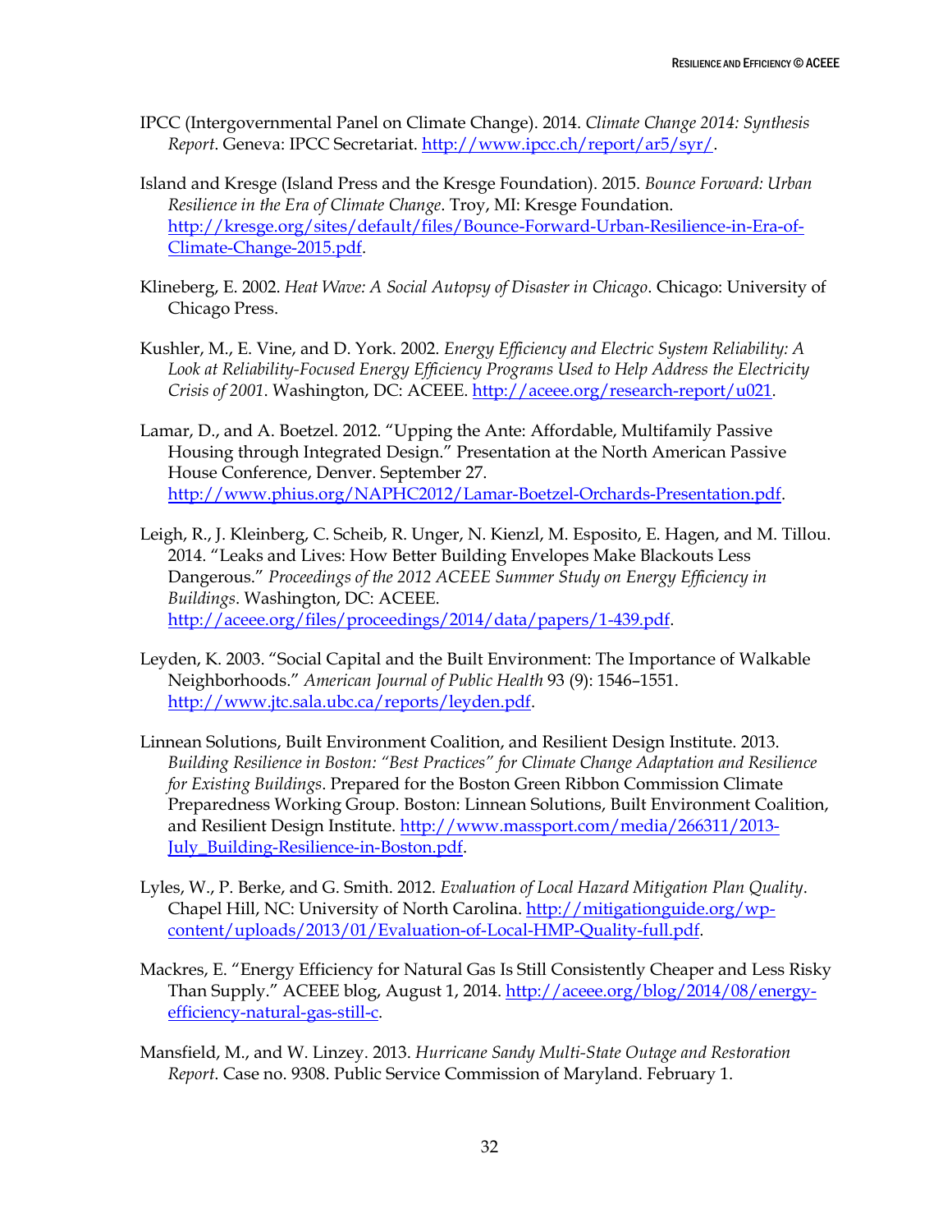IPCC (Intergovernmental Panel on Climate Change). 2014. *Climate Change 2014: Synthesis Report*. Geneva: IPCC Secretariat. http://www.ipcc.ch/report/ar5/syr/.

Island and Kresge (Island Press and the Kresge Foundation). 2015. *Bounce Forward: Urban Resilience in the Era of Climate Change*. Troy, MI: Kresge Foundation. http://kresge.org/sites/default/files/Bounce-Forward-Urban-Resilience-in-Era-of-Climate-Change-2015.pdf.

Klineberg, E. 2002. *Heat Wave: A Social Autopsy of Disaster in Chicago*. Chicago: University of Chicago Press.

Kushler, M., E. Vine, and D. York. 2002. *Energy Efficiency and Electric System Reliability: A Look at Reliability-Focused Energy Efficiency Programs Used to Help Address the Electricity Crisis of 2001*. Washington, DC: ACEEE. http://aceee.org/research-report/u021.

Lamar, D., and A. Boetzel. 2012. "Upping the Ante: Affordable, Multifamily Passive Housing through Integrated Design." Presentation at the North American Passive House Conference, Denver. September 27. http://www.phius.org/NAPHC2012/Lamar-Boetzel-Orchards-Presentation.pdf.

Leigh, R., J. Kleinberg, C. Scheib, R. Unger, N. Kienzl, M. Esposito, E. Hagen, and M. Tillou. 2014. "Leaks and Lives: How Better Building Envelopes Make Blackouts Less Dangerous." *Proceedings of the 2012 ACEEE Summer Study on Energy Efficiency in Buildings*. Washington, DC: ACEEE. http://aceee.org/files/proceedings/2014/data/papers/1-439.pdf.

Leyden, K. 2003. "Social Capital and the Built Environment: The Importance of Walkable Neighborhoods." *American Journal of Public Health* 93 (9): 1546–1551. http://www.jtc.sala.ubc.ca/reports/leyden.pdf.

Linnean Solutions, Built Environment Coalition, and Resilient Design Institute. 2013. *Building Resilience in Boston: "Best Practices" for Climate Change Adaptation and Resilience for Existing Buildings*. Prepared for the Boston Green Ribbon Commission Climate Preparedness Working Group. Boston: Linnean Solutions, Built Environment Coalition, and Resilient Design Institute. http://www.massport.com/media/266311/2013-July_Building-Resilience-in-Boston.pdf.

Lyles, W., P. Berke, and G. Smith. 2012. *Evaluation of Local Hazard Mitigation Plan Quality*. Chapel Hill, NC: University of North Carolina. http://mitigationguide.org/wp-content/uploads/2013/01/Evaluation-of-Local-HMP-Quality-full.pdf.

Mackres, E. "Energy Efficiency for Natural Gas Is Still Consistently Cheaper and Less Risky Than Supply." ACEEE blog, August 1, 2014. http://aceee.org/blog/2014/08/energy-efficiency-natural-gas-still-c.

Mansfield, M., and W. Linzey. 2013. *Hurricane Sandy Multi-State Outage and Restoration Report*. Case no. 9308. Public Service Commission of Maryland. February 1.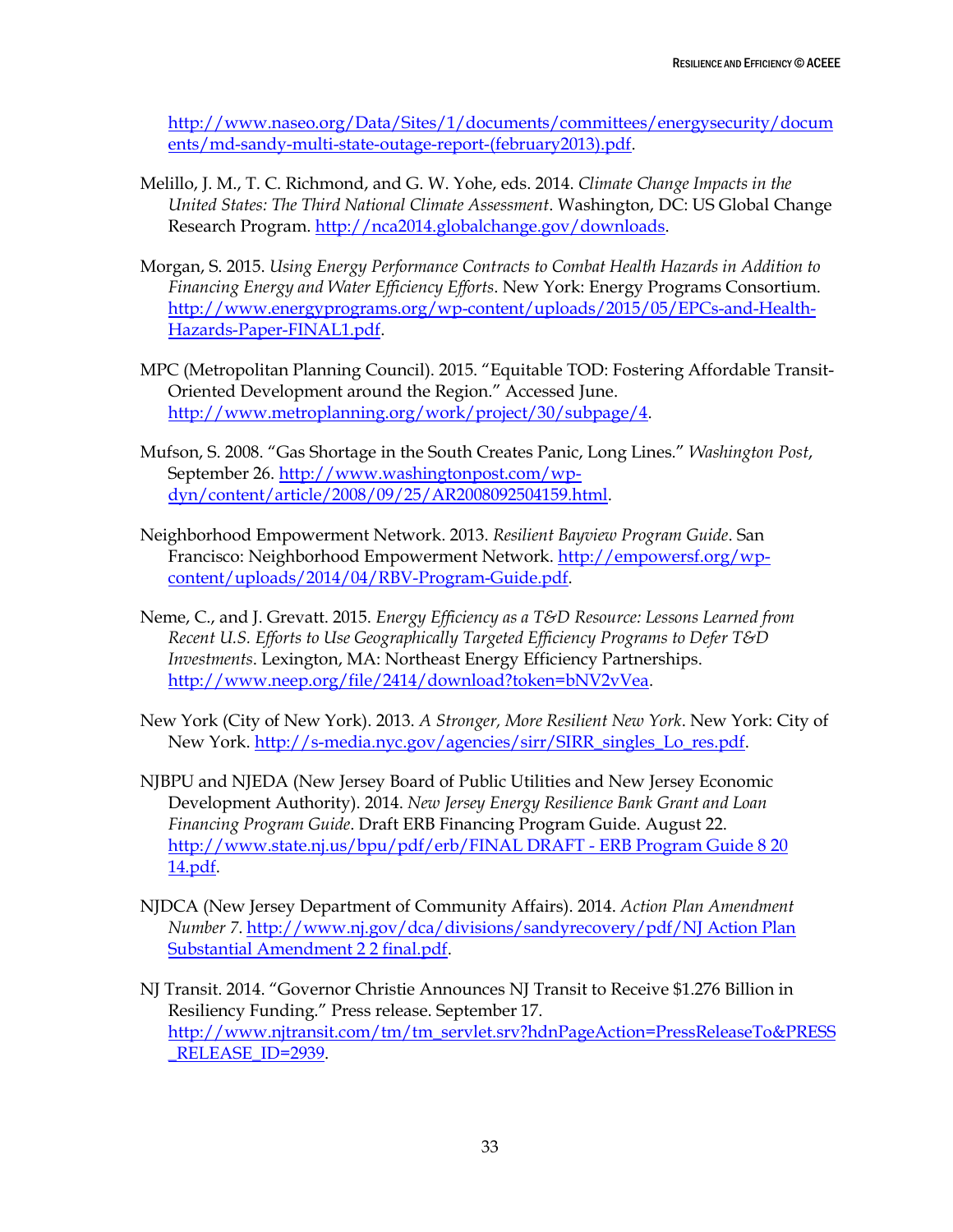http://www.naseo.org/Data/Sites/1/documents/committees/energysecurity/documents/md-sandy-multi-state-outage-report-(february2013).pdf.

Melillo, J. M., T. C. Richmond, and G. W. Yohe, eds. 2014. *Climate Change Impacts in the United States: The Third National Climate Assessment*. Washington, DC: US Global Change Research Program. http://nca2014.globalchange.gov/downloads.

Morgan, S. 2015. *Using Energy Performance Contracts to Combat Health Hazards in Addition to Financing Energy and Water Efficiency Efforts*. New York: Energy Programs Consortium. http://www.energyprograms.org/wp-content/uploads/2015/05/EPCs-and-Health-Hazards-Paper-FINAL1.pdf.

MPC (Metropolitan Planning Council). 2015. "Equitable TOD: Fostering Affordable Transit-Oriented Development around the Region." Accessed June. http://www.metroplanning.org/work/project/30/subpage/4.

Mufson, S. 2008. "Gas Shortage in the South Creates Panic, Long Lines." *Washington Post*, September 26. http://www.washingtonpost.com/wp-dyn/content/article/2008/09/25/AR2008092504159.html.

Neighborhood Empowerment Network. 2013. *Resilient Bayview Program Guide*. San Francisco: Neighborhood Empowerment Network. http://empowersf.org/wp-content/uploads/2014/04/RBV-Program-Guide.pdf.

Neme, C., and J. Grevatt. 2015. *Energy Efficiency as a T&D Resource: Lessons Learned from Recent U.S. Efforts to Use Geographically Targeted Efficiency Programs to Defer T&D Investments*. Lexington, MA: Northeast Energy Efficiency Partnerships. http://www.neep.org/file/2414/download?token=bNV2vVea.

New York (City of New York). 2013. *A Stronger, More Resilient New York*. New York: City of New York. http://s-media.nyc.gov/agencies/sirr/SIRR_singles_Lo_res.pdf.

NJBPU and NJEDA (New Jersey Board of Public Utilities and New Jersey Economic Development Authority). 2014. *New Jersey Energy Resilience Bank Grant and Loan Financing Program Guide*. Draft ERB Financing Program Guide. August 22. http://www.state.nj.us/bpu/pdf/erb/FINAL DRAFT - ERB Program Guide 8 20 14.pdf.

NJDCA (New Jersey Department of Community Affairs). 2014. *Action Plan Amendment Number 7*. http://www.nj.gov/dca/divisions/sandyrecovery/pdf/NJ Action Plan Substantial Amendment 2 2 final.pdf.

NJ Transit. 2014. "Governor Christie Announces NJ Transit to Receive $1.276 Billion in Resiliency Funding." Press release. September 17. http://www.njtransit.com/tm/tm_servlet.srv?hdnPageAction=PressReleaseTo&PRESS_RELEASE_ID=2939.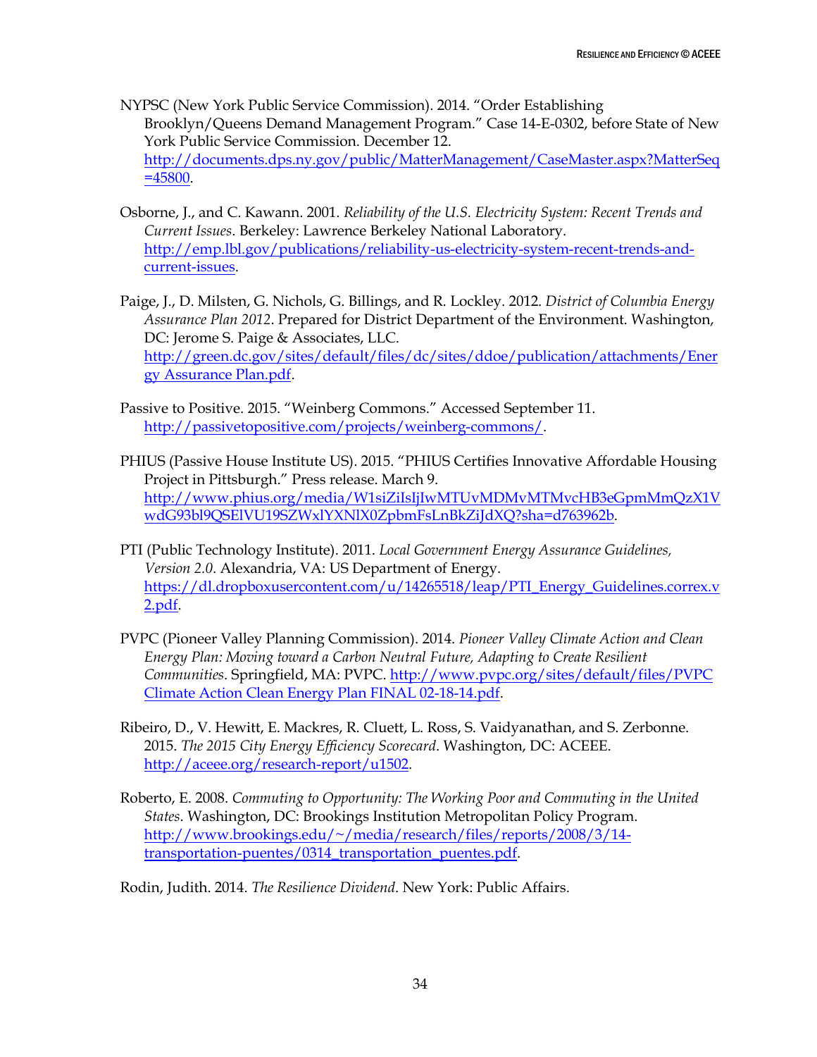NYPSC (New York Public Service Commission). 2014. "Order Establishing Brooklyn/Queens Demand Management Program." Case 14-E-0302, before State of New York Public Service Commission. December 12. http://documents.dps.ny.gov/public/MatterManagement/CaseMaster.aspx?MatterSeq=45800.

Osborne, J., and C. Kawann. 2001. *Reliability of the U.S. Electricity System: Recent Trends and Current Issues*. Berkeley: Lawrence Berkeley National Laboratory. http://emp.lbl.gov/publications/reliability-us-electricity-system-recent-trends-and-current-issues.

Paige, J., D. Milsten, G. Nichols, G. Billings, and R. Lockley. 2012. *District of Columbia Energy Assurance Plan 2012*. Prepared for District Department of the Environment. Washington, DC: Jerome S. Paige & Associates, LLC. http://green.dc.gov/sites/default/files/dc/sites/ddoe/publication/attachments/Energy Assurance Plan.pdf.

Passive to Positive. 2015. "Weinberg Commons." Accessed September 11. http://passivetopositive.com/projects/weinberg-commons/.

PHIUS (Passive House Institute US). 2015. "PHIUS Certifies Innovative Affordable Housing Project in Pittsburgh." Press release. March 9. http://www.phius.org/media/W1siZiIsIjIwMTUvMDMvMTMvcHB3eGpmMmQzX1VwdG93bl9QSElVU19SZWxlYXNlX0ZpbmFsLnBkZiJdXQ?sha=d763962b.

PTI (Public Technology Institute). 2011. *Local Government Energy Assurance Guidelines, Version 2.0*. Alexandria, VA: US Department of Energy. https://dl.dropboxusercontent.com/u/14265518/leap/PTI_Energy_Guidelines.correx.v2.pdf.

PVPC (Pioneer Valley Planning Commission). 2014. *Pioneer Valley Climate Action and Clean Energy Plan: Moving toward a Carbon Neutral Future, Adapting to Create Resilient Communities*. Springfield, MA: PVPC. http://www.pvpc.org/sites/default/files/PVPC Climate Action Clean Energy Plan FINAL 02-18-14.pdf.

Ribeiro, D., V. Hewitt, E. Mackres, R. Cluett, L. Ross, S. Vaidyanathan, and S. Zerbonne. 2015. *The 2015 City Energy Efficiency Scorecard*. Washington, DC: ACEEE. http://aceee.org/research-report/u1502.

Roberto, E. 2008. *Commuting to Opportunity: The Working Poor and Commuting in the United States*. Washington, DC: Brookings Institution Metropolitan Policy Program. http://www.brookings.edu/~/media/research/files/reports/2008/3/14-transportation-puentes/0314_transportation_puentes.pdf.

Rodin, Judith. 2014. *The Resilience Dividend*. New York: Public Affairs.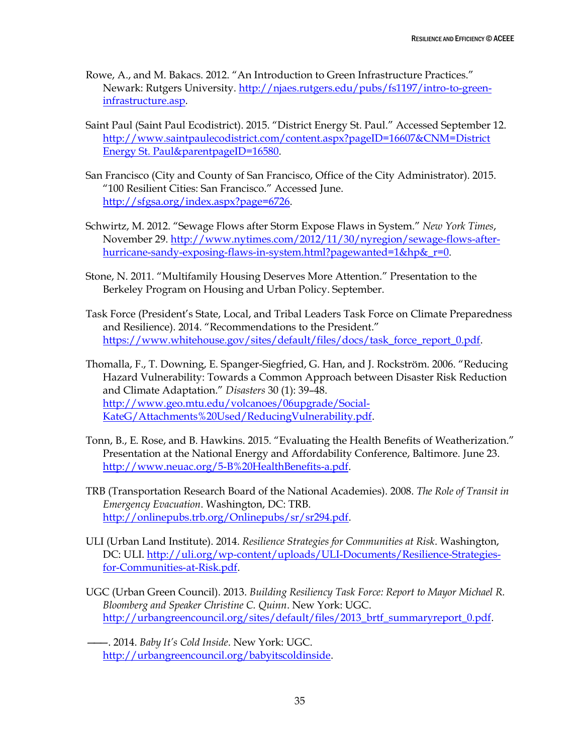Rowe, A., and M. Bakacs. 2012. "An Introduction to Green Infrastructure Practices." Newark: Rutgers University. http://njaes.rutgers.edu/pubs/fs1197/intro-to-green-infrastructure.asp.

Saint Paul (Saint Paul Ecodistrict). 2015. "District Energy St. Paul." Accessed September 12. http://www.saintpaulecodistrict.com/content.aspx?pageID=16607&CNM=District Energy St. Paul&parentpageID=16580.

San Francisco (City and County of San Francisco, Office of the City Administrator). 2015. "100 Resilient Cities: San Francisco." Accessed June. http://sfgsa.org/index.aspx?page=6726.

Schwirtz, M. 2012. "Sewage Flows after Storm Expose Flaws in System." *New York Times*, November 29. http://www.nytimes.com/2012/11/30/nyregion/sewage-flows-after-hurricane-sandy-exposing-flaws-in-system.html?pagewanted=1&hp&_r=0.

Stone, N. 2011. "Multifamily Housing Deserves More Attention." Presentation to the Berkeley Program on Housing and Urban Policy. September.

Task Force (President's State, Local, and Tribal Leaders Task Force on Climate Preparedness and Resilience). 2014. "Recommendations to the President." https://www.whitehouse.gov/sites/default/files/docs/task_force_report_0.pdf.

Thomalla, F., T. Downing, E. Spanger-Siegfried, G. Han, and J. Rockström. 2006. "Reducing Hazard Vulnerability: Towards a Common Approach between Disaster Risk Reduction and Climate Adaptation." *Disasters* 30 (1): 39–48. http://www.geo.mtu.edu/volcanoes/06upgrade/Social-KateG/Attachments%20Used/ReducingVulnerability.pdf.

Tonn, B., E. Rose, and B. Hawkins. 2015. "Evaluating the Health Benefits of Weatherization." Presentation at the National Energy and Affordability Conference, Baltimore. June 23. http://www.neuac.org/5-B%20HealthBenefits-a.pdf.

TRB (Transportation Research Board of the National Academies). 2008. *The Role of Transit in Emergency Evacuation*. Washington, DC: TRB. http://onlinepubs.trb.org/Onlinepubs/sr/sr294.pdf.

ULI (Urban Land Institute). 2014. *Resilience Strategies for Communities at Risk*. Washington, DC: ULI. http://uli.org/wp-content/uploads/ULI-Documents/Resilience-Strategies-for-Communities-at-Risk.pdf.

UGC (Urban Green Council). 2013. *Building Resiliency Task Force: Report to Mayor Michael R. Bloomberg and Speaker Christine C. Quinn*. New York: UGC. http://urbangreencouncil.org/sites/default/files/2013_brtf_summaryreport_0.pdf.

———. 2014. *Baby It's Cold Inside*. New York: UGC. http://urbangreencouncil.org/babyitscoldinside.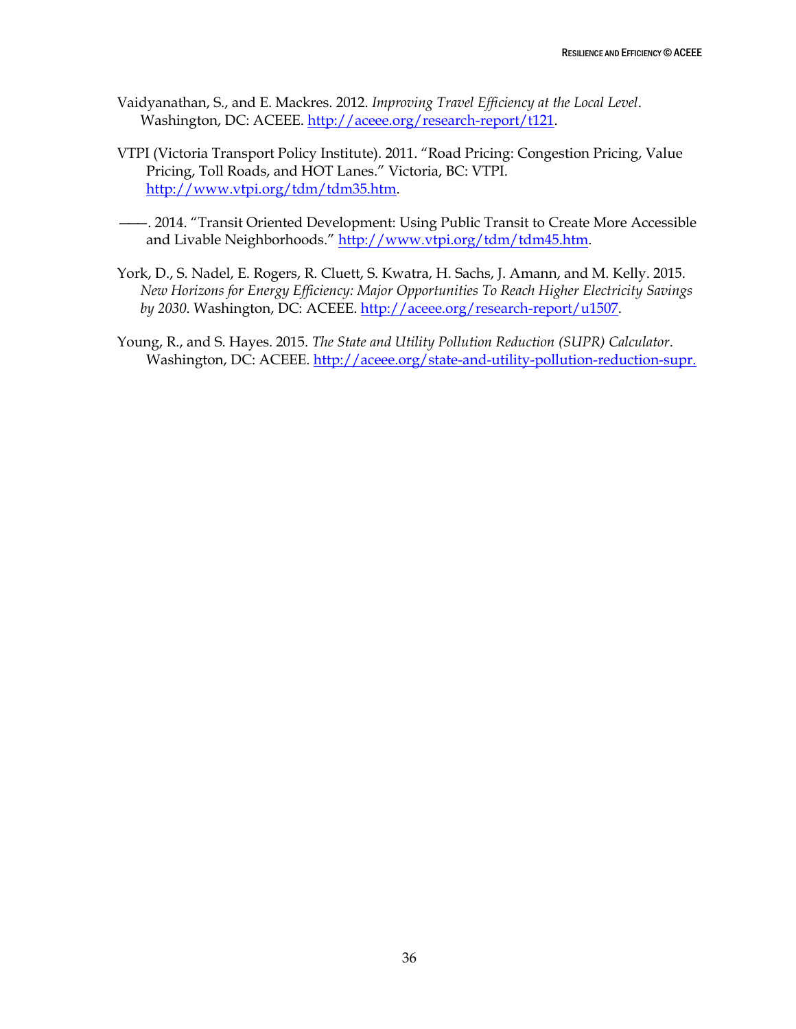Vaidyanathan, S., and E. Mackres. 2012. *Improving Travel Efficiency at the Local Level*. Washington, DC: ACEEE. http://aceee.org/research-report/t121.

VTPI (Victoria Transport Policy Institute). 2011. "Road Pricing: Congestion Pricing, Value Pricing, Toll Roads, and HOT Lanes." Victoria, BC: VTPI. http://www.vtpi.org/tdm/tdm35.htm.

———. 2014. "Transit Oriented Development: Using Public Transit to Create More Accessible and Livable Neighborhoods." http://www.vtpi.org/tdm/tdm45.htm.

York, D., S. Nadel, E. Rogers, R. Cluett, S. Kwatra, H. Sachs, J. Amann, and M. Kelly. 2015. *New Horizons for Energy Efficiency: Major Opportunities To Reach Higher Electricity Savings by 2030*. Washington, DC: ACEEE. http://aceee.org/research-report/u1507.

Young, R., and S. Hayes. 2015. *The State and Utility Pollution Reduction (SUPR) Calculator*. Washington, DC: ACEEE. http://aceee.org/state-and-utility-pollution-reduction-supr.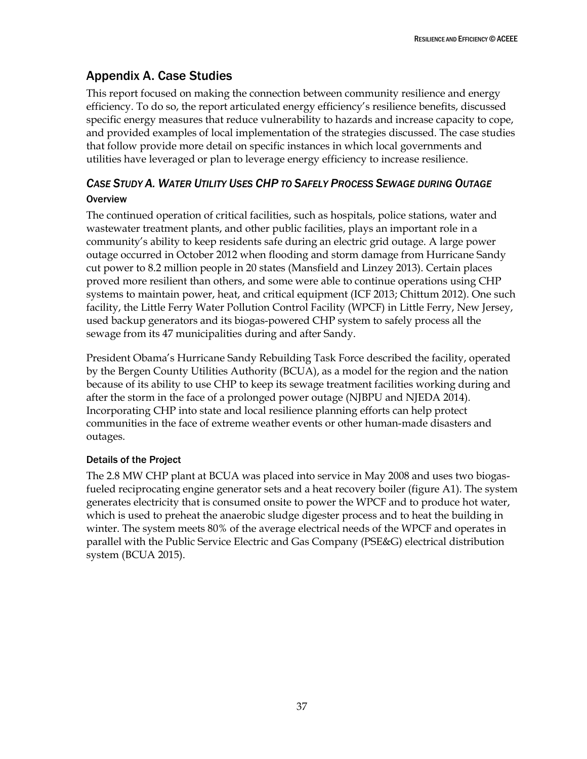## Appendix A. Case Studies

This report focused on making the connection between community resilience and energy efficiency. To do so, the report articulated energy efficiency's resilience benefits, discussed specific energy measures that reduce vulnerability to hazards and increase capacity to cope, and provided examples of local implementation of the strategies discussed. The case studies that follow provide more detail on specific instances in which local governments and utilities have leveraged or plan to leverage energy efficiency to increase resilience.

### *Case Study A. Water Utility Uses CHP to Safely Process Sewage during Outage*

#### Overview

The continued operation of critical facilities, such as hospitals, police stations, water and wastewater treatment plants, and other public facilities, plays an important role in a community's ability to keep residents safe during an electric grid outage. A large power outage occurred in October 2012 when flooding and storm damage from Hurricane Sandy cut power to 8.2 million people in 20 states (Mansfield and Linzey 2013). Certain places proved more resilient than others, and some were able to continue operations using CHP systems to maintain power, heat, and critical equipment (ICF 2013; Chittum 2012). One such facility, the Little Ferry Water Pollution Control Facility (WPCF) in Little Ferry, New Jersey, used backup generators and its biogas-powered CHP system to safely process all the sewage from its 47 municipalities during and after Sandy.

President Obama's Hurricane Sandy Rebuilding Task Force described the facility, operated by the Bergen County Utilities Authority (BCUA), as a model for the region and the nation because of its ability to use CHP to keep its sewage treatment facilities working during and after the storm in the face of a prolonged power outage (NJBPU and NJEDA 2014). Incorporating CHP into state and local resilience planning efforts can help protect communities in the face of extreme weather events or other human-made disasters and outages.

#### Details of the Project

The 2.8 MW CHP plant at BCUA was placed into service in May 2008 and uses two biogas-fueled reciprocating engine generator sets and a heat recovery boiler (figure A1). The system generates electricity that is consumed onsite to power the WPCF and to produce hot water, which is used to preheat the anaerobic sludge digester process and to heat the building in winter. The system meets 80% of the average electrical needs of the WPCF and operates in parallel with the Public Service Electric and Gas Company (PSE&G) electrical distribution system (BCUA 2015).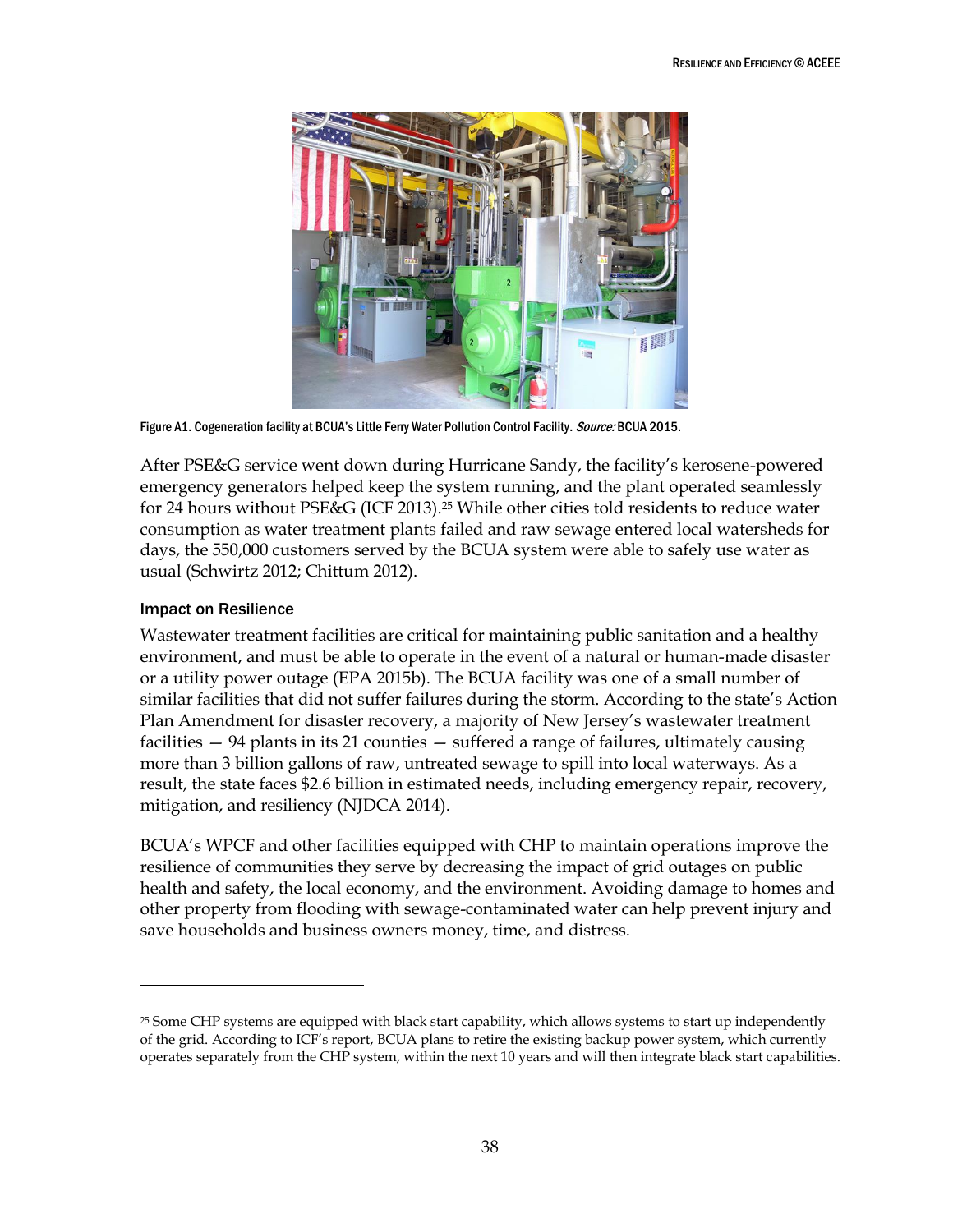Figure A1. Cogeneration facility at BCUA's Little Ferry Water Pollution Control Facility. *Source:* BCUA 2015.

After PSE&G service went down during Hurricane Sandy, the facility's kerosene-powered emergency generators helped keep the system running, and the plant operated seamlessly for 24 hours without PSE&G (ICF 2013).[25] While other cities told residents to reduce water consumption as water treatment plants failed and raw sewage entered local watersheds for days, the 550,000 customers served by the BCUA system were able to safely use water as usual (Schwirtz 2012; Chittum 2012).

### Impact on Resilience

Wastewater treatment facilities are critical for maintaining public sanitation and a healthy environment, and must be able to operate in the event of a natural or human-made disaster or a utility power outage (EPA 2015b). The BCUA facility was one of a small number of similar facilities that did not suffer failures during the storm. According to the state's Action Plan Amendment for disaster recovery, a majority of New Jersey's wastewater treatment facilities — 94 plants in its 21 counties — suffered a range of failures, ultimately causing more than 3 billion gallons of raw, untreated sewage to spill into local waterways. As a result, the state faces $2.6 billion in estimated needs, including emergency repair, recovery, mitigation, and resiliency (NJDCA 2014).

BCUA's WPCF and other facilities equipped with CHP to maintain operations improve the resilience of communities they serve by decreasing the impact of grid outages on public health and safety, the local economy, and the environment. Avoiding damage to homes and other property from flooding with sewage-contaminated water can help prevent injury and save households and business owners money, time, and distress.

---

[25] Some CHP systems are equipped with black start capability, which allows systems to start up independently of the grid. According to ICF's report, BCUA plans to retire the existing backup power system, which currently operates separately from the CHP system, within the next 10 years and will then integrate black start capabilities.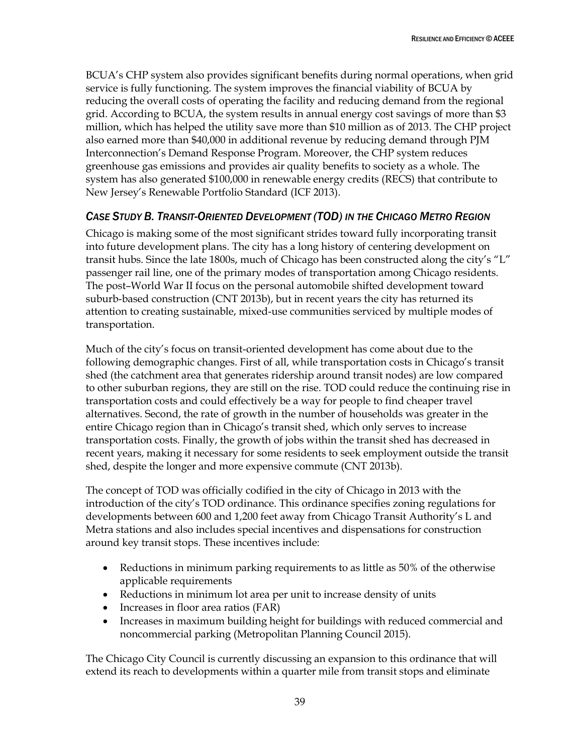BCUA's CHP system also provides significant benefits during normal operations, when grid service is fully functioning. The system improves the financial viability of BCUA by reducing the overall costs of operating the facility and reducing demand from the regional grid. According to BCUA, the system results in annual energy cost savings of more than $3 million, which has helped the utility save more than $10 million as of 2013. The CHP project also earned more than $40,000 in additional revenue by reducing demand through PJM Interconnection's Demand Response Program. Moreover, the CHP system reduces greenhouse gas emissions and provides air quality benefits to society as a whole. The system has also generated $100,000 in renewable energy credits (RECS) that contribute to New Jersey's Renewable Portfolio Standard (ICF 2013).

### *Case Study B. Transit-Oriented Development (TOD) in the Chicago Metro Region*

Chicago is making some of the most significant strides toward fully incorporating transit into future development plans. The city has a long history of centering development on transit hubs. Since the late 1800s, much of Chicago has been constructed along the city's "L" passenger rail line, one of the primary modes of transportation among Chicago residents. The post–World War II focus on the personal automobile shifted development toward suburb-based construction (CNT 2013b), but in recent years the city has returned its attention to creating sustainable, mixed-use communities serviced by multiple modes of transportation.

Much of the city's focus on transit-oriented development has come about due to the following demographic changes. First of all, while transportation costs in Chicago's transit shed (the catchment area that generates ridership around transit nodes) are low compared to other suburban regions, they are still on the rise. TOD could reduce the continuing rise in transportation costs and could effectively be a way for people to find cheaper travel alternatives. Second, the rate of growth in the number of households was greater in the entire Chicago region than in Chicago's transit shed, which only serves to increase transportation costs. Finally, the growth of jobs within the transit shed has decreased in recent years, making it necessary for some residents to seek employment outside the transit shed, despite the longer and more expensive commute (CNT 2013b).

The concept of TOD was officially codified in the city of Chicago in 2013 with the introduction of the city's TOD ordinance. This ordinance specifies zoning regulations for developments between 600 and 1,200 feet away from Chicago Transit Authority's L and Metra stations and also includes special incentives and dispensations for construction around key transit stops. These incentives include:

- Reductions in minimum parking requirements to as little as 50% of the otherwise applicable requirements
- Reductions in minimum lot area per unit to increase density of units
- Increases in floor area ratios (FAR)
- Increases in maximum building height for buildings with reduced commercial and noncommercial parking (Metropolitan Planning Council 2015).

The Chicago City Council is currently discussing an expansion to this ordinance that will extend its reach to developments within a quarter mile from transit stops and eliminate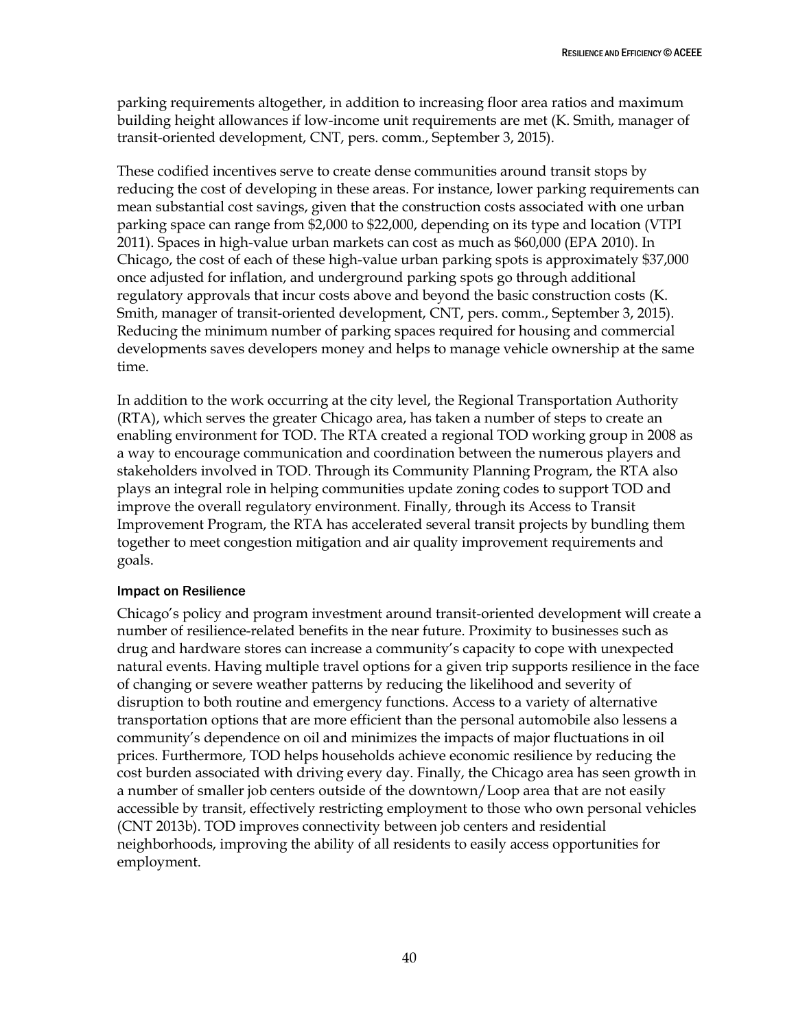parking requirements altogether, in addition to increasing floor area ratios and maximum building height allowances if low-income unit requirements are met (K. Smith, manager of transit-oriented development, CNT, pers. comm., September 3, 2015).

These codified incentives serve to create dense communities around transit stops by reducing the cost of developing in these areas. For instance, lower parking requirements can mean substantial cost savings, given that the construction costs associated with one urban parking space can range from $2,000 to $22,000, depending on its type and location (VTPI 2011). Spaces in high-value urban markets can cost as much as $60,000 (EPA 2010). In Chicago, the cost of each of these high-value urban parking spots is approximately $37,000 once adjusted for inflation, and underground parking spots go through additional regulatory approvals that incur costs above and beyond the basic construction costs (K. Smith, manager of transit-oriented development, CNT, pers. comm., September 3, 2015). Reducing the minimum number of parking spaces required for housing and commercial developments saves developers money and helps to manage vehicle ownership at the same time.

In addition to the work occurring at the city level, the Regional Transportation Authority (RTA), which serves the greater Chicago area, has taken a number of steps to create an enabling environment for TOD. The RTA created a regional TOD working group in 2008 as a way to encourage communication and coordination between the numerous players and stakeholders involved in TOD. Through its Community Planning Program, the RTA also plays an integral role in helping communities update zoning codes to support TOD and improve the overall regulatory environment. Finally, through its Access to Transit Improvement Program, the RTA has accelerated several transit projects by bundling them together to meet congestion mitigation and air quality improvement requirements and goals.

#### Impact on Resilience

Chicago's policy and program investment around transit-oriented development will create a number of resilience-related benefits in the near future. Proximity to businesses such as drug and hardware stores can increase a community's capacity to cope with unexpected natural events. Having multiple travel options for a given trip supports resilience in the face of changing or severe weather patterns by reducing the likelihood and severity of disruption to both routine and emergency functions. Access to a variety of alternative transportation options that are more efficient than the personal automobile also lessens a community's dependence on oil and minimizes the impacts of major fluctuations in oil prices. Furthermore, TOD helps households achieve economic resilience by reducing the cost burden associated with driving every day. Finally, the Chicago area has seen growth in a number of smaller job centers outside of the downtown/Loop area that are not easily accessible by transit, effectively restricting employment to those who own personal vehicles (CNT 2013b). TOD improves connectivity between job centers and residential neighborhoods, improving the ability of all residents to easily access opportunities for employment.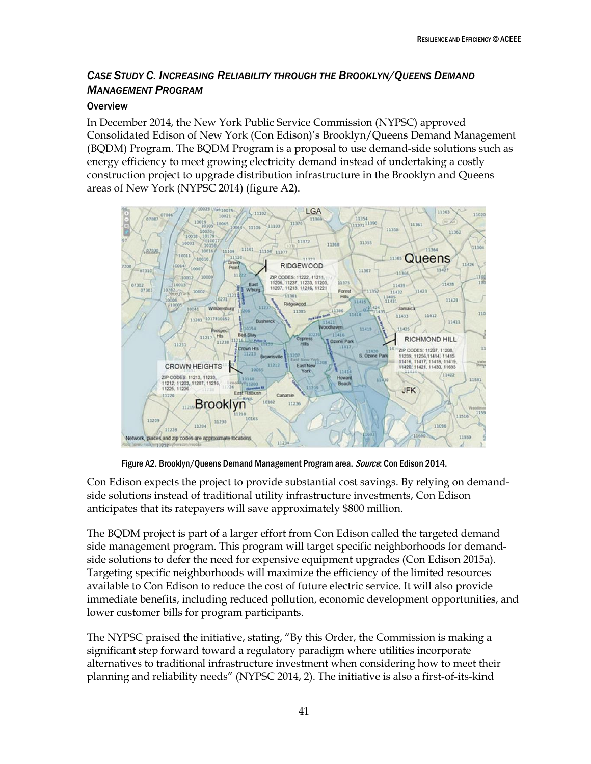### *CASE STUDY C. INCREASING RELIABILITY THROUGH THE BROOKLYN/QUEENS DEMAND MANAGEMENT PROGRAM*

#### Overview

In December 2014, the New York Public Service Commission (NYPSC) approved Consolidated Edison of New York (Con Edison)'s Brooklyn/Queens Demand Management (BQDM) Program. The BQDM Program is a proposal to use demand-side solutions such as energy efficiency to meet growing electricity demand instead of undertaking a costly construction project to upgrade distribution infrastructure in the Brooklyn and Queens areas of New York (NYPSC 2014) (figure A2).

Figure A2. Brooklyn/Queens Demand Management Program area. *Source*: Con Edison 2014.

Con Edison expects the project to provide substantial cost savings. By relying on demand-side solutions instead of traditional utility infrastructure investments, Con Edison anticipates that its ratepayers will save approximately $800 million.

The BQDM project is part of a larger effort from Con Edison called the targeted demand side management program. This program will target specific neighborhoods for demand-side solutions to defer the need for expensive equipment upgrades (Con Edison 2015a). Targeting specific neighborhoods will maximize the efficiency of the limited resources available to Con Edison to reduce the cost of future electric service. It will also provide immediate benefits, including reduced pollution, economic development opportunities, and lower customer bills for program participants.

The NYPSC praised the initiative, stating, "By this Order, the Commission is making a significant step forward toward a regulatory paradigm where utilities incorporate alternatives to traditional infrastructure investment when considering how to meet their planning and reliability needs" (NYPSC 2014, 2). The initiative is also a first-of-its-kind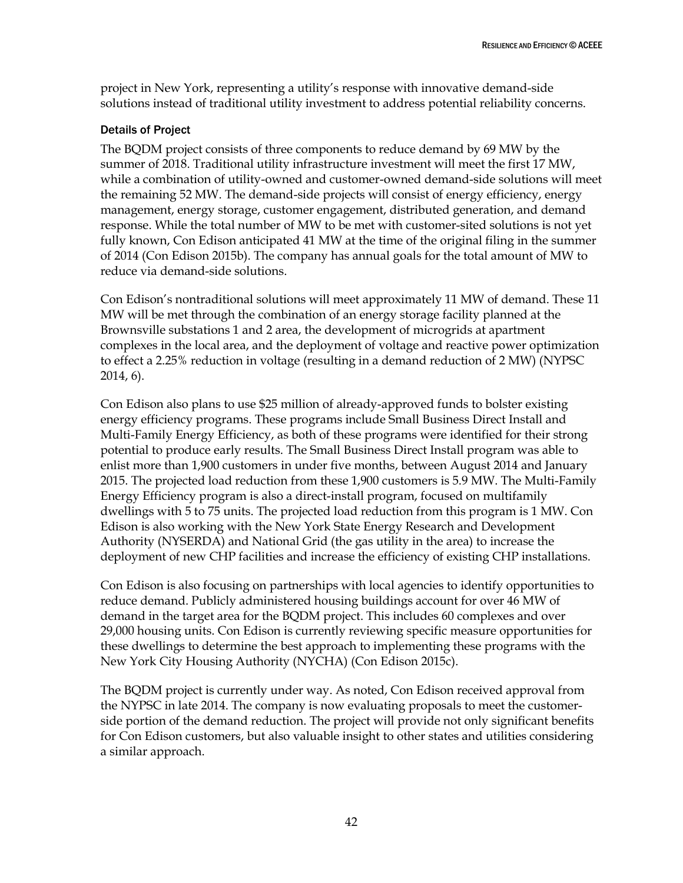project in New York, representing a utility's response with innovative demand-side solutions instead of traditional utility investment to address potential reliability concerns.

### Details of Project

The BQDM project consists of three components to reduce demand by 69 MW by the summer of 2018. Traditional utility infrastructure investment will meet the first 17 MW, while a combination of utility-owned and customer-owned demand-side solutions will meet the remaining 52 MW. The demand-side projects will consist of energy efficiency, energy management, energy storage, customer engagement, distributed generation, and demand response. While the total number of MW to be met with customer-sited solutions is not yet fully known, Con Edison anticipated 41 MW at the time of the original filing in the summer of 2014 (Con Edison 2015b). The company has annual goals for the total amount of MW to reduce via demand-side solutions.

Con Edison's nontraditional solutions will meet approximately 11 MW of demand. These 11 MW will be met through the combination of an energy storage facility planned at the Brownsville substations 1 and 2 area, the development of microgrids at apartment complexes in the local area, and the deployment of voltage and reactive power optimization to effect a 2.25% reduction in voltage (resulting in a demand reduction of 2 MW) (NYPSC 2014, 6).

Con Edison also plans to use $25 million of already-approved funds to bolster existing energy efficiency programs. These programs include Small Business Direct Install and Multi-Family Energy Efficiency, as both of these programs were identified for their strong potential to produce early results. The Small Business Direct Install program was able to enlist more than 1,900 customers in under five months, between August 2014 and January 2015. The projected load reduction from these 1,900 customers is 5.9 MW. The Multi-Family Energy Efficiency program is also a direct-install program, focused on multifamily dwellings with 5 to 75 units. The projected load reduction from this program is 1 MW. Con Edison is also working with the New York State Energy Research and Development Authority (NYSERDA) and National Grid (the gas utility in the area) to increase the deployment of new CHP facilities and increase the efficiency of existing CHP installations.

Con Edison is also focusing on partnerships with local agencies to identify opportunities to reduce demand. Publicly administered housing buildings account for over 46 MW of demand in the target area for the BQDM project. This includes 60 complexes and over 29,000 housing units. Con Edison is currently reviewing specific measure opportunities for these dwellings to determine the best approach to implementing these programs with the New York City Housing Authority (NYCHA) (Con Edison 2015c).

The BQDM project is currently under way. As noted, Con Edison received approval from the NYPSC in late 2014. The company is now evaluating proposals to meet the customer-side portion of the demand reduction. The project will provide not only significant benefits for Con Edison customers, but also valuable insight to other states and utilities considering a similar approach.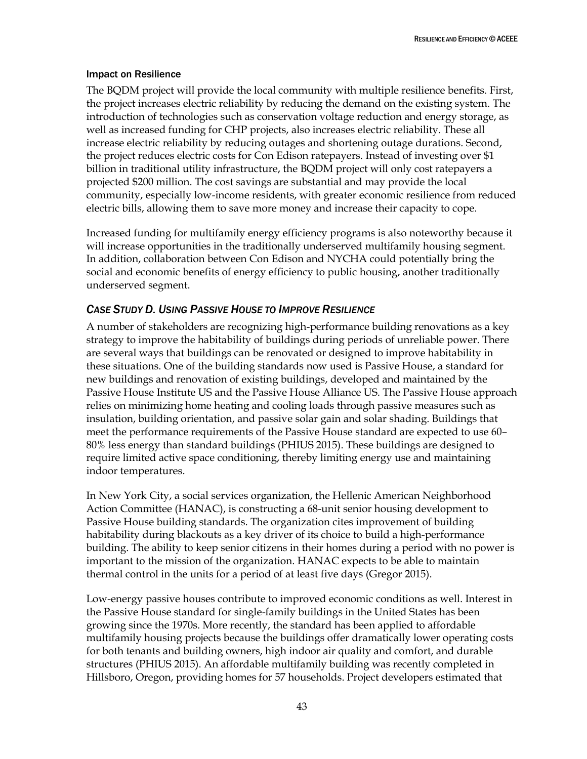### Impact on Resilience

The BQDM project will provide the local community with multiple resilience benefits. First, the project increases electric reliability by reducing the demand on the existing system. The introduction of technologies such as conservation voltage reduction and energy storage, as well as increased funding for CHP projects, also increases electric reliability. These all increase electric reliability by reducing outages and shortening outage durations. Second, the project reduces electric costs for Con Edison ratepayers. Instead of investing over $1 billion in traditional utility infrastructure, the BQDM project will only cost ratepayers a projected $200 million. The cost savings are substantial and may provide the local community, especially low-income residents, with greater economic resilience from reduced electric bills, allowing them to save more money and increase their capacity to cope.

Increased funding for multifamily energy efficiency programs is also noteworthy because it will increase opportunities in the traditionally underserved multifamily housing segment. In addition, collaboration between Con Edison and NYCHA could potentially bring the social and economic benefits of energy efficiency to public housing, another traditionally underserved segment.

## *Case Study D. Using Passive House to Improve Resilience*

A number of stakeholders are recognizing high-performance building renovations as a key strategy to improve the habitability of buildings during periods of unreliable power. There are several ways that buildings can be renovated or designed to improve habitability in these situations. One of the building standards now used is Passive House, a standard for new buildings and renovation of existing buildings, developed and maintained by the Passive House Institute US and the Passive House Alliance US. The Passive House approach relies on minimizing home heating and cooling loads through passive measures such as insulation, building orientation, and passive solar gain and solar shading. Buildings that meet the performance requirements of the Passive House standard are expected to use 60–80% less energy than standard buildings (PHIUS 2015). These buildings are designed to require limited active space conditioning, thereby limiting energy use and maintaining indoor temperatures.

In New York City, a social services organization, the Hellenic American Neighborhood Action Committee (HANAC), is constructing a 68-unit senior housing development to Passive House building standards. The organization cites improvement of building habitability during blackouts as a key driver of its choice to build a high-performance building. The ability to keep senior citizens in their homes during a period with no power is important to the mission of the organization. HANAC expects to be able to maintain thermal control in the units for a period of at least five days (Gregor 2015).

Low-energy passive houses contribute to improved economic conditions as well. Interest in the Passive House standard for single-family buildings in the United States has been growing since the 1970s. More recently, the standard has been applied to affordable multifamily housing projects because the buildings offer dramatically lower operating costs for both tenants and building owners, high indoor air quality and comfort, and durable structures (PHIUS 2015). An affordable multifamily building was recently completed in Hillsboro, Oregon, providing homes for 57 households. Project developers estimated that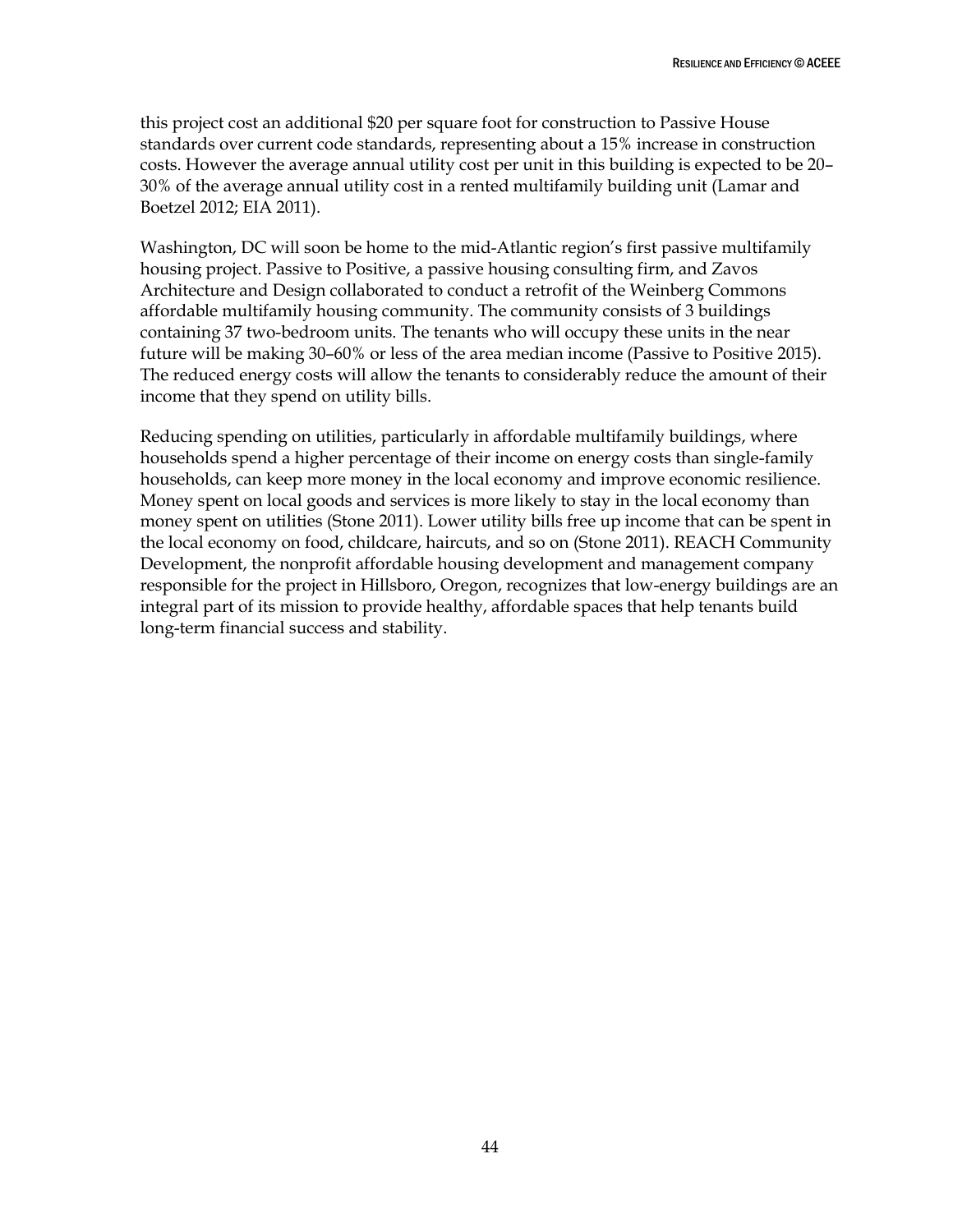this project cost an additional $20 per square foot for construction to Passive House standards over current code standards, representing about a 15% increase in construction costs. However the average annual utility cost per unit in this building is expected to be 20–30% of the average annual utility cost in a rented multifamily building unit (Lamar and Boetzel 2012; EIA 2011).

Washington, DC will soon be home to the mid-Atlantic region's first passive multifamily housing project. Passive to Positive, a passive housing consulting firm, and Zavos Architecture and Design collaborated to conduct a retrofit of the Weinberg Commons affordable multifamily housing community. The community consists of 3 buildings containing 37 two-bedroom units. The tenants who will occupy these units in the near future will be making 30–60% or less of the area median income (Passive to Positive 2015). The reduced energy costs will allow the tenants to considerably reduce the amount of their income that they spend on utility bills.

Reducing spending on utilities, particularly in affordable multifamily buildings, where households spend a higher percentage of their income on energy costs than single-family households, can keep more money in the local economy and improve economic resilience. Money spent on local goods and services is more likely to stay in the local economy than money spent on utilities (Stone 2011). Lower utility bills free up income that can be spent in the local economy on food, childcare, haircuts, and so on (Stone 2011). REACH Community Development, the nonprofit affordable housing development and management company responsible for the project in Hillsboro, Oregon, recognizes that low-energy buildings are an integral part of its mission to provide healthy, affordable spaces that help tenants build long-term financial success and stability.